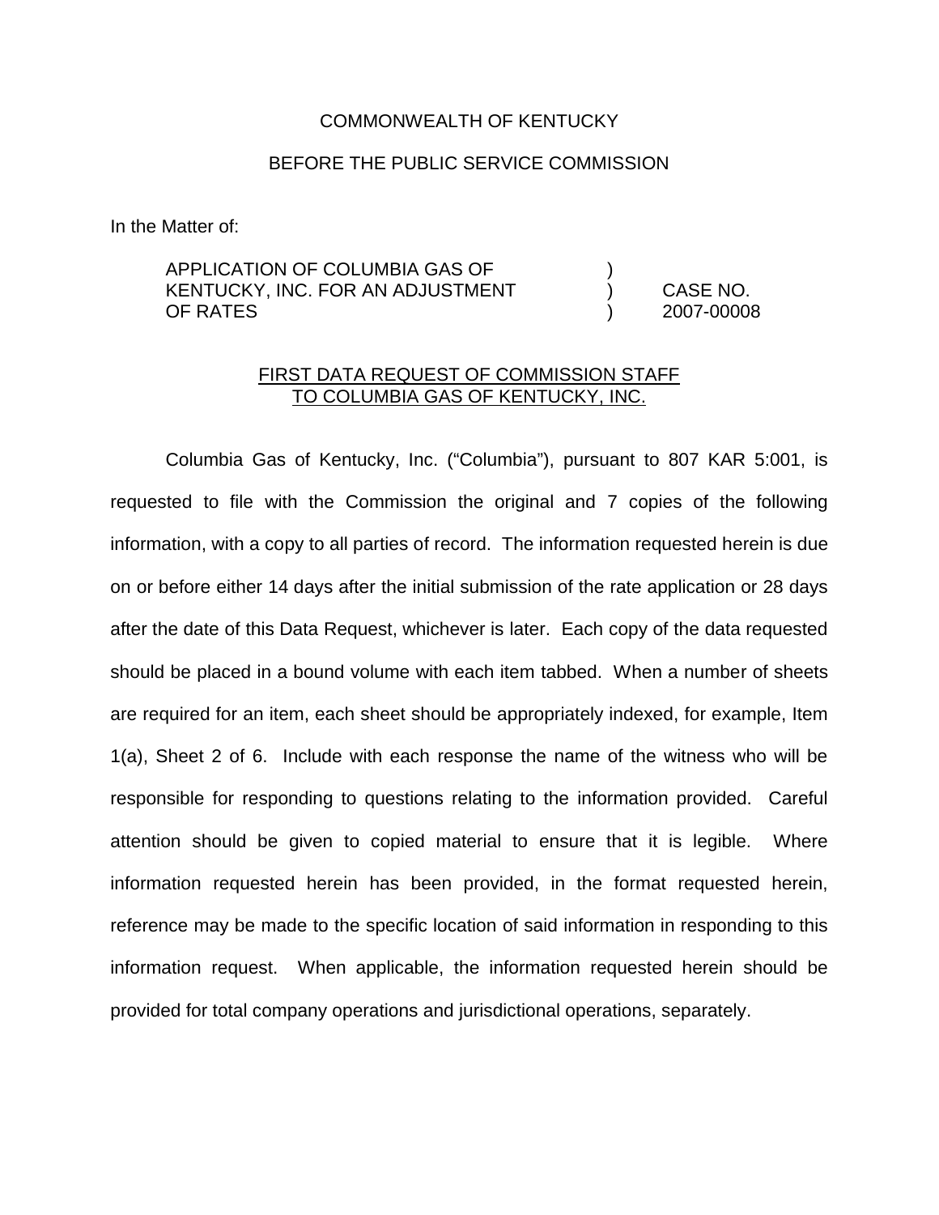COMMONWEALTH OF KENTUCKY

BEFORE THE PUBLIC SERVICE COMMISSION

In the Matter of:

| | | |
|---|---|---|
| APPLICATION OF COLUMBIA GAS OF KENTUCKY, INC. FOR AN ADJUSTMENT OF RATES | ) ) ) | CASE NO. 2007-00008 |

<u>FIRST DATA REQUEST OF COMMISSION STAFF</u>
<u>TO COLUMBIA GAS OF KENTUCKY, INC.</u>

Columbia Gas of Kentucky, Inc. ("Columbia"), pursuant to 807 KAR 5:001, is requested to file with the Commission the original and 7 copies of the following information, with a copy to all parties of record. The information requested herein is due on or before either 14 days after the initial submission of the rate application or 28 days after the date of this Data Request, whichever is later. Each copy of the data requested should be placed in a bound volume with each item tabbed. When a number of sheets are required for an item, each sheet should be appropriately indexed, for example, Item 1(a), Sheet 2 of 6. Include with each response the name of the witness who will be responsible for responding to questions relating to the information provided. Careful attention should be given to copied material to ensure that it is legible. Where information requested herein has been provided, in the format requested herein, reference may be made to the specific location of said information in responding to this information request. When applicable, the information requested herein should be provided for total company operations and jurisdictional operations, separately.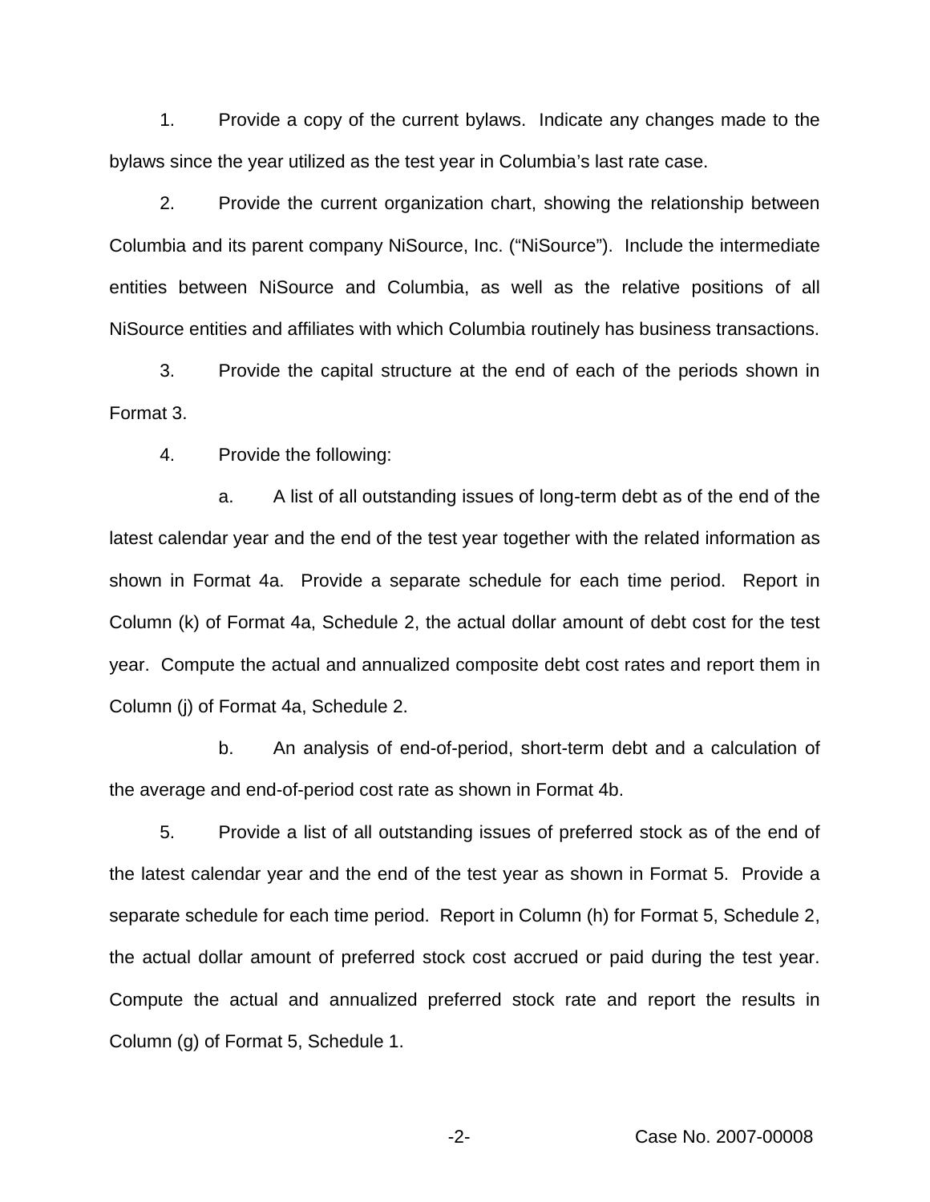1. Provide a copy of the current bylaws. Indicate any changes made to the bylaws since the year utilized as the test year in Columbia's last rate case.

2. Provide the current organization chart, showing the relationship between Columbia and its parent company NiSource, Inc. ("NiSource"). Include the intermediate entities between NiSource and Columbia, as well as the relative positions of all NiSource entities and affiliates with which Columbia routinely has business transactions.

3. Provide the capital structure at the end of each of the periods shown in Format 3.

4. Provide the following:

   a. A list of all outstanding issues of long-term debt as of the end of the latest calendar year and the end of the test year together with the related information as shown in Format 4a. Provide a separate schedule for each time period. Report in Column (k) of Format 4a, Schedule 2, the actual dollar amount of debt cost for the test year. Compute the actual and annualized composite debt cost rates and report them in Column (j) of Format 4a, Schedule 2.

   b. An analysis of end-of-period, short-term debt and a calculation of the average and end-of-period cost rate as shown in Format 4b.

5. Provide a list of all outstanding issues of preferred stock as of the end of the latest calendar year and the end of the test year as shown in Format 5. Provide a separate schedule for each time period. Report in Column (h) for Format 5, Schedule 2, the actual dollar amount of preferred stock cost accrued or paid during the test year. Compute the actual and annualized preferred stock rate and report the results in Column (g) of Format 5, Schedule 1.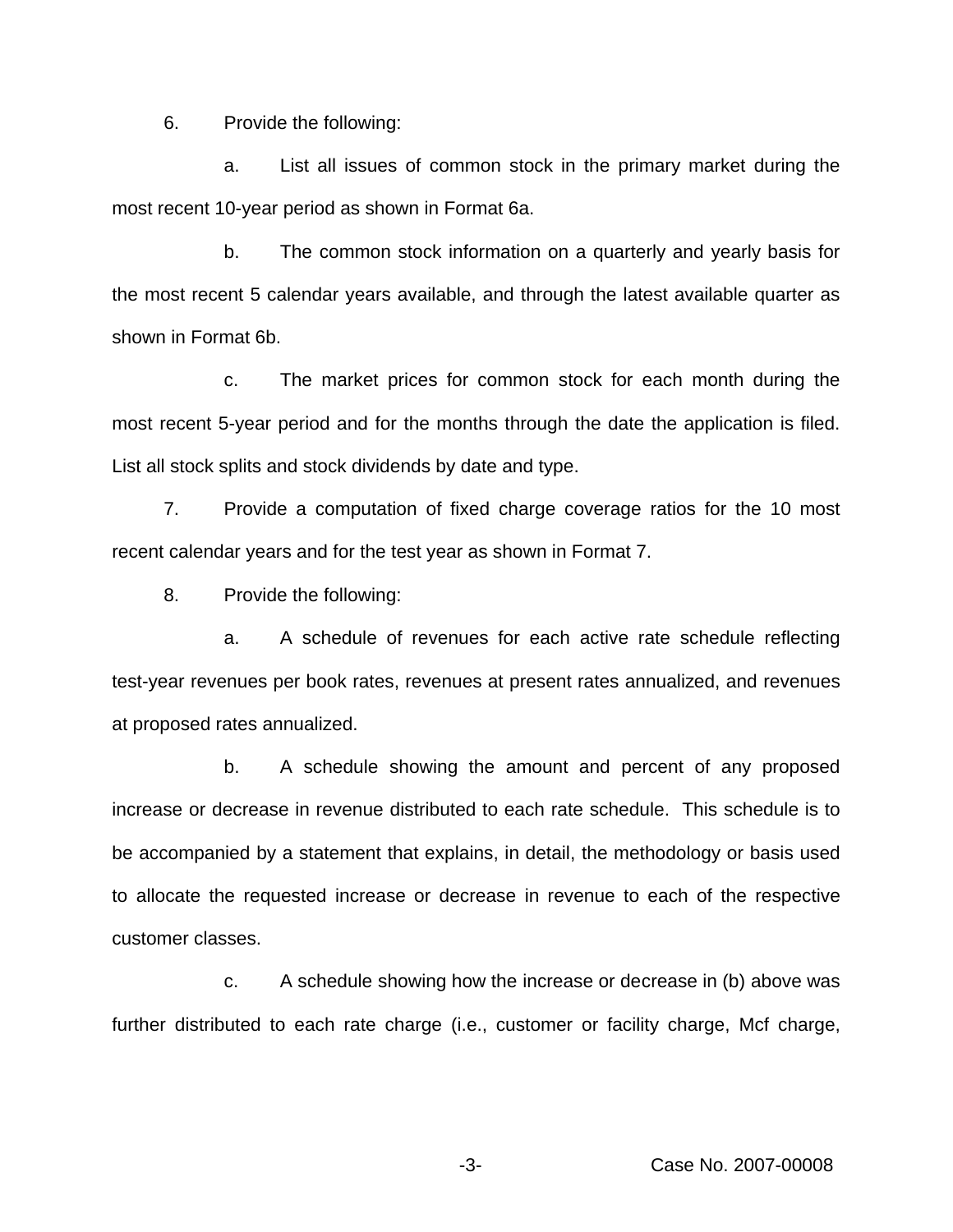6. Provide the following:

a. List all issues of common stock in the primary market during the most recent 10-year period as shown in Format 6a.

b. The common stock information on a quarterly and yearly basis for the most recent 5 calendar years available, and through the latest available quarter as shown in Format 6b.

c. The market prices for common stock for each month during the most recent 5-year period and for the months through the date the application is filed. List all stock splits and stock dividends by date and type.

7. Provide a computation of fixed charge coverage ratios for the 10 most recent calendar years and for the test year as shown in Format 7.

8. Provide the following:

a. A schedule of revenues for each active rate schedule reflecting test-year revenues per book rates, revenues at present rates annualized, and revenues at proposed rates annualized.

b. A schedule showing the amount and percent of any proposed increase or decrease in revenue distributed to each rate schedule. This schedule is to be accompanied by a statement that explains, in detail, the methodology or basis used to allocate the requested increase or decrease in revenue to each of the respective customer classes.

c. A schedule showing how the increase or decrease in (b) above was further distributed to each rate charge (i.e., customer or facility charge, Mcf charge,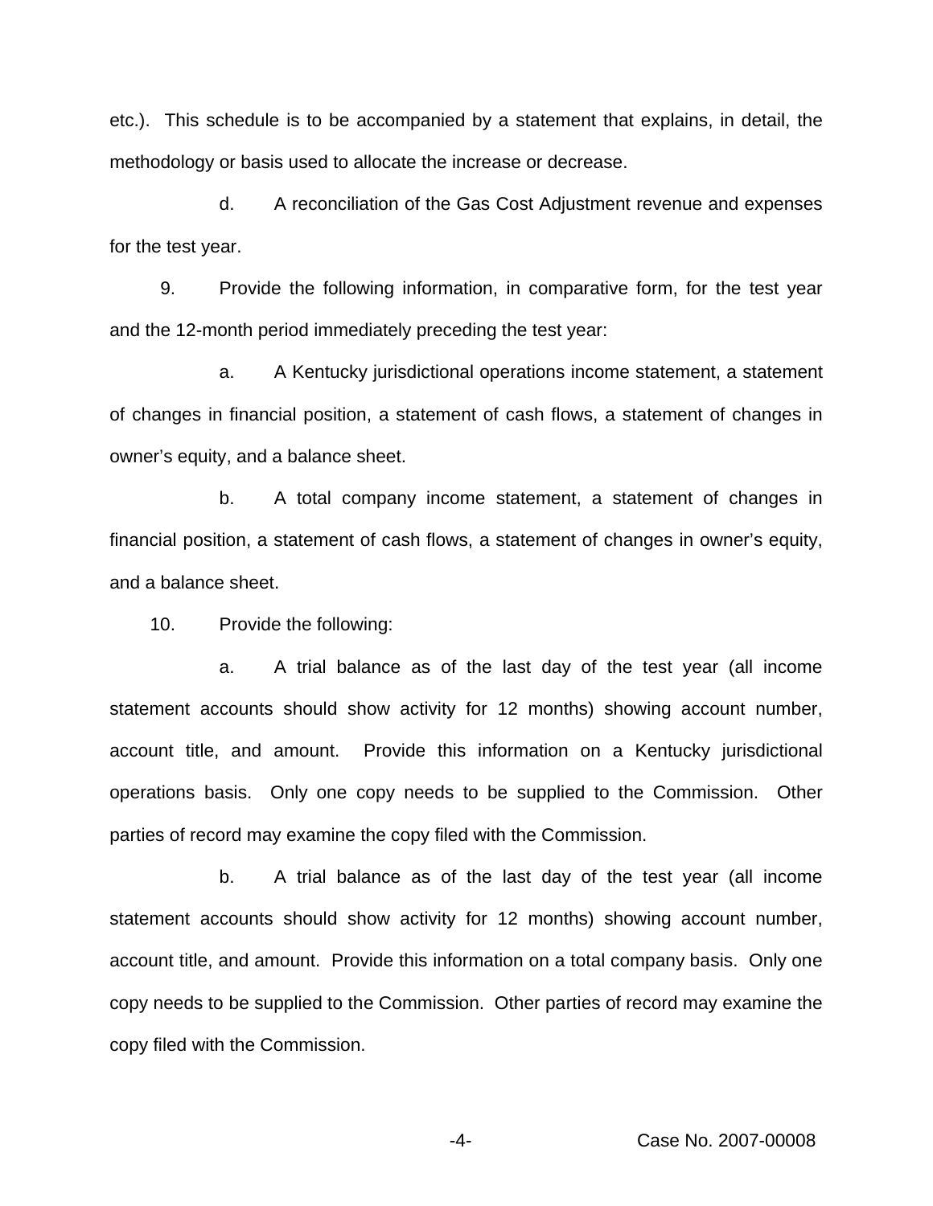etc.). This schedule is to be accompanied by a statement that explains, in detail, the methodology or basis used to allocate the increase or decrease.

d. A reconciliation of the Gas Cost Adjustment revenue and expenses for the test year.

9. Provide the following information, in comparative form, for the test year and the 12-month period immediately preceding the test year:

a. A Kentucky jurisdictional operations income statement, a statement of changes in financial position, a statement of cash flows, a statement of changes in owner's equity, and a balance sheet.

b. A total company income statement, a statement of changes in financial position, a statement of cash flows, a statement of changes in owner's equity, and a balance sheet.

10. Provide the following:

a. A trial balance as of the last day of the test year (all income statement accounts should show activity for 12 months) showing account number, account title, and amount. Provide this information on a Kentucky jurisdictional operations basis. Only one copy needs to be supplied to the Commission. Other parties of record may examine the copy filed with the Commission.

b. A trial balance as of the last day of the test year (all income statement accounts should show activity for 12 months) showing account number, account title, and amount. Provide this information on a total company basis. Only one copy needs to be supplied to the Commission. Other parties of record may examine the copy filed with the Commission.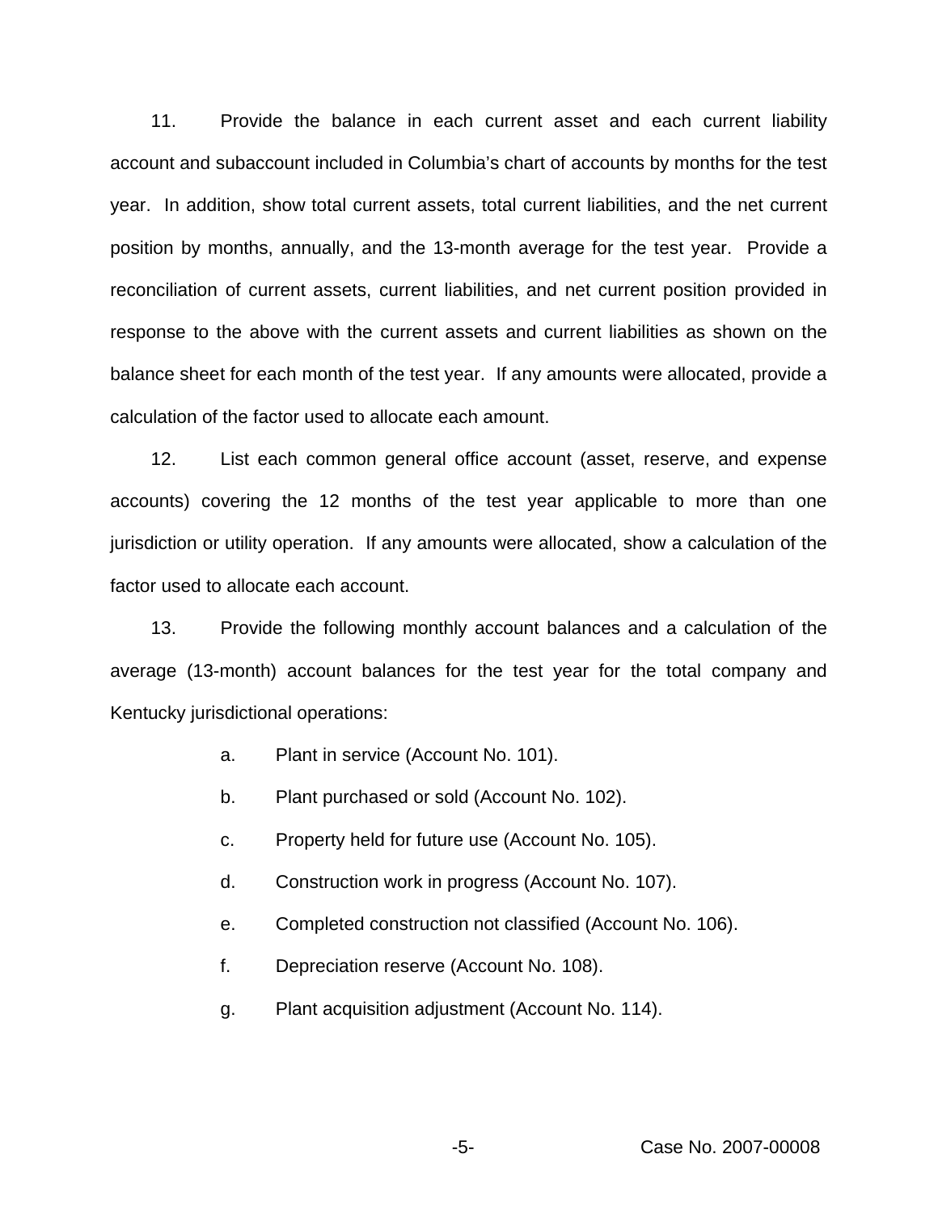11. Provide the balance in each current asset and each current liability account and subaccount included in Columbia's chart of accounts by months for the test year. In addition, show total current assets, total current liabilities, and the net current position by months, annually, and the 13-month average for the test year. Provide a reconciliation of current assets, current liabilities, and net current position provided in response to the above with the current assets and current liabilities as shown on the balance sheet for each month of the test year. If any amounts were allocated, provide a calculation of the factor used to allocate each amount.

12. List each common general office account (asset, reserve, and expense accounts) covering the 12 months of the test year applicable to more than one jurisdiction or utility operation. If any amounts were allocated, show a calculation of the factor used to allocate each account.

13. Provide the following monthly account balances and a calculation of the average (13-month) account balances for the test year for the total company and Kentucky jurisdictional operations:

a. Plant in service (Account No. 101).

b. Plant purchased or sold (Account No. 102).

c. Property held for future use (Account No. 105).

d. Construction work in progress (Account No. 107).

e. Completed construction not classified (Account No. 106).

f. Depreciation reserve (Account No. 108).

g. Plant acquisition adjustment (Account No. 114).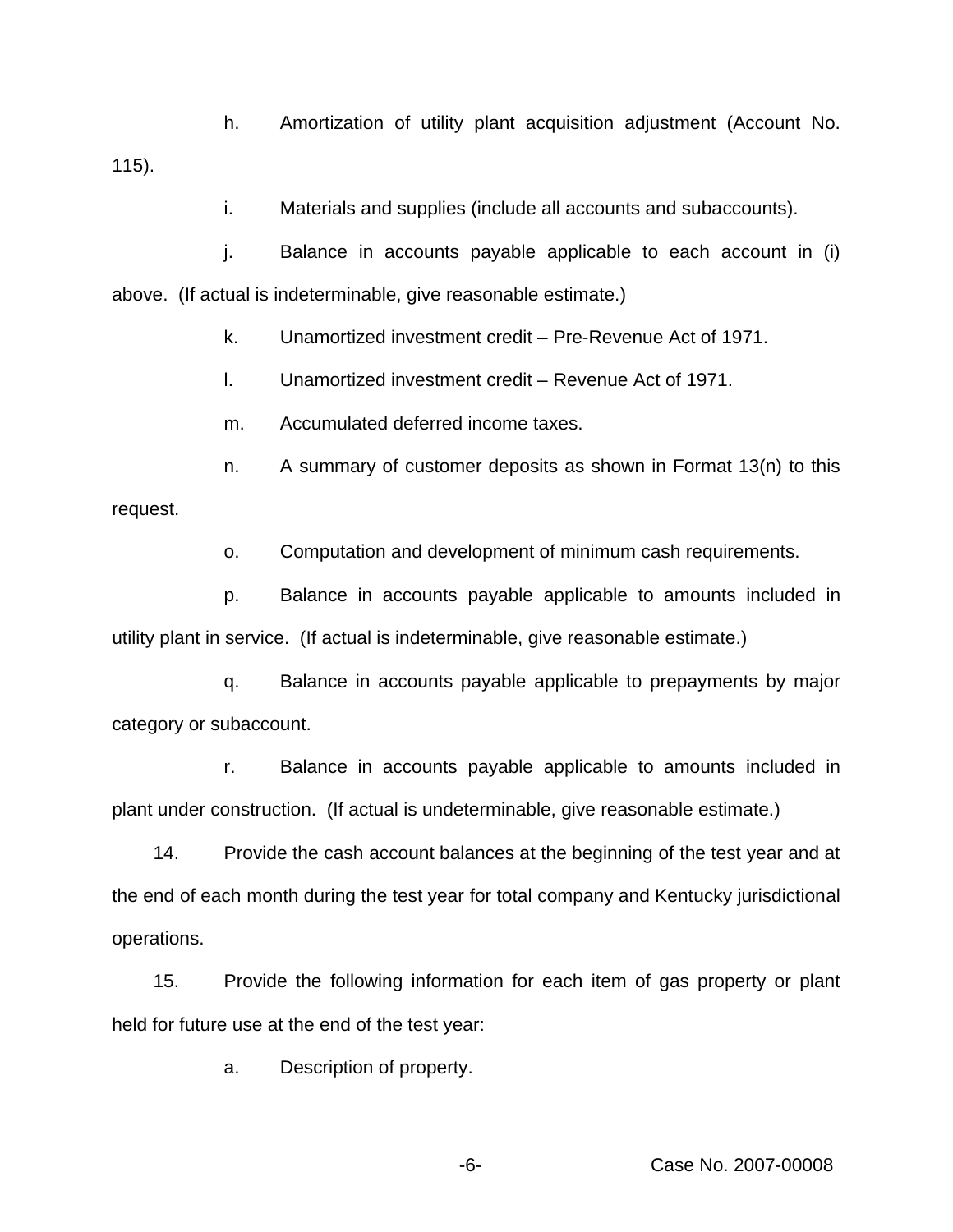h. Amortization of utility plant acquisition adjustment (Account No. 115).

i. Materials and supplies (include all accounts and subaccounts).

j. Balance in accounts payable applicable to each account in (i) above. (If actual is indeterminable, give reasonable estimate.)

k. Unamortized investment credit – Pre-Revenue Act of 1971.

l. Unamortized investment credit – Revenue Act of 1971.

m. Accumulated deferred income taxes.

n. A summary of customer deposits as shown in Format 13(n) to this request.

o. Computation and development of minimum cash requirements.

p. Balance in accounts payable applicable to amounts included in utility plant in service. (If actual is indeterminable, give reasonable estimate.)

q. Balance in accounts payable applicable to prepayments by major category or subaccount.

r. Balance in accounts payable applicable to amounts included in plant under construction. (If actual is undeterminable, give reasonable estimate.)

14. Provide the cash account balances at the beginning of the test year and at the end of each month during the test year for total company and Kentucky jurisdictional operations.

15. Provide the following information for each item of gas property or plant held for future use at the end of the test year:

a. Description of property.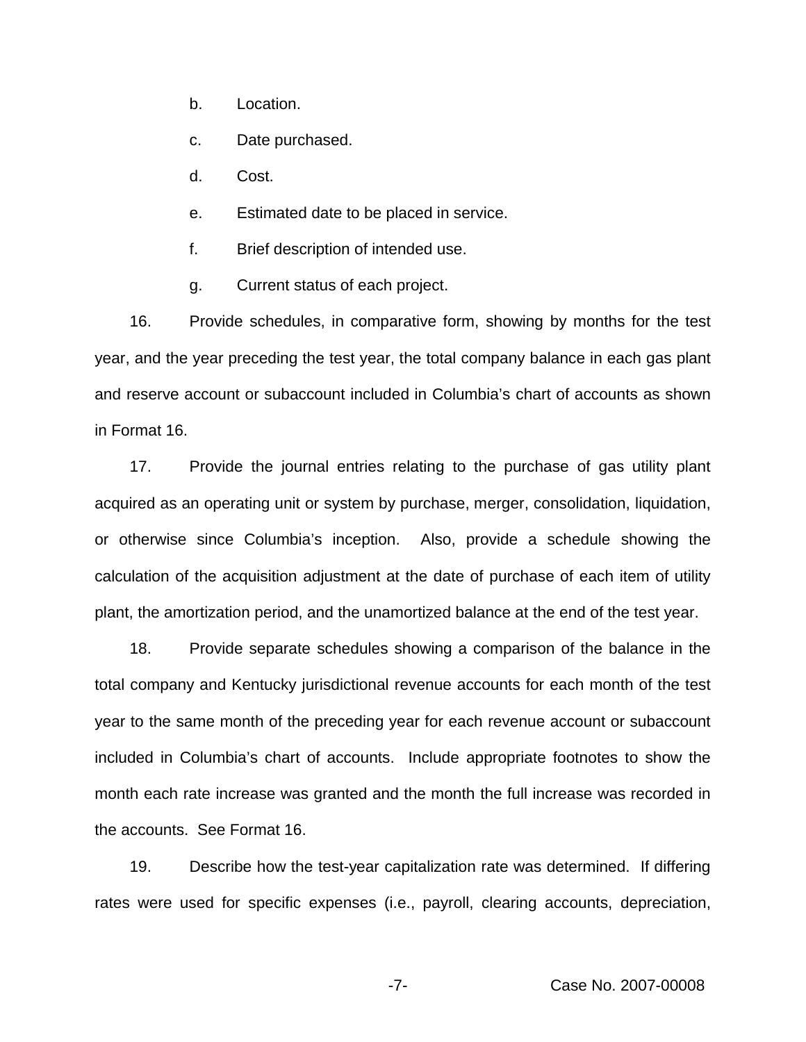b. Location.

c. Date purchased.

d. Cost.

e. Estimated date to be placed in service.

f. Brief description of intended use.

g. Current status of each project.

16. Provide schedules, in comparative form, showing by months for the test year, and the year preceding the test year, the total company balance in each gas plant and reserve account or subaccount included in Columbia's chart of accounts as shown in Format 16.

17. Provide the journal entries relating to the purchase of gas utility plant acquired as an operating unit or system by purchase, merger, consolidation, liquidation, or otherwise since Columbia's inception. Also, provide a schedule showing the calculation of the acquisition adjustment at the date of purchase of each item of utility plant, the amortization period, and the unamortized balance at the end of the test year.

18. Provide separate schedules showing a comparison of the balance in the total company and Kentucky jurisdictional revenue accounts for each month of the test year to the same month of the preceding year for each revenue account or subaccount included in Columbia's chart of accounts. Include appropriate footnotes to show the month each rate increase was granted and the month the full increase was recorded in the accounts. See Format 16.

19. Describe how the test-year capitalization rate was determined. If differing rates were used for specific expenses (i.e., payroll, clearing accounts, depreciation,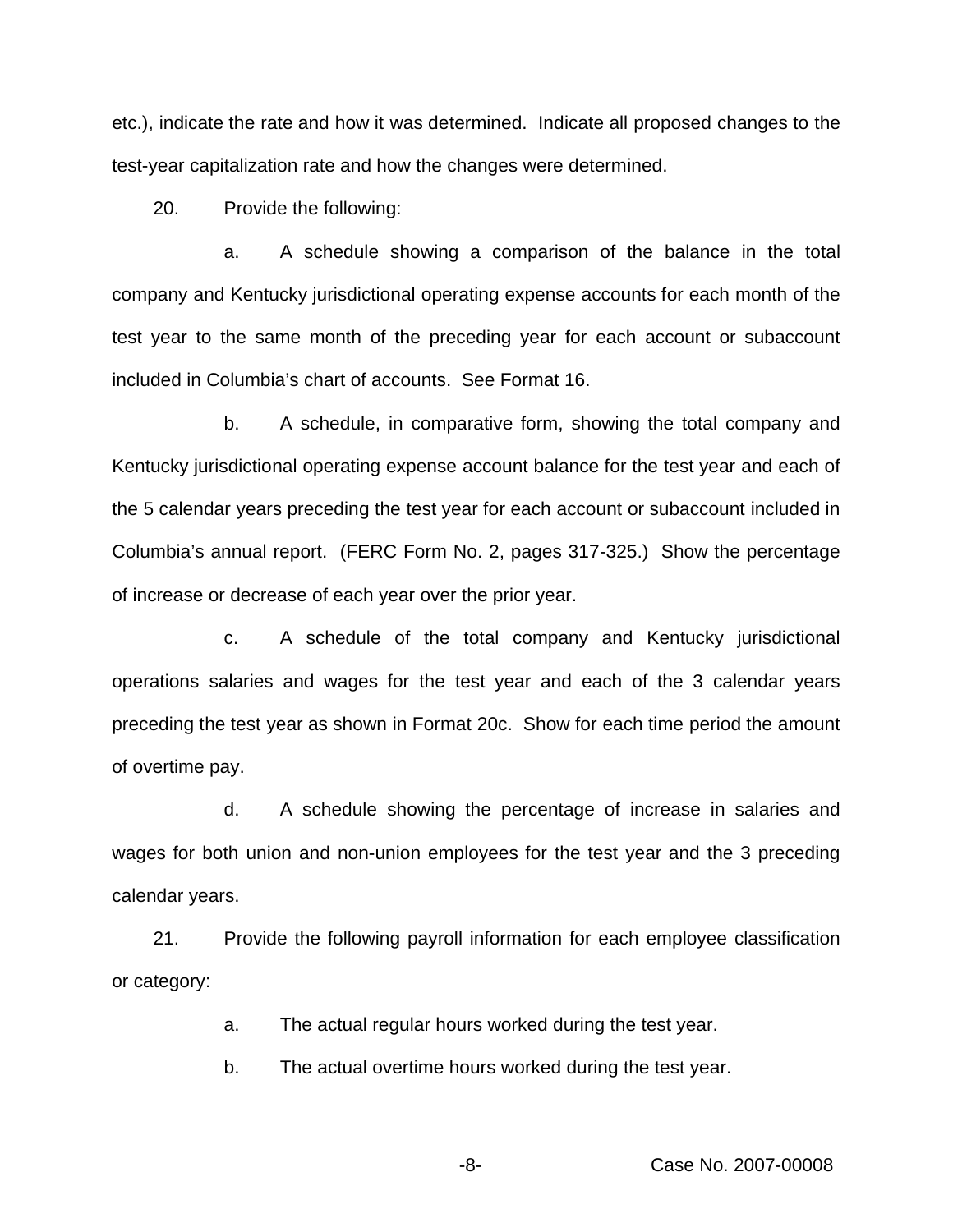etc.), indicate the rate and how it was determined. Indicate all proposed changes to the test-year capitalization rate and how the changes were determined.

20. Provide the following:

a. A schedule showing a comparison of the balance in the total company and Kentucky jurisdictional operating expense accounts for each month of the test year to the same month of the preceding year for each account or subaccount included in Columbia's chart of accounts. See Format 16.

b. A schedule, in comparative form, showing the total company and Kentucky jurisdictional operating expense account balance for the test year and each of the 5 calendar years preceding the test year for each account or subaccount included in Columbia's annual report. (FERC Form No. 2, pages 317-325.) Show the percentage of increase or decrease of each year over the prior year.

c. A schedule of the total company and Kentucky jurisdictional operations salaries and wages for the test year and each of the 3 calendar years preceding the test year as shown in Format 20c. Show for each time period the amount of overtime pay.

d. A schedule showing the percentage of increase in salaries and wages for both union and non-union employees for the test year and the 3 preceding calendar years.

21. Provide the following payroll information for each employee classification or category:

a. The actual regular hours worked during the test year.

b. The actual overtime hours worked during the test year.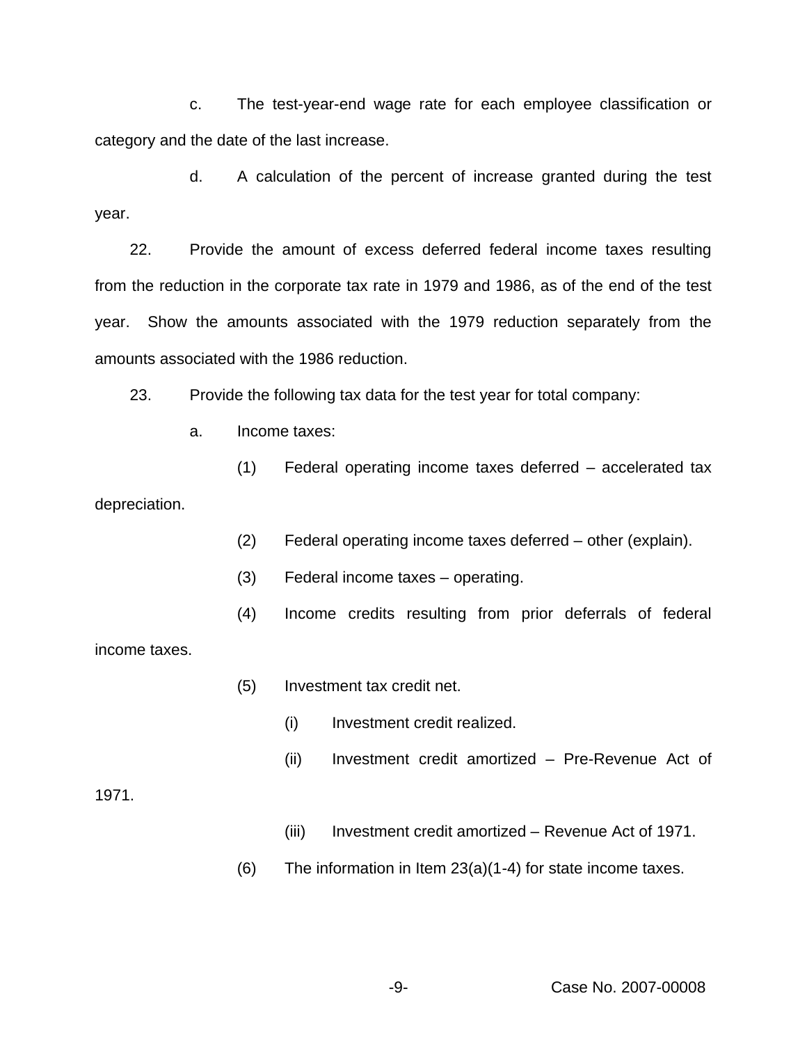c. The test-year-end wage rate for each employee classification or category and the date of the last increase.

d. A calculation of the percent of increase granted during the test year.

22. Provide the amount of excess deferred federal income taxes resulting from the reduction in the corporate tax rate in 1979 and 1986, as of the end of the test year. Show the amounts associated with the 1979 reduction separately from the amounts associated with the 1986 reduction.

23. Provide the following tax data for the test year for total company:

a. Income taxes:

(1) Federal operating income taxes deferred – accelerated tax depreciation.

(2) Federal operating income taxes deferred – other (explain).

(3) Federal income taxes – operating.

(4) Income credits resulting from prior deferrals of federal income taxes.

(5) Investment tax credit net.

(i) Investment credit realized.

(ii) Investment credit amortized – Pre-Revenue Act of 1971.

(iii) Investment credit amortized – Revenue Act of 1971.

(6) The information in Item 23(a)(1-4) for state income taxes.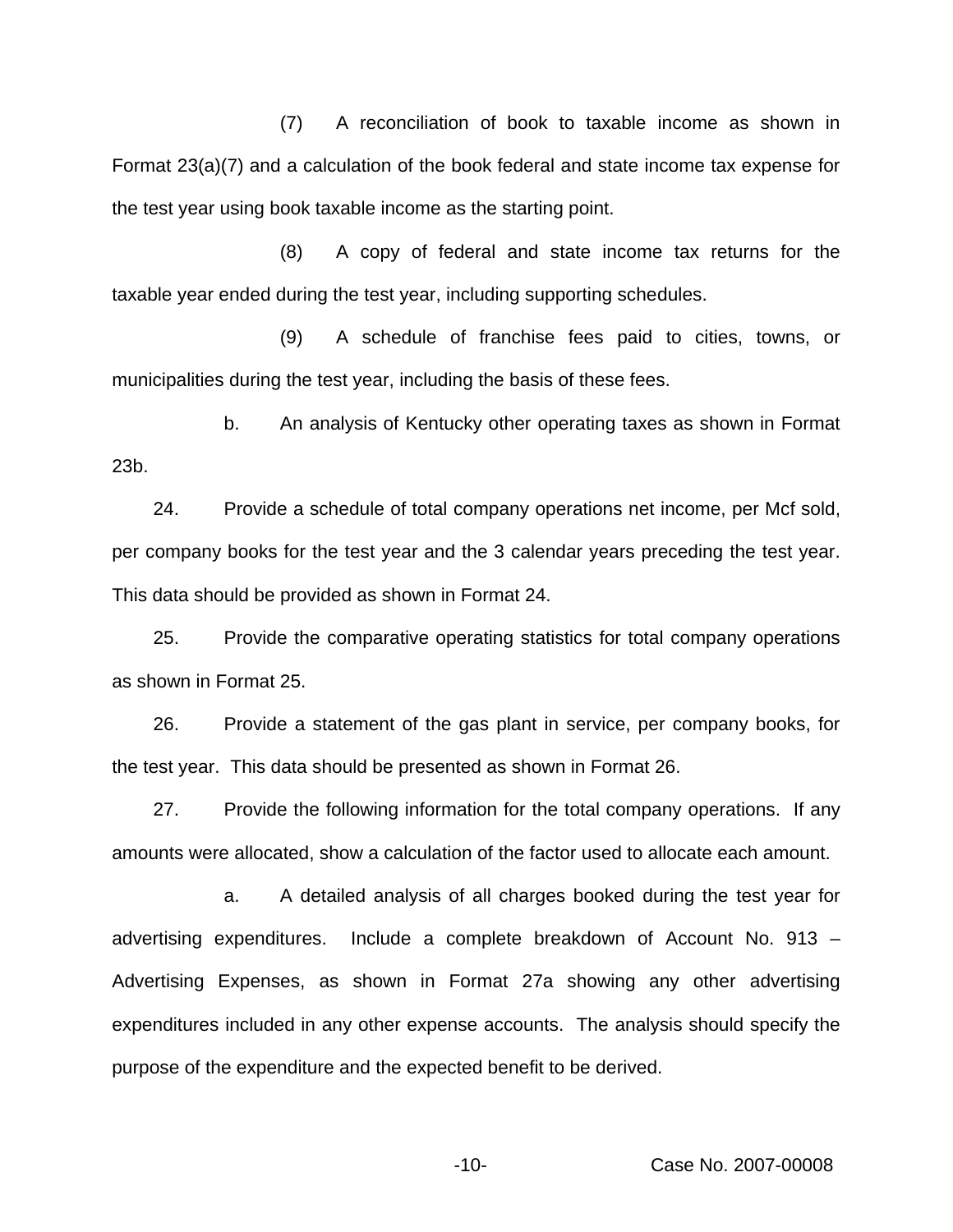(7) A reconciliation of book to taxable income as shown in Format 23(a)(7) and a calculation of the book federal and state income tax expense for the test year using book taxable income as the starting point.

(8) A copy of federal and state income tax returns for the taxable year ended during the test year, including supporting schedules.

(9) A schedule of franchise fees paid to cities, towns, or municipalities during the test year, including the basis of these fees.

b. An analysis of Kentucky other operating taxes as shown in Format 23b.

24. Provide a schedule of total company operations net income, per Mcf sold, per company books for the test year and the 3 calendar years preceding the test year. This data should be provided as shown in Format 24.

25. Provide the comparative operating statistics for total company operations as shown in Format 25.

26. Provide a statement of the gas plant in service, per company books, for the test year. This data should be presented as shown in Format 26.

27. Provide the following information for the total company operations. If any amounts were allocated, show a calculation of the factor used to allocate each amount.

a. A detailed analysis of all charges booked during the test year for advertising expenditures. Include a complete breakdown of Account No. 913 – Advertising Expenses, as shown in Format 27a showing any other advertising expenditures included in any other expense accounts. The analysis should specify the purpose of the expenditure and the expected benefit to be derived.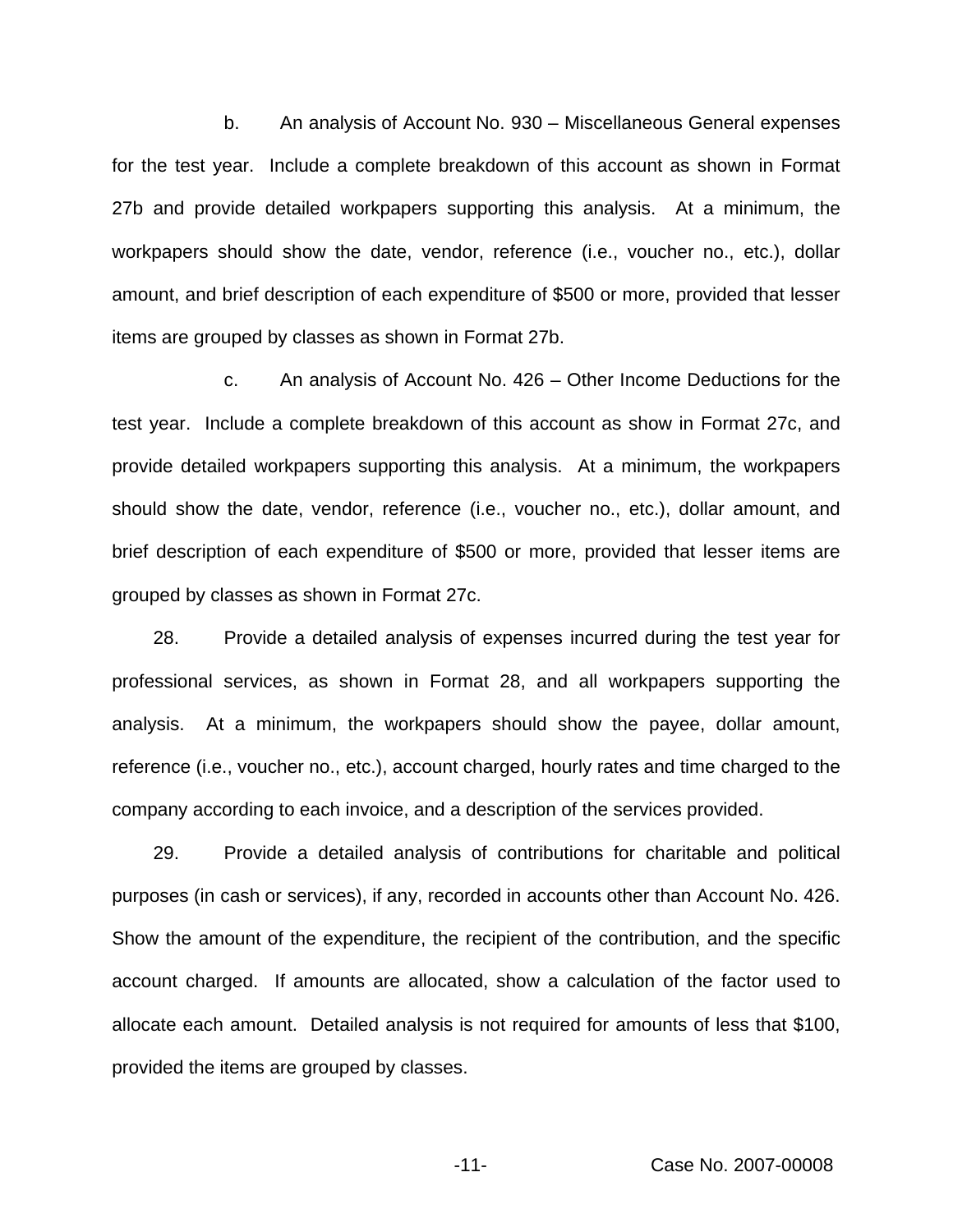b. An analysis of Account No. 930 – Miscellaneous General expenses for the test year. Include a complete breakdown of this account as shown in Format 27b and provide detailed workpapers supporting this analysis. At a minimum, the workpapers should show the date, vendor, reference (i.e., voucher no., etc.), dollar amount, and brief description of each expenditure of $500 or more, provided that lesser items are grouped by classes as shown in Format 27b.

c. An analysis of Account No. 426 – Other Income Deductions for the test year. Include a complete breakdown of this account as show in Format 27c, and provide detailed workpapers supporting this analysis. At a minimum, the workpapers should show the date, vendor, reference (i.e., voucher no., etc.), dollar amount, and brief description of each expenditure of $500 or more, provided that lesser items are grouped by classes as shown in Format 27c.

28. Provide a detailed analysis of expenses incurred during the test year for professional services, as shown in Format 28, and all workpapers supporting the analysis. At a minimum, the workpapers should show the payee, dollar amount, reference (i.e., voucher no., etc.), account charged, hourly rates and time charged to the company according to each invoice, and a description of the services provided.

29. Provide a detailed analysis of contributions for charitable and political purposes (in cash or services), if any, recorded in accounts other than Account No. 426. Show the amount of the expenditure, the recipient of the contribution, and the specific account charged. If amounts are allocated, show a calculation of the factor used to allocate each amount. Detailed analysis is not required for amounts of less that $100, provided the items are grouped by classes.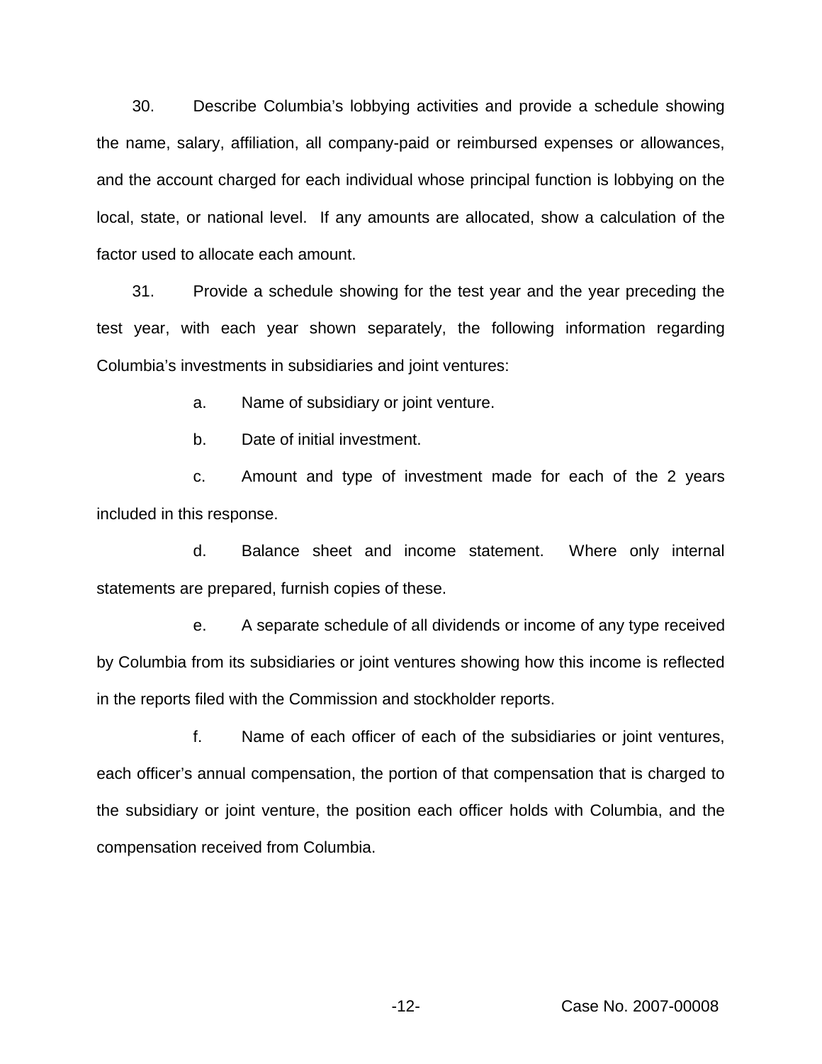30. Describe Columbia's lobbying activities and provide a schedule showing the name, salary, affiliation, all company-paid or reimbursed expenses or allowances, and the account charged for each individual whose principal function is lobbying on the local, state, or national level. If any amounts are allocated, show a calculation of the factor used to allocate each amount.

31. Provide a schedule showing for the test year and the year preceding the test year, with each year shown separately, the following information regarding Columbia's investments in subsidiaries and joint ventures:

a. Name of subsidiary or joint venture.

b. Date of initial investment.

c. Amount and type of investment made for each of the 2 years included in this response.

d. Balance sheet and income statement. Where only internal statements are prepared, furnish copies of these.

e. A separate schedule of all dividends or income of any type received by Columbia from its subsidiaries or joint ventures showing how this income is reflected in the reports filed with the Commission and stockholder reports.

f. Name of each officer of each of the subsidiaries or joint ventures, each officer's annual compensation, the portion of that compensation that is charged to the subsidiary or joint venture, the position each officer holds with Columbia, and the compensation received from Columbia.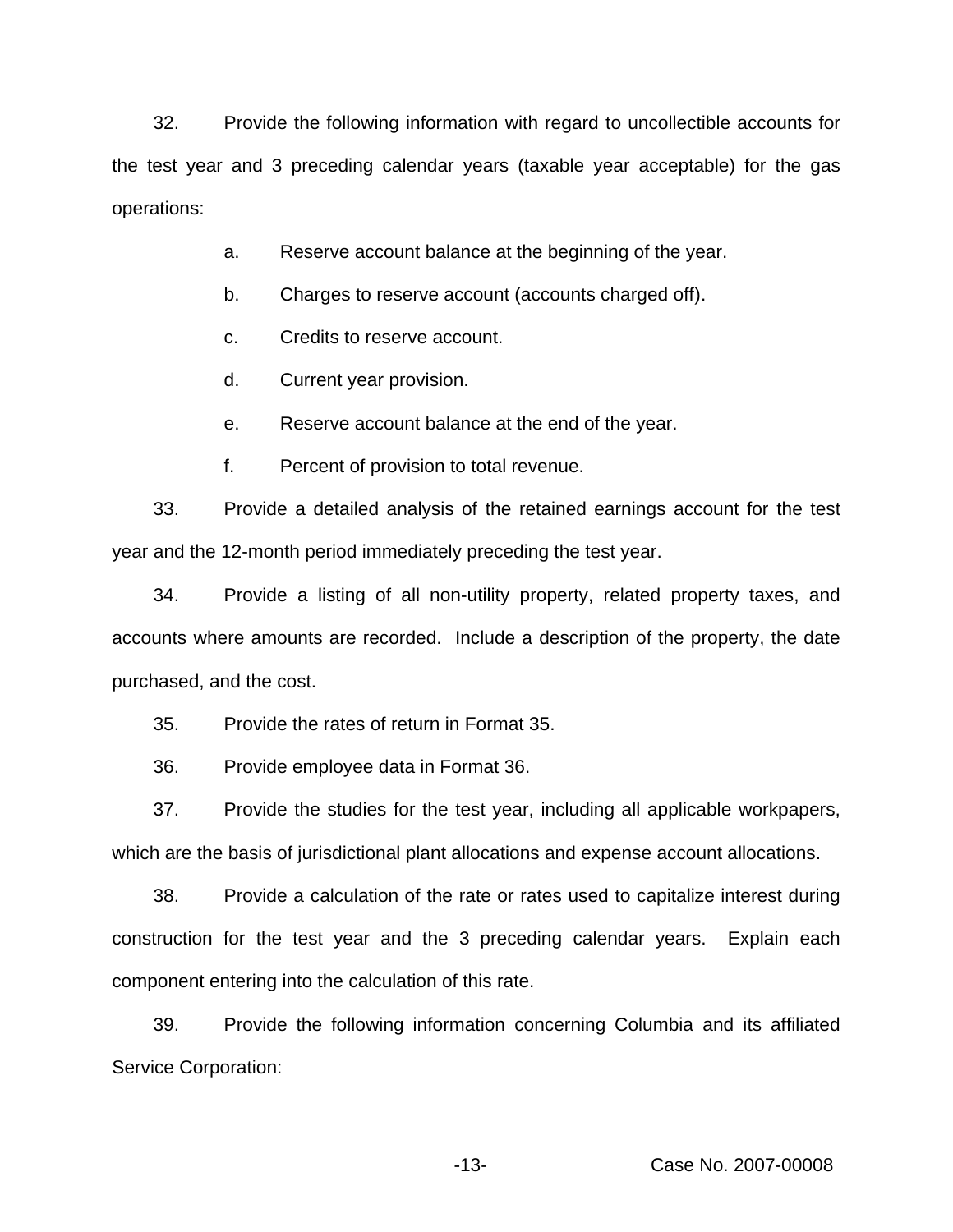32. Provide the following information with regard to uncollectible accounts for the test year and 3 preceding calendar years (taxable year acceptable) for the gas operations:

   a. Reserve account balance at the beginning of the year.

   b. Charges to reserve account (accounts charged off).

   c. Credits to reserve account.

   d. Current year provision.

   e. Reserve account balance at the end of the year.

   f. Percent of provision to total revenue.

33. Provide a detailed analysis of the retained earnings account for the test year and the 12-month period immediately preceding the test year.

34. Provide a listing of all non-utility property, related property taxes, and accounts where amounts are recorded. Include a description of the property, the date purchased, and the cost.

35. Provide the rates of return in Format 35.

36. Provide employee data in Format 36.

37. Provide the studies for the test year, including all applicable workpapers, which are the basis of jurisdictional plant allocations and expense account allocations.

38. Provide a calculation of the rate or rates used to capitalize interest during construction for the test year and the 3 preceding calendar years. Explain each component entering into the calculation of this rate.

39. Provide the following information concerning Columbia and its affiliated Service Corporation: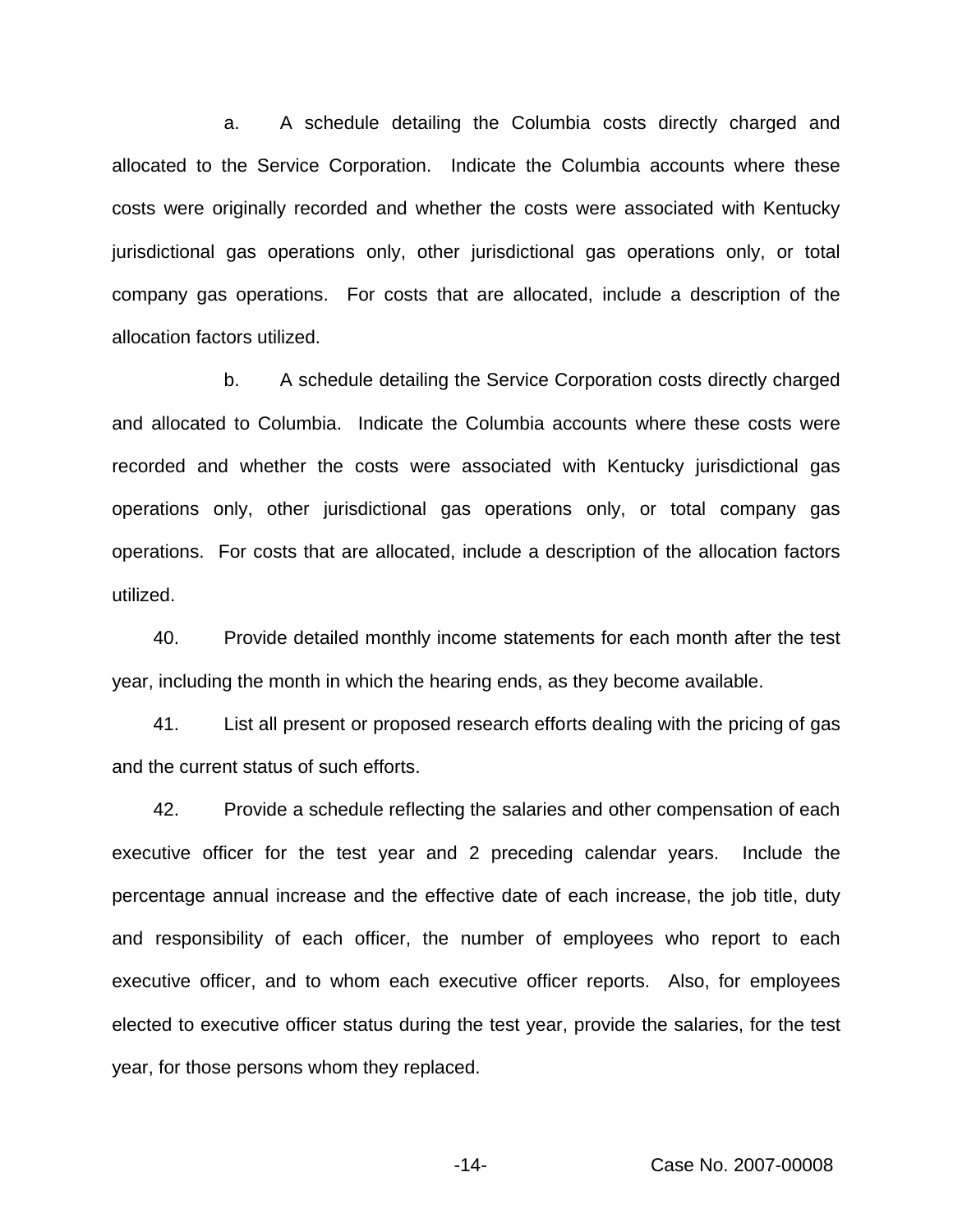a. A schedule detailing the Columbia costs directly charged and allocated to the Service Corporation. Indicate the Columbia accounts where these costs were originally recorded and whether the costs were associated with Kentucky jurisdictional gas operations only, other jurisdictional gas operations only, or total company gas operations. For costs that are allocated, include a description of the allocation factors utilized.

b. A schedule detailing the Service Corporation costs directly charged and allocated to Columbia. Indicate the Columbia accounts where these costs were recorded and whether the costs were associated with Kentucky jurisdictional gas operations only, other jurisdictional gas operations only, or total company gas operations. For costs that are allocated, include a description of the allocation factors utilized.

40. Provide detailed monthly income statements for each month after the test year, including the month in which the hearing ends, as they become available.

41. List all present or proposed research efforts dealing with the pricing of gas and the current status of such efforts.

42. Provide a schedule reflecting the salaries and other compensation of each executive officer for the test year and 2 preceding calendar years. Include the percentage annual increase and the effective date of each increase, the job title, duty and responsibility of each officer, the number of employees who report to each executive officer, and to whom each executive officer reports. Also, for employees elected to executive officer status during the test year, provide the salaries, for the test year, for those persons whom they replaced.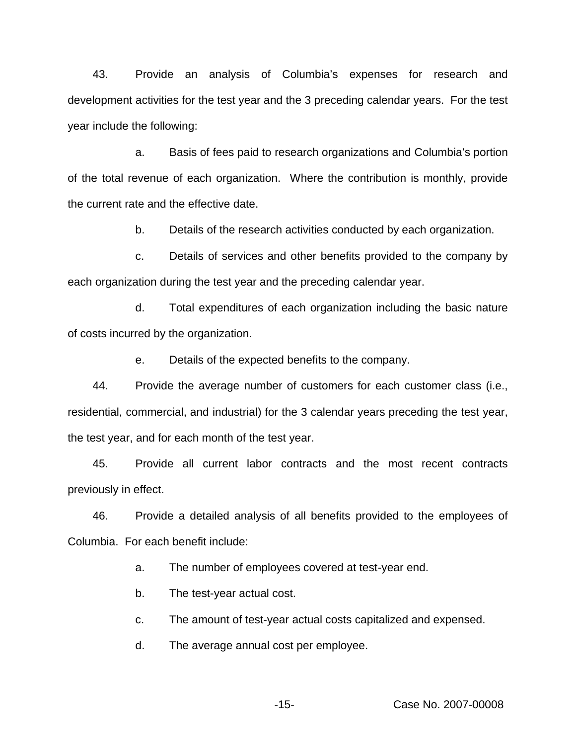43. Provide an analysis of Columbia's expenses for research and development activities for the test year and the 3 preceding calendar years. For the test year include the following:

a. Basis of fees paid to research organizations and Columbia's portion of the total revenue of each organization. Where the contribution is monthly, provide the current rate and the effective date.

b. Details of the research activities conducted by each organization.

c. Details of services and other benefits provided to the company by each organization during the test year and the preceding calendar year.

d. Total expenditures of each organization including the basic nature of costs incurred by the organization.

e. Details of the expected benefits to the company.

44. Provide the average number of customers for each customer class (i.e., residential, commercial, and industrial) for the 3 calendar years preceding the test year, the test year, and for each month of the test year.

45. Provide all current labor contracts and the most recent contracts previously in effect.

46. Provide a detailed analysis of all benefits provided to the employees of Columbia. For each benefit include:

a. The number of employees covered at test-year end.

b. The test-year actual cost.

c. The amount of test-year actual costs capitalized and expensed.

d. The average annual cost per employee.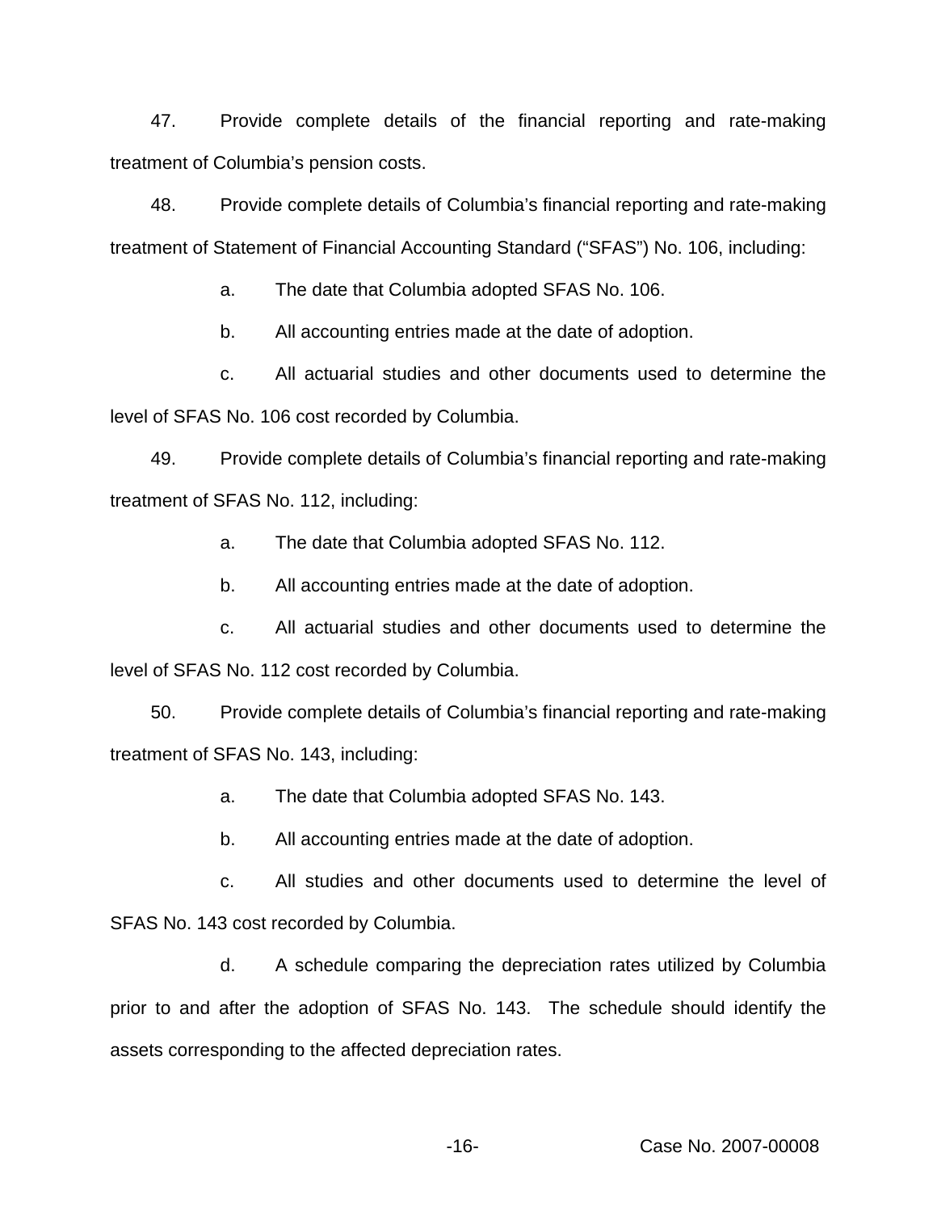47. Provide complete details of the financial reporting and rate-making treatment of Columbia's pension costs.

48. Provide complete details of Columbia's financial reporting and rate-making treatment of Statement of Financial Accounting Standard ("SFAS") No. 106, including:

a. The date that Columbia adopted SFAS No. 106.

b. All accounting entries made at the date of adoption.

c. All actuarial studies and other documents used to determine the level of SFAS No. 106 cost recorded by Columbia.

49. Provide complete details of Columbia's financial reporting and rate-making treatment of SFAS No. 112, including:

a. The date that Columbia adopted SFAS No. 112.

b. All accounting entries made at the date of adoption.

c. All actuarial studies and other documents used to determine the level of SFAS No. 112 cost recorded by Columbia.

50. Provide complete details of Columbia's financial reporting and rate-making treatment of SFAS No. 143, including:

a. The date that Columbia adopted SFAS No. 143.

b. All accounting entries made at the date of adoption.

c. All studies and other documents used to determine the level of SFAS No. 143 cost recorded by Columbia.

d. A schedule comparing the depreciation rates utilized by Columbia prior to and after the adoption of SFAS No. 143. The schedule should identify the assets corresponding to the affected depreciation rates.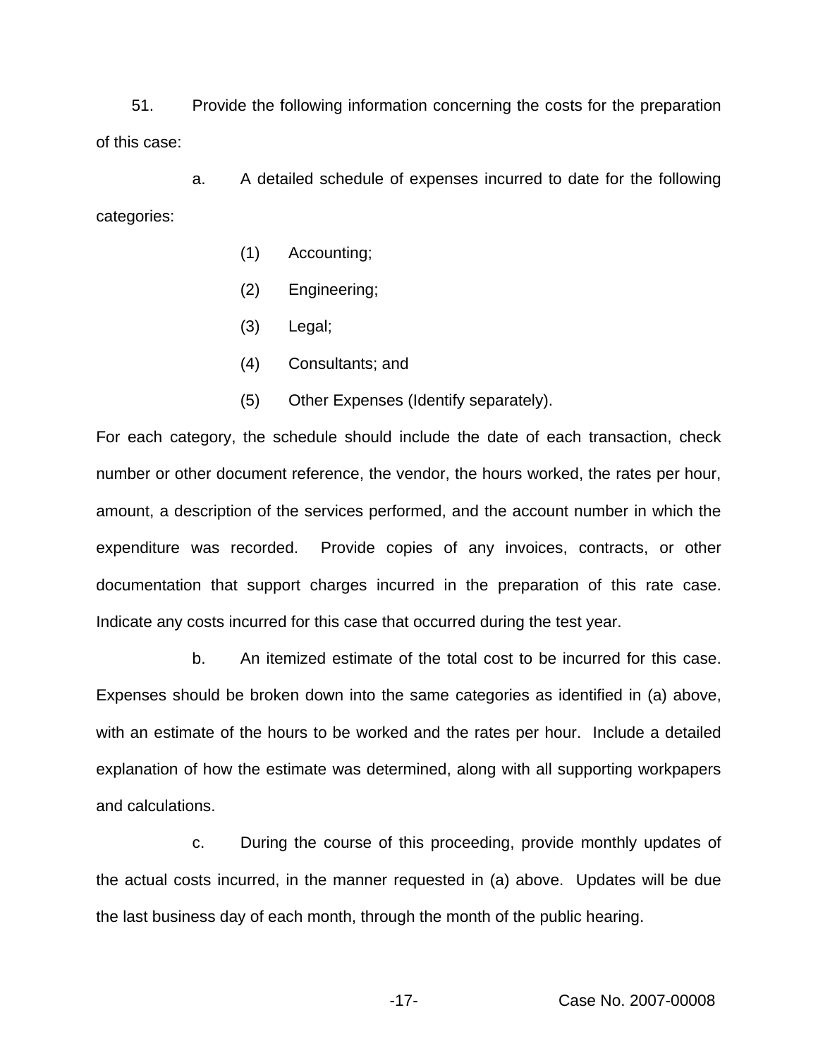51. Provide the following information concerning the costs for the preparation of this case:

a. A detailed schedule of expenses incurred to date for the following categories:

(1) Accounting;

(2) Engineering;

(3) Legal;

(4) Consultants; and

(5) Other Expenses (Identify separately).

For each category, the schedule should include the date of each transaction, check number or other document reference, the vendor, the hours worked, the rates per hour, amount, a description of the services performed, and the account number in which the expenditure was recorded. Provide copies of any invoices, contracts, or other documentation that support charges incurred in the preparation of this rate case. Indicate any costs incurred for this case that occurred during the test year.

b. An itemized estimate of the total cost to be incurred for this case. Expenses should be broken down into the same categories as identified in (a) above, with an estimate of the hours to be worked and the rates per hour. Include a detailed explanation of how the estimate was determined, along with all supporting workpapers and calculations.

c. During the course of this proceeding, provide monthly updates of the actual costs incurred, in the manner requested in (a) above. Updates will be due the last business day of each month, through the month of the public hearing.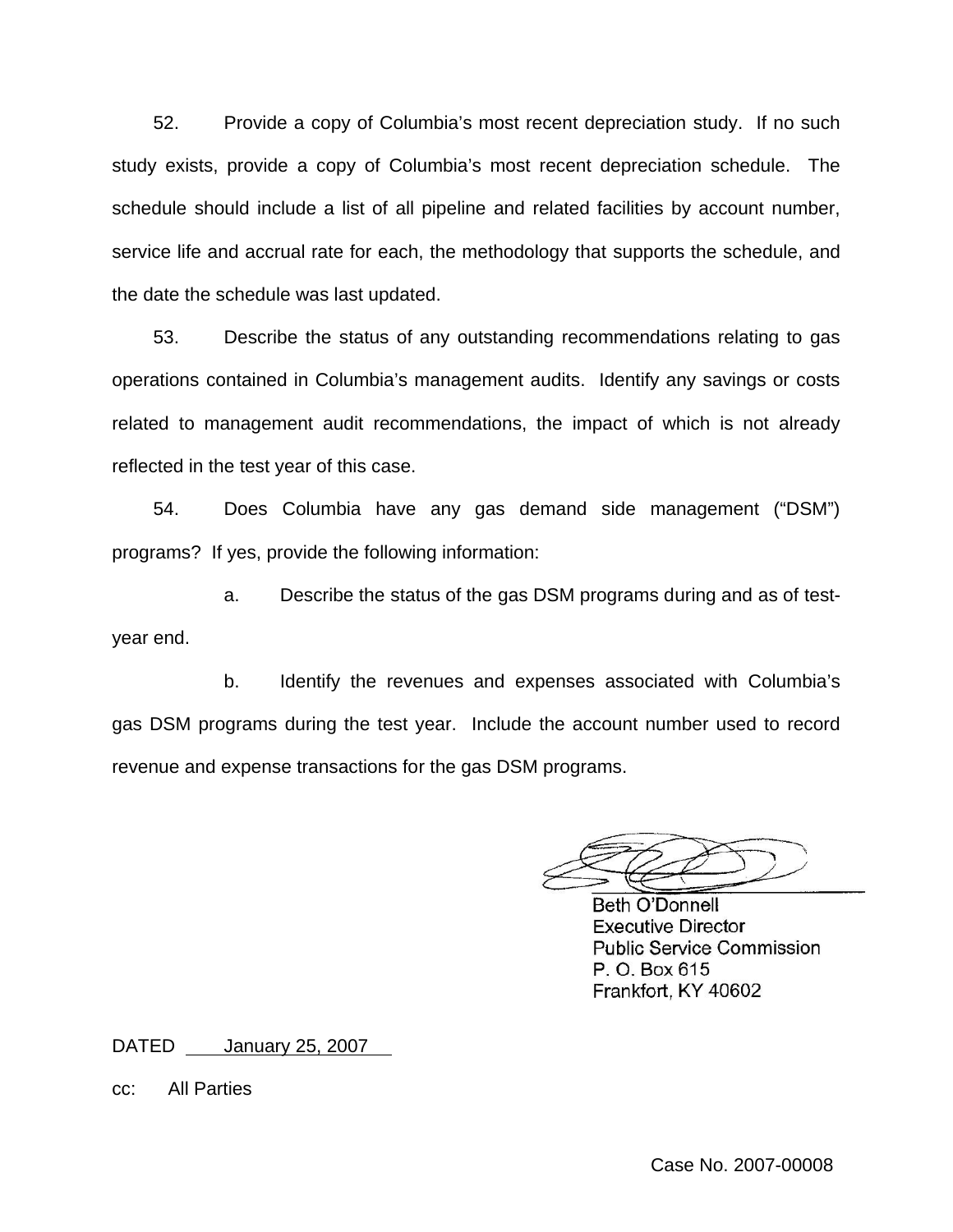52. Provide a copy of Columbia's most recent depreciation study. If no such study exists, provide a copy of Columbia's most recent depreciation schedule. The schedule should include a list of all pipeline and related facilities by account number, service life and accrual rate for each, the methodology that supports the schedule, and the date the schedule was last updated.

53. Describe the status of any outstanding recommendations relating to gas operations contained in Columbia's management audits. Identify any savings or costs related to management audit recommendations, the impact of which is not already reflected in the test year of this case.

54. Does Columbia have any gas demand side management ("DSM") programs? If yes, provide the following information:

a. Describe the status of the gas DSM programs during and as of test-year end.

b. Identify the revenues and expenses associated with Columbia's gas DSM programs during the test year. Include the account number used to record revenue and expense transactions for the gas DSM programs.

Beth O'Donnell
Executive Director
Public Service Commission
P. O. Box 615
Frankfort, KY 40602

DATED January 25, 2007

cc: All Parties

Case No. 2007-00008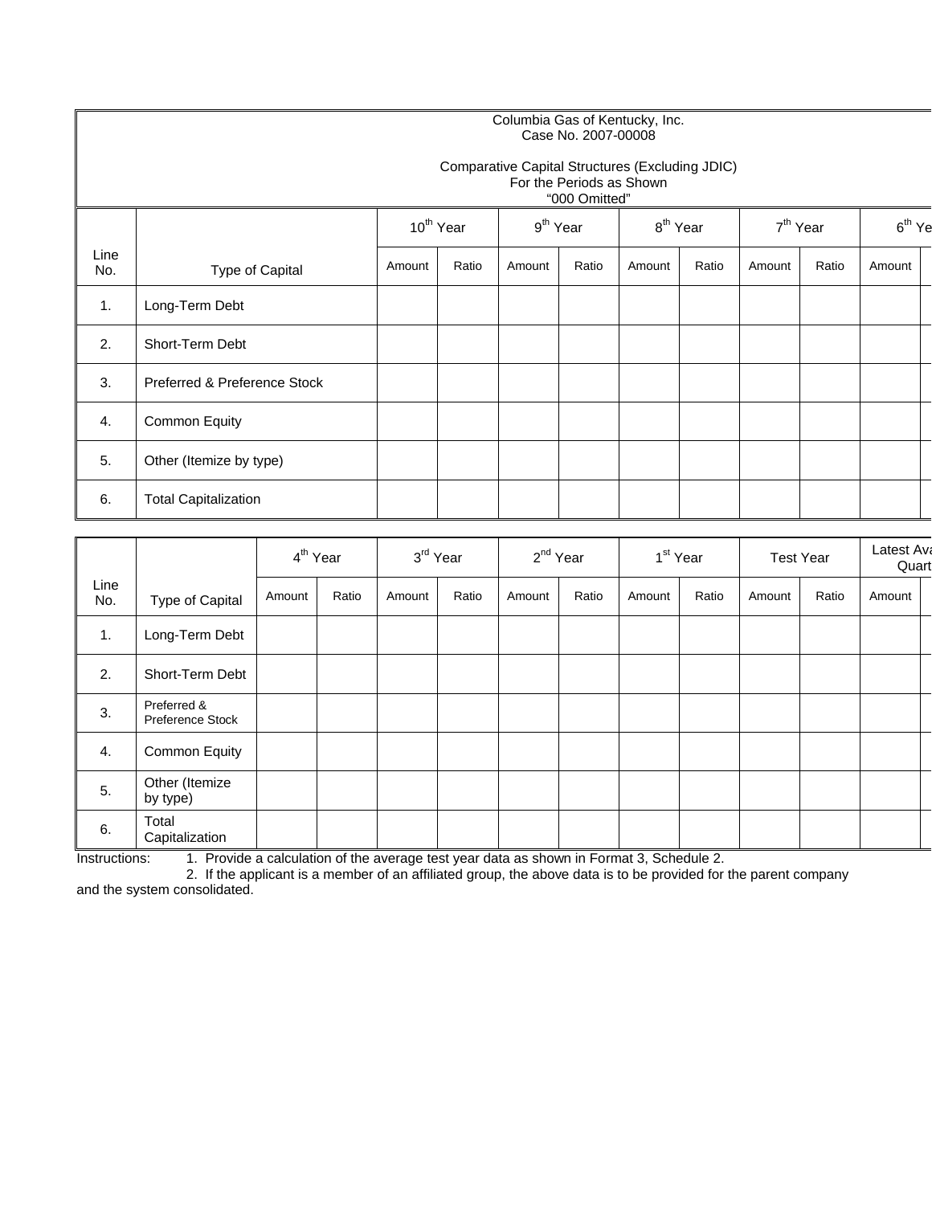Columbia Gas of Kentucky, Inc.
Case No. 2007-00008

Comparative Capital Structures (Excluding JDIC)
For the Periods as Shown
"000 Omitted"

| Line No. | Type of Capital | 10th Year | | 9th Year | | 8th Year | | 7th Year | | 6th Ye | |
|---|---|---|---|---|---|---|---|---|---|---|---|
| | | Amount | Ratio | Amount | Ratio | Amount | Ratio | Amount | Ratio | Amount | |
| 1. | Long-Term Debt | | | | | | | | | | |
| 2. | Short-Term Debt | | | | | | | | | | |
| 3. | Preferred & Preference Stock | | | | | | | | | | |
| 4. | Common Equity | | | | | | | | | | |
| 5. | Other (Itemize by type) | | | | | | | | | | |
| 6. | Total Capitalization | | | | | | | | | | |

| Line No. | Type of Capital | 4th Year | | 3rd Year | | 2nd Year | | 1st Year | | Test Year | | Latest Ava Quart | |
|---|---|---|---|---|---|---|---|---|---|---|---|---|---|
| | | Amount | Ratio | Amount | Ratio | Amount | Ratio | Amount | Ratio | Amount | Ratio | Amount | |
| 1. | Long-Term Debt | | | | | | | | | | | | |
| 2. | Short-Term Debt | | | | | | | | | | | | |
| 3. | Preferred & Preference Stock | | | | | | | | | | | | |
| 4. | Common Equity | | | | | | | | | | | | |
| 5. | Other (Itemize by type) | | | | | | | | | | | | |
| 6. | Total Capitalization | | | | | | | | | | | | |

Instructions:
1. Provide a calculation of the average test year data as shown in Format 3, Schedule 2.
2. If the applicant is a member of an affiliated group, the above data is to be provided for the parent company and the system consolidated.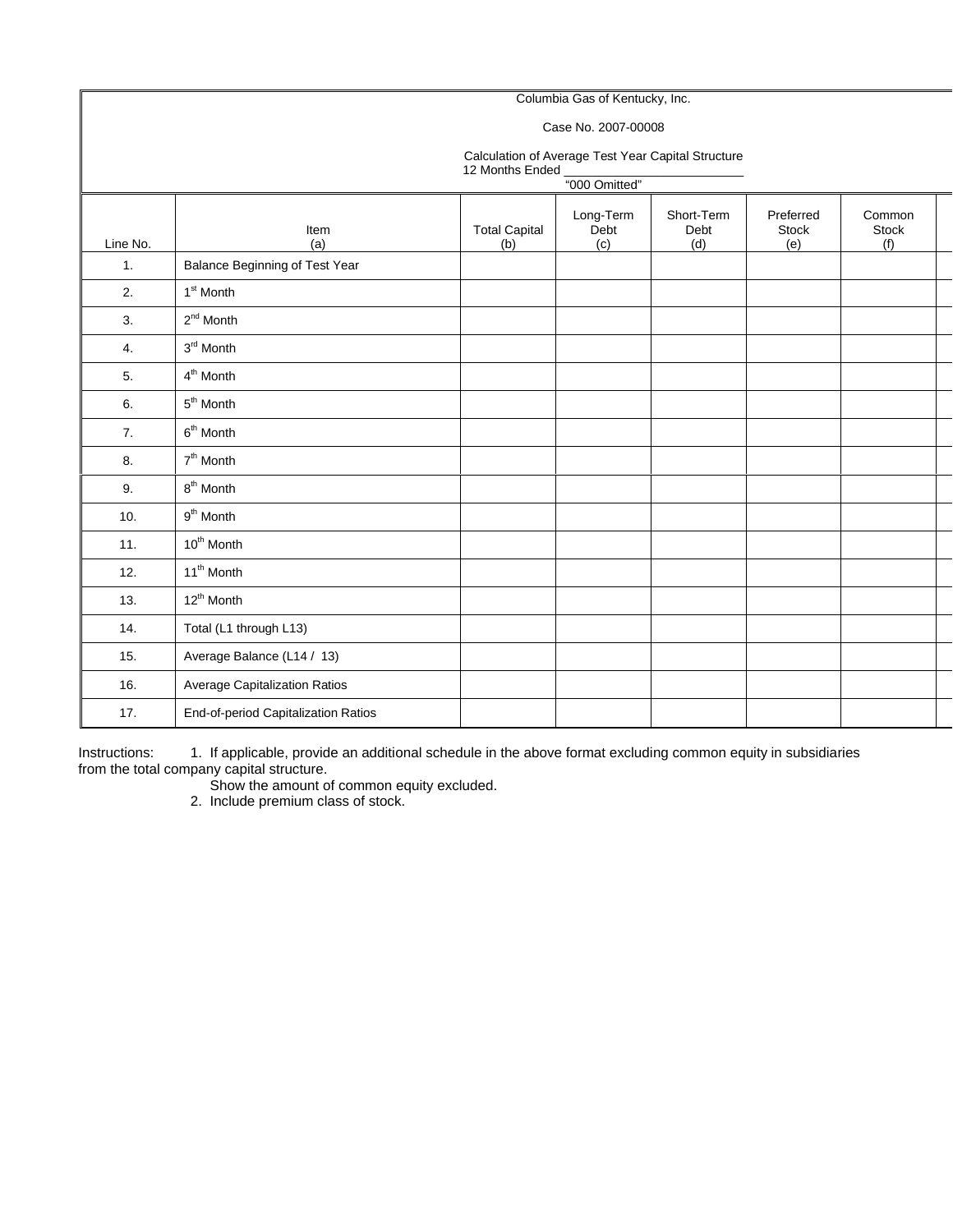Columbia Gas of Kentucky, Inc.

Case No. 2007-00008

Calculation of Average Test Year Capital Structure
12 Months Ended ____________________
"000 Omitted"

| Line No. | Item (a) | Total Capital (b) | Long-Term Debt (c) | Short-Term Debt (d) | Preferred Stock (e) | Common Stock (f) |
|---|---|---|---|---|---|---|
| 1. | Balance Beginning of Test Year | | | | | |
| 2. | 1st Month | | | | | |
| 3. | 2nd Month | | | | | |
| 4. | 3rd Month | | | | | |
| 5. | 4th Month | | | | | |
| 6. | 5th Month | | | | | |
| 7. | 6th Month | | | | | |
| 8. | 7th Month | | | | | |
| 9. | 8th Month | | | | | |
| 10. | 9th Month | | | | | |
| 11. | 10th Month | | | | | |
| 12. | 11th Month | | | | | |
| 13. | 12th Month | | | | | |
| 14. | Total (L1 through L13) | | | | | |
| 15. | Average Balance (L14 / 13) | | | | | |
| 16. | Average Capitalization Ratios | | | | | |
| 17. | End-of-period Capitalization Ratios | | | | | |

Instructions: 1. If applicable, provide an additional schedule in the above format excluding common equity in subsidiaries from the total company capital structure.
Show the amount of common equity excluded.
2. Include premium class of stock.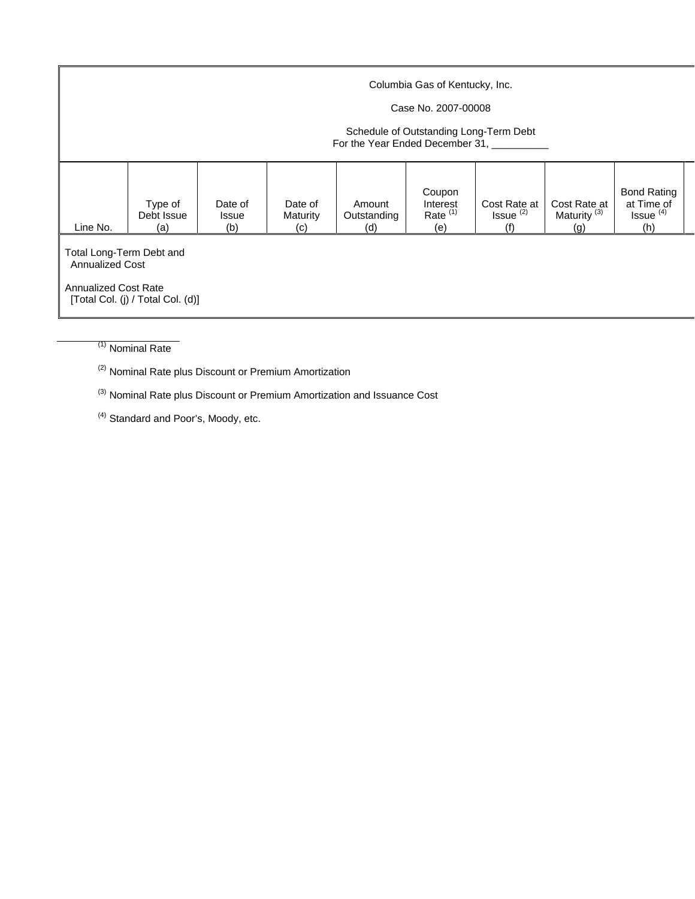Columbia Gas of Kentucky, Inc.

Case No. 2007-00008

Schedule of Outstanding Long-Term Debt
For the Year Ended December 31, __________

| Line No. | Type of Debt Issue (a) | Date of Issue (b) | Date of Maturity (c) | Amount Outstanding (d) | Coupon Interest Rate [(1)] (e) | Cost Rate at Issue [(2)] (f) | Cost Rate at Maturity [(3)] (g) | Bond Rating at Time of Issue [(4)] (h) |
|---|---|---|---|---|---|---|---|---|
| Total Long-Term Debt and Annualized Cost | | | | | | | | |
| Annualized Cost Rate [Total Col. (j) / Total Col. (d)] | | | | | | | | |

(1) Nominal Rate

(2) Nominal Rate plus Discount or Premium Amortization

(3) Nominal Rate plus Discount or Premium Amortization and Issuance Cost

(4) Standard and Poor's, Moody, etc.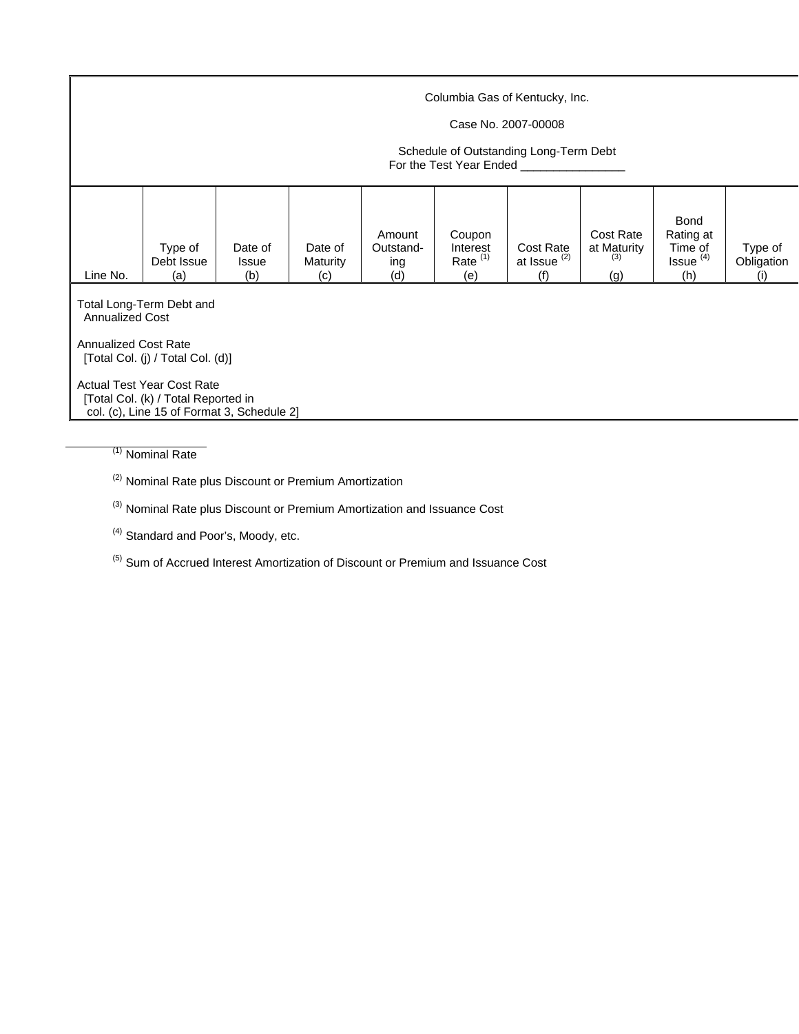Columbia Gas of Kentucky, Inc.

Case No. 2007-00008

Schedule of Outstanding Long-Term Debt
For the Test Year Ended ________________

| Line No. | Type of Debt Issue (a) | Date of Issue (b) | Date of Maturity (c) | Amount Outstand-ing (d) | Coupon Interest Rate [1] (e) | Cost Rate at Issue [2] (f) | Cost Rate at Maturity [3] (g) | Bond Rating at Time of Issue [4] (h) | Type of Obligation (i) |
|---|---|---|---|---|---|---|---|---|---|
| Total Long-Term Debt and Annualized Cost | | | | | | | | | |
| Annualized Cost Rate [Total Col. (j) / Total Col. (d)] | | | | | | | | | |
| Actual Test Year Cost Rate [Total Col. (k) / Total Reported in col. (c), Line 15 of Format 3, Schedule 2] | | | | | | | | | |

[1] Nominal Rate

[2] Nominal Rate plus Discount or Premium Amortization

[3] Nominal Rate plus Discount or Premium Amortization and Issuance Cost

[4] Standard and Poor's, Moody, etc.

[5] Sum of Accrued Interest Amortization of Discount or Premium and Issuance Cost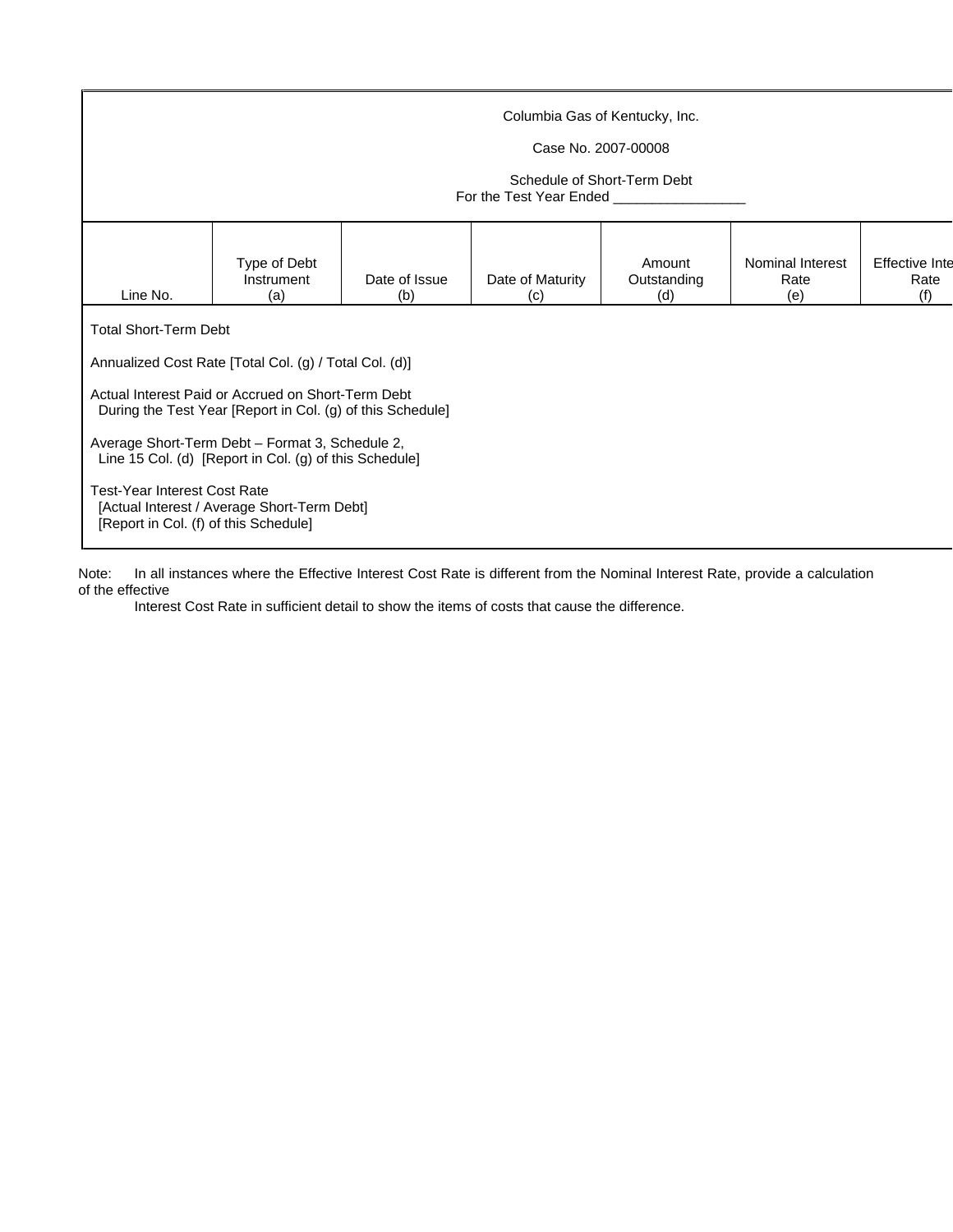Columbia Gas of Kentucky, Inc.

Case No. 2007-00008

Schedule of Short-Term Debt
For the Test Year Ended _________________

| Line No. | Type of Debt Instrument (a) | Date of Issue (b) | Date of Maturity (c) | Amount Outstanding (d) | Nominal Interest Rate (e) | Effective Inte Rate (f) |
|---|---|---|---|---|---|---|
| Total Short-Term Debt | | | | | | |
| Annualized Cost Rate [Total Col. (g) / Total Col. (d)] | | | | | | |
| Actual Interest Paid or Accrued on Short-Term Debt During the Test Year [Report in Col. (g) of this Schedule] | | | | | | |
| Average Short-Term Debt – Format 3, Schedule 2, Line 15 Col. (d) [Report in Col. (g) of this Schedule] | | | | | | |
| Test-Year Interest Cost Rate [Actual Interest / Average Short-Term Debt] [Report in Col. (f) of this Schedule] | | | | | | |

Note: In all instances where the Effective Interest Cost Rate is different from the Nominal Interest Rate, provide a calculation of the effective Interest Cost Rate in sufficient detail to show the items of costs that cause the difference.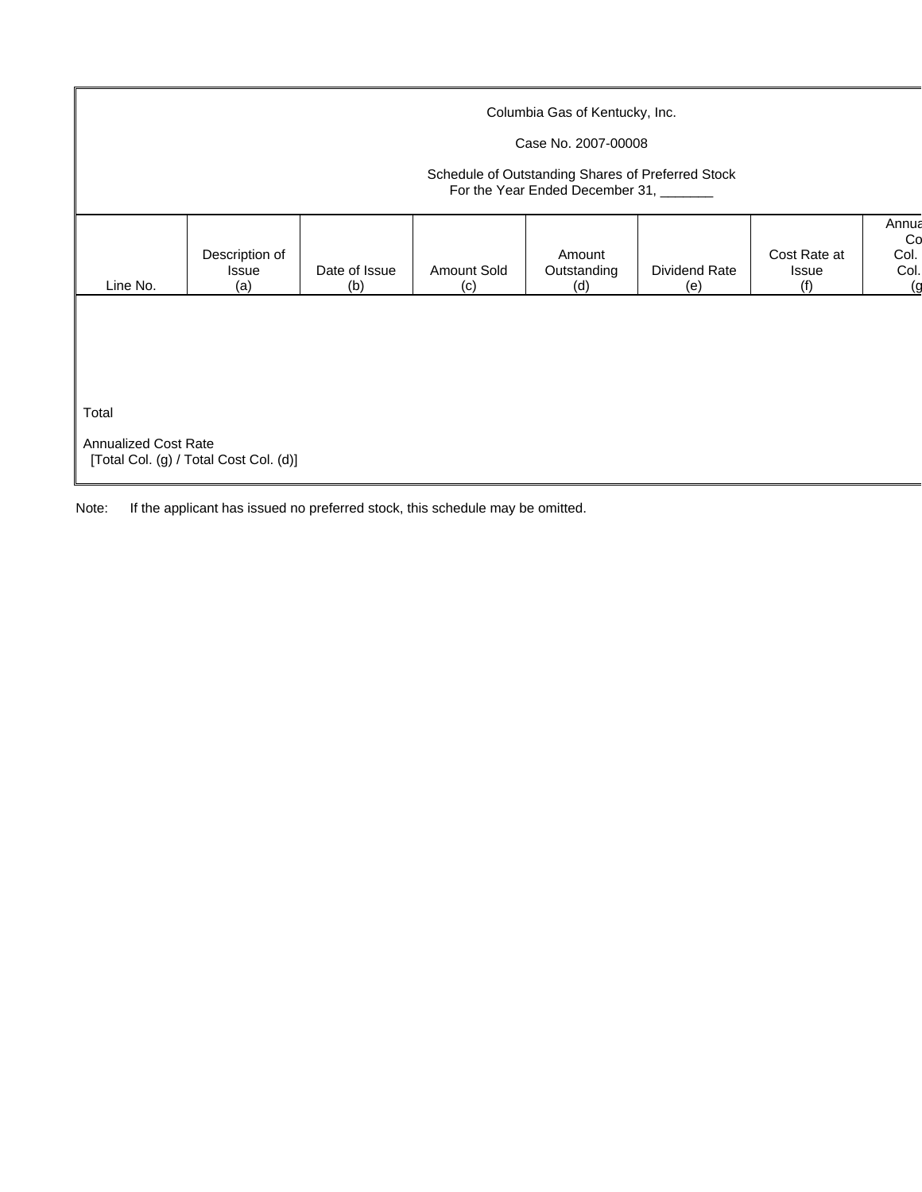Columbia Gas of Kentucky, Inc.

Case No. 2007-00008

Schedule of Outstanding Shares of Preferred Stock
For the Year Ended December 31, _______

| Line No. | Description of Issue (a) | Date of Issue (b) | Amount Sold (c) | Amount Outstanding (d) | Dividend Rate (e) | Cost Rate at Issue (f) | Annua Co Col. Col. (g |
|---|---|---|---|---|---|---|---|
| | | | | | | | |
| Total | | | | | | | |
| Annualized Cost Rate [Total Col. (g) / Total Cost Col. (d)] | | | | | | | |

Note: If the applicant has issued no preferred stock, this schedule may be omitted.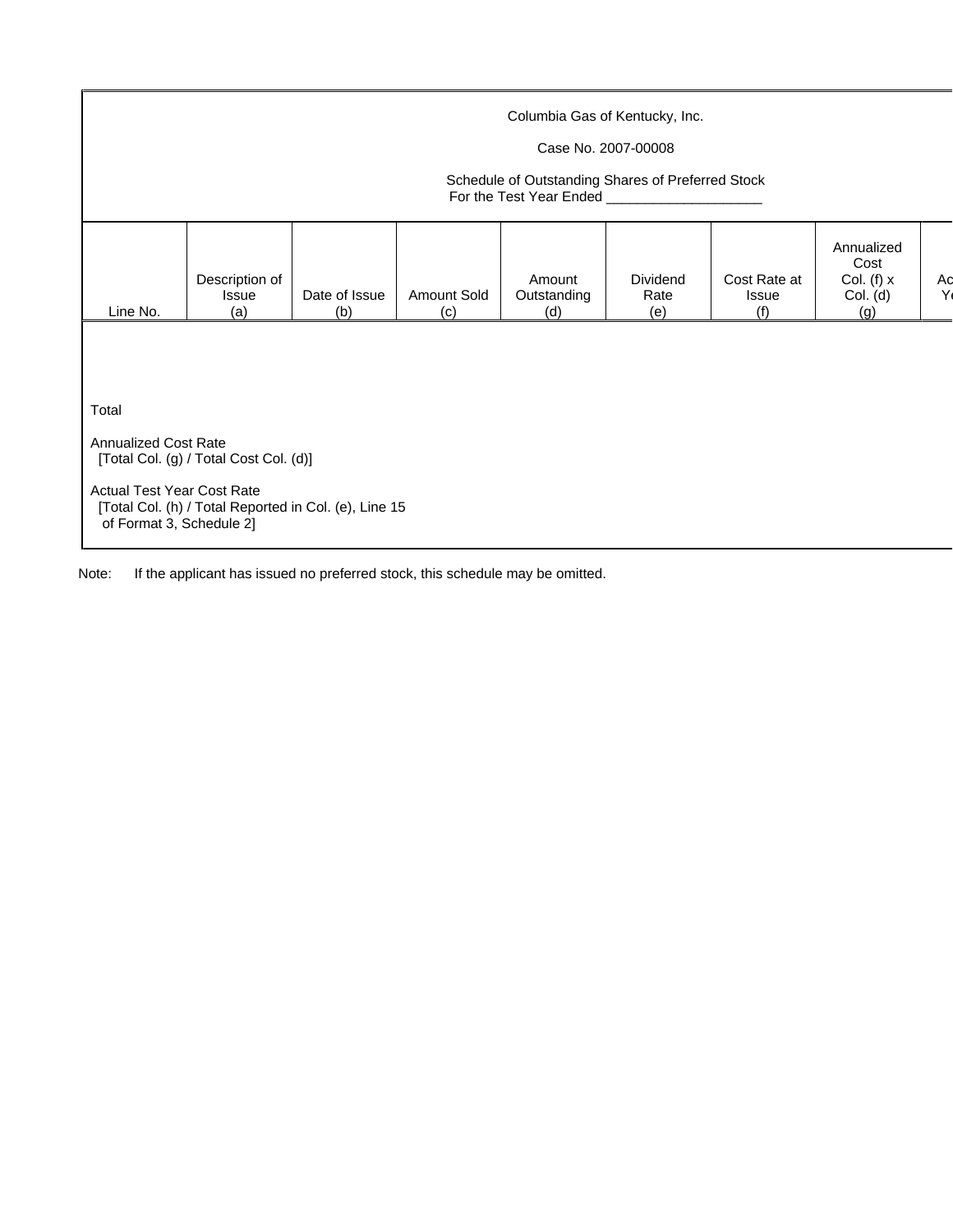Columbia Gas of Kentucky, Inc.

Case No. 2007-00008

Schedule of Outstanding Shares of Preferred Stock
For the Test Year Ended ___________________

| Line No. | Description of Issue (a) | Date of Issue (b) | Amount Sold (c) | Amount Outstanding (d) | Dividend Rate (e) | Cost Rate at Issue (f) | Annualized Cost Col. (f) x Col. (d) (g) | Ac Y |
|---|---|---|---|---|---|---|---|---|
| | | | | | | | | |
| Total | | | | | | | | |
| Annualized Cost Rate [Total Col. (g) / Total Cost Col. (d)] | | | | | | | | |
| Actual Test Year Cost Rate [Total Col. (h) / Total Reported in Col. (e), Line 15 of Format 3, Schedule 2] | | | | | | | | |

Note: If the applicant has issued no preferred stock, this schedule may be omitted.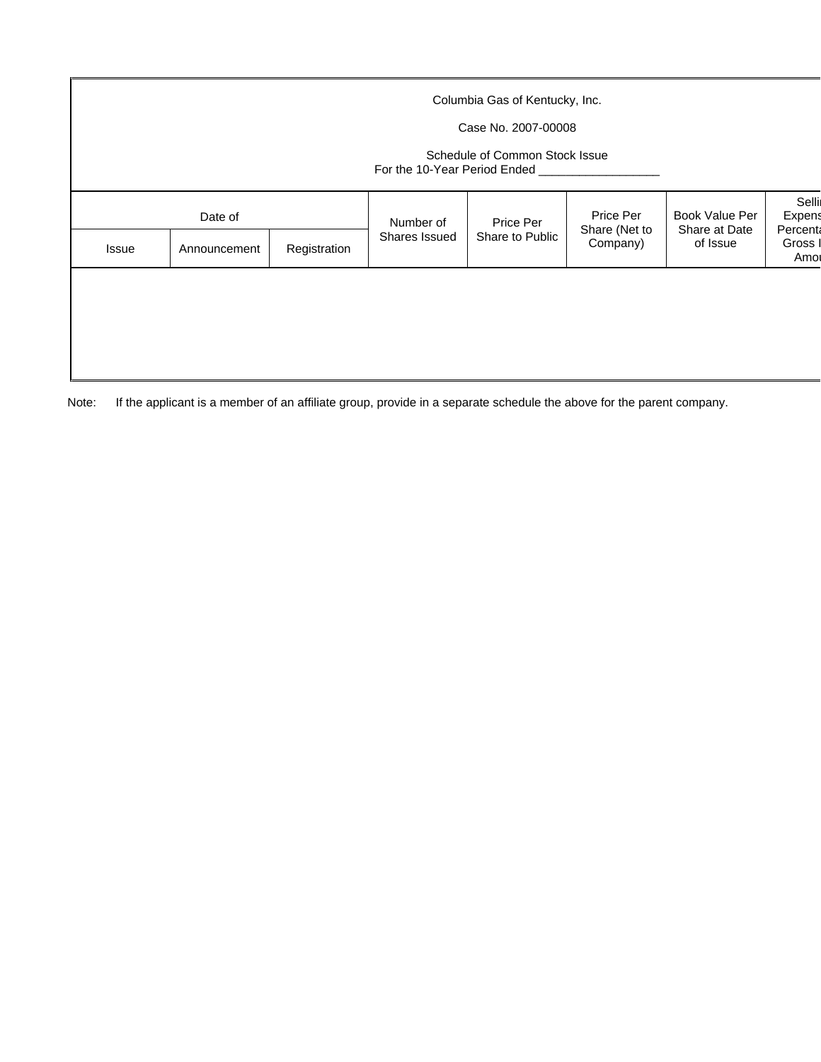Columbia Gas of Kentucky, Inc.

Case No. 2007-00008

Schedule of Common Stock Issue
For the 10-Year Period Ended __________________

| Date of | | | Number of Shares Issued | Price Per Share to Public | Price Per Share (Net to Company) | Book Value Per Share at Date of Issue | Selli Expens Percenta Gross I Amou |
|---|---|---|---|---|---|---|---|
| Issue | Announcement | Registration | | | | | |
| | | | | | | | |

Note: If the applicant is a member of an affiliate group, provide in a separate schedule the above for the parent company.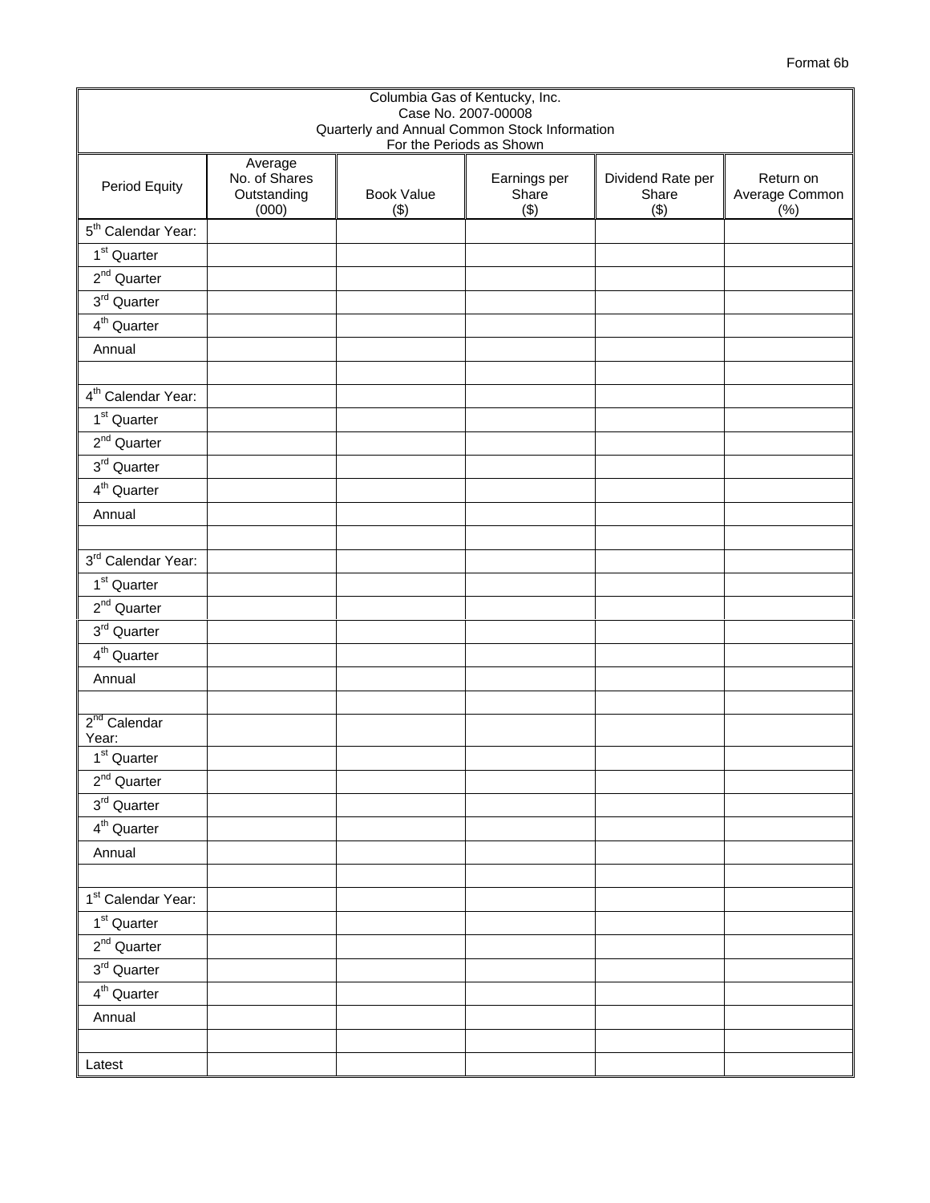Format 6b

| Columbia Gas of Kentucky, Inc.<br>Case No. 2007-00008<br>Quarterly and Annual Common Stock Information<br>For the Periods as Shown | | | | | |
|---|---|---|---|---|---|
| Period Equity | Average No. of Shares Outstanding (000) | Book Value ($) | Earnings per Share ($) | Dividend Rate per Share ($) | Return on Average Common (%) |
| 5th Calendar Year: | | | | | |
| 1st Quarter | | | | | |
| 2nd Quarter | | | | | |
| 3rd Quarter | | | | | |
| 4th Quarter | | | | | |
| Annual | | | | | |
| | | | | | |
| 4th Calendar Year: | | | | | |
| 1st Quarter | | | | | |
| 2nd Quarter | | | | | |
| 3rd Quarter | | | | | |
| 4th Quarter | | | | | |
| Annual | | | | | |
| | | | | | |
| 3rd Calendar Year: | | | | | |
| 1st Quarter | | | | | |
| 2nd Quarter | | | | | |
| 3rd Quarter | | | | | |
| 4th Quarter | | | | | |
| Annual | | | | | |
| | | | | | |
| 2nd Calendar Year: | | | | | |
| 1st Quarter | | | | | |
| 2nd Quarter | | | | | |
| 3rd Quarter | | | | | |
| 4th Quarter | | | | | |
| Annual | | | | | |
| | | | | | |
| 1st Calendar Year: | | | | | |
| 1st Quarter | | | | | |
| 2nd Quarter | | | | | |
| 3rd Quarter | | | | | |
| 4th Quarter | | | | | |
| Annual | | | | | |
| | | | | | |
| Latest | | | | | |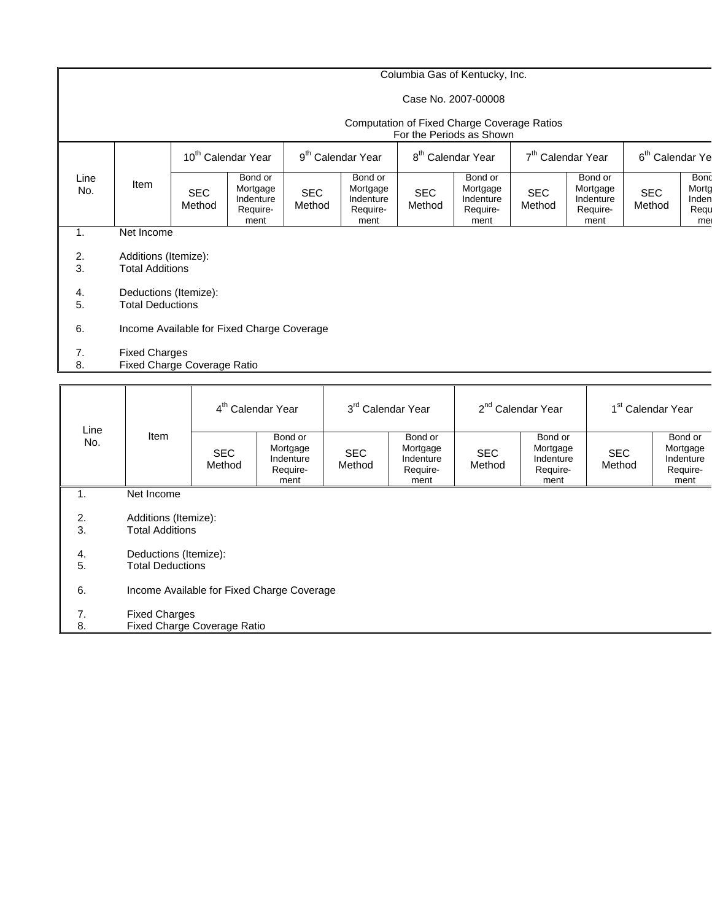Columbia Gas of Kentucky, Inc.

Case No. 2007-00008

Computation of Fixed Charge Coverage Ratios
For the Periods as Shown

| Line No. | Item | 10th Calendar Year | | 9th Calendar Year | | 8th Calendar Year | | 7th Calendar Year | | 6th Calendar Ye | |
|---|---|---|---|---|---|---|---|---|---|---|---|
| | | SEC Method | Bond or Mortgage Indenture Require-ment | SEC Method | Bond or Mortgage Indenture Require-ment | SEC Method | Bond or Mortgage Indenture Require-ment | SEC Method | Bond or Mortgage Indenture Require-ment | SEC Method | Bond Mortg Inden Requ mer |
| 1. | Net Income | | | | | | | | | | |
| 2. | Additions (Itemize): | | | | | | | | | | |
| 3. | Total Additions | | | | | | | | | | |
| 4. | Deductions (Itemize): | | | | | | | | | | |
| 5. | Total Deductions | | | | | | | | | | |
| 6. | Income Available for Fixed Charge Coverage | | | | | | | | | | |
| 7. | Fixed Charges | | | | | | | | | | |
| 8. | Fixed Charge Coverage Ratio | | | | | | | | | | |

| Line No. | Item | 4th Calendar Year | | 3rd Calendar Year | | 2nd Calendar Year | | 1st Calendar Year | |
|---|---|---|---|---|---|---|---|---|---|
| | | SEC Method | Bond or Mortgage Indenture Require-ment | SEC Method | Bond or Mortgage Indenture Require-ment | SEC Method | Bond or Mortgage Indenture Require-ment | SEC Method | Bond or Mortgage Indenture Require-ment |
| 1. | Net Income | | | | | | | | |
| 2. | Additions (Itemize): | | | | | | | | |
| 3. | Total Additions | | | | | | | | |
| 4. | Deductions (Itemize): | | | | | | | | |
| 5. | Total Deductions | | | | | | | | |
| 6. | Income Available for Fixed Charge Coverage | | | | | | | | |
| 7. | Fixed Charges | | | | | | | | |
| 8. | Fixed Charge Coverage Ratio | | | | | | | | |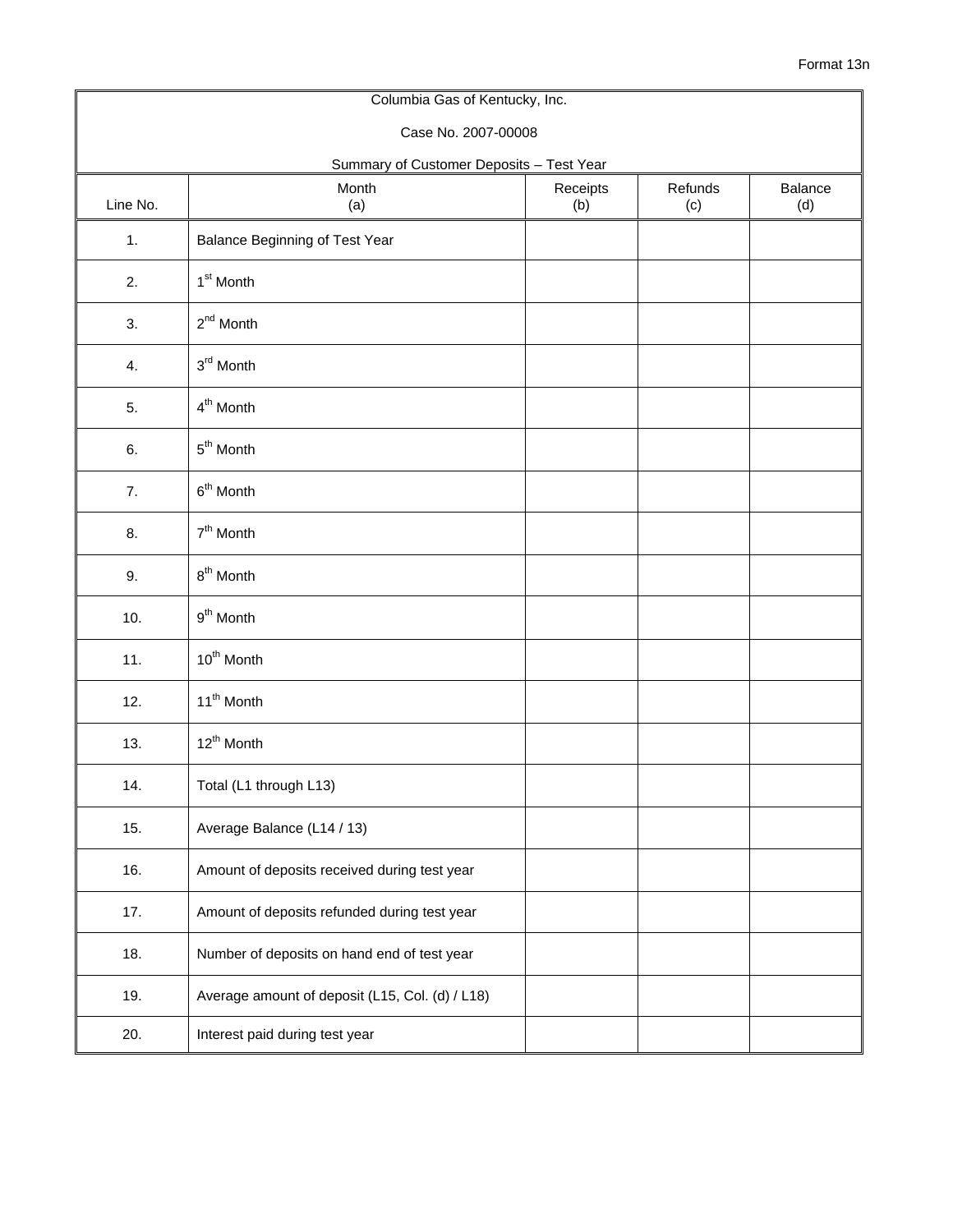Format 13n

| Columbia Gas of Kentucky, Inc.<br>Case No. 2007-00008<br>Summary of Customer Deposits – Test Year | | | | |
|---|---|---|---|---|
| Line No. | Month<br>(a) | Receipts<br>(b) | Refunds<br>(c) | Balance<br>(d) |
| 1. | Balance Beginning of Test Year | | | |
| 2. | 1st Month | | | |
| 3. | 2nd Month | | | |
| 4. | 3rd Month | | | |
| 5. | 4th Month | | | |
| 6. | 5th Month | | | |
| 7. | 6th Month | | | |
| 8. | 7th Month | | | |
| 9. | 8th Month | | | |
| 10. | 9th Month | | | |
| 11. | 10th Month | | | |
| 12. | 11th Month | | | |
| 13. | 12th Month | | | |
| 14. | Total (L1 through L13) | | | |
| 15. | Average Balance (L14 / 13) | | | |
| 16. | Amount of deposits received during test year | | | |
| 17. | Amount of deposits refunded during test year | | | |
| 18. | Number of deposits on hand end of test year | | | |
| 19. | Average amount of deposit (L15, Col. (d) / L18) | | | |
| 20. | Interest paid during test year | | | |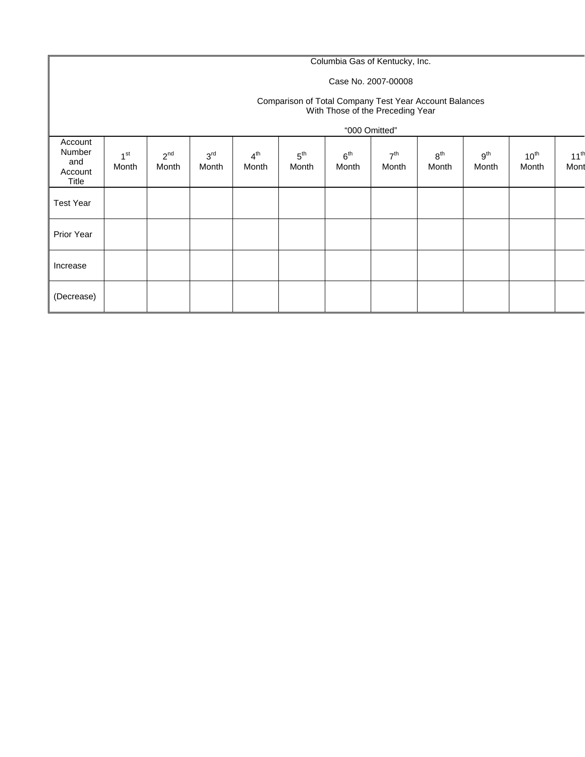Columbia Gas of Kentucky, Inc.

Case No. 2007-00008

Comparison of Total Company Test Year Account Balances
With Those of the Preceding Year

"000 Omitted"

| Account Number and Account Title | 1st Month | 2nd Month | 3rd Month | 4th Month | 5th Month | 6th Month | 7th Month | 8th Month | 9th Month | 10th Month | 11th Mont |
|---|---|---|---|---|---|---|---|---|---|---|---|
| Test Year | | | | | | | | | | | |
| Prior Year | | | | | | | | | | | |
| Increase | | | | | | | | | | | |
| (Decrease) | | | | | | | | | | | |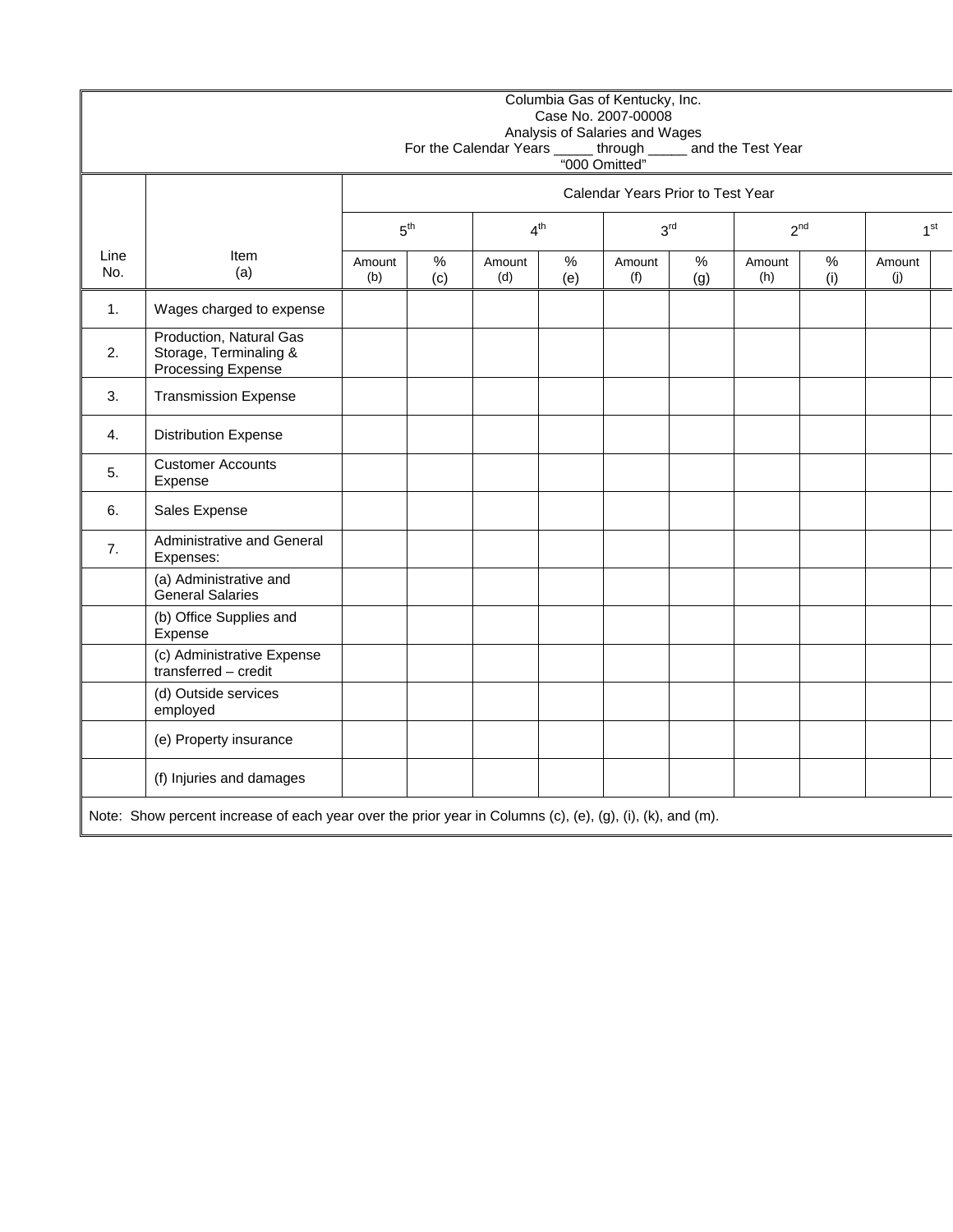Columbia Gas of Kentucky, Inc.
Case No. 2007-00008
Analysis of Salaries and Wages
For the Calendar Years _____ through _____ and the Test Year
"000 Omitted"

| | | Calendar Years Prior to Test Year | | | | | | | | | |
|---|---|---|---|---|---|---|---|---|---|---|---|
| | | 5th | | 4th | | 3rd | | 2nd | | 1st | |
| Line No. | Item (a) | Amount (b) | % (c) | Amount (d) | % (e) | Amount (f) | % (g) | Amount (h) | % (i) | Amount (j) | |
| 1. | Wages charged to expense | | | | | | | | | | |
| 2. | Production, Natural Gas Storage, Terminaling & Processing Expense | | | | | | | | | | |
| 3. | Transmission Expense | | | | | | | | | | |
| 4. | Distribution Expense | | | | | | | | | | |
| 5. | Customer Accounts Expense | | | | | | | | | | |
| 6. | Sales Expense | | | | | | | | | | |
| 7. | Administrative and General Expenses: | | | | | | | | | | |
| | (a) Administrative and General Salaries | | | | | | | | | | |
| | (b) Office Supplies and Expense | | | | | | | | | | |
| | (c) Administrative Expense transferred – credit | | | | | | | | | | |
| | (d) Outside services employed | | | | | | | | | | |
| | (e) Property insurance | | | | | | | | | | |
| | (f) Injuries and damages | | | | | | | | | | |

Note: Show percent increase of each year over the prior year in Columns (c), (e), (g), (i), (k), and (m).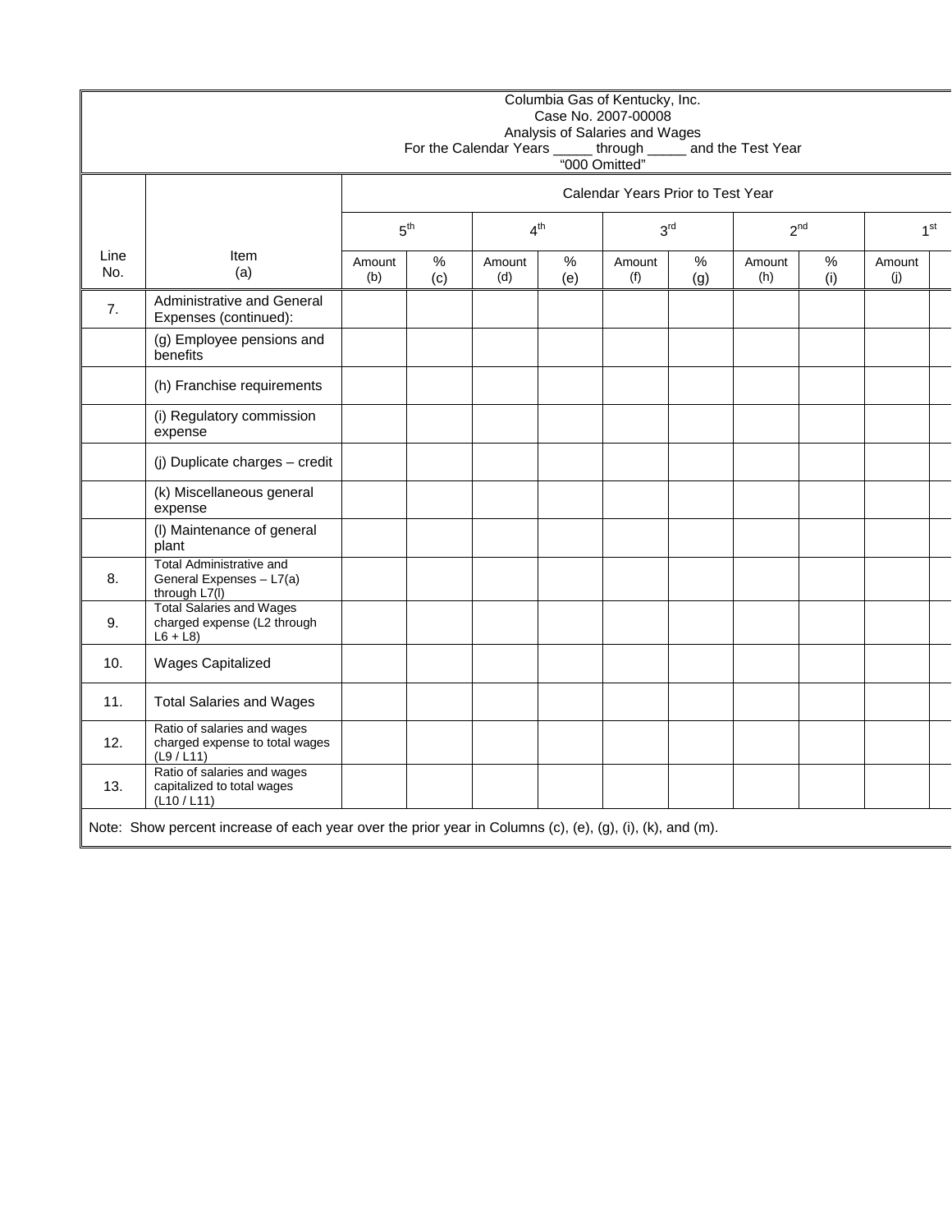Columbia Gas of Kentucky, Inc.
Case No. 2007-00008
Analysis of Salaries and Wages
For the Calendar Years _____ through _____ and the Test Year
"000 Omitted"

| | | Calendar Years Prior to Test Year | | | | | | | | | |
|---|---|---|---|---|---|---|---|---|---|---|---|
| | | 5th | | 4th | | 3rd | | 2nd | | 1st | |
| Line No. | Item (a) | Amount (b) | % (c) | Amount (d) | % (e) | Amount (f) | % (g) | Amount (h) | % (i) | Amount (j) | |
| 7. | Administrative and General Expenses (continued): | | | | | | | | | | |
| | (g) Employee pensions and benefits | | | | | | | | | | |
| | (h) Franchise requirements | | | | | | | | | | |
| | (i) Regulatory commission expense | | | | | | | | | | |
| | (j) Duplicate charges – credit | | | | | | | | | | |
| | (k) Miscellaneous general expense | | | | | | | | | | |
| | (l) Maintenance of general plant | | | | | | | | | | |
| 8. | Total Administrative and General Expenses – L7(a) through L7(l) | | | | | | | | | | |
| 9. | Total Salaries and Wages charged expense (L2 through L6 + L8) | | | | | | | | | | |
| 10. | Wages Capitalized | | | | | | | | | | |
| 11. | Total Salaries and Wages | | | | | | | | | | |
| 12. | Ratio of salaries and wages charged expense to total wages (L9 / L11) | | | | | | | | | | |
| 13. | Ratio of salaries and wages capitalized to total wages (L10 / L11) | | | | | | | | | | |

Note: Show percent increase of each year over the prior year in Columns (c), (e), (g), (i), (k), and (m).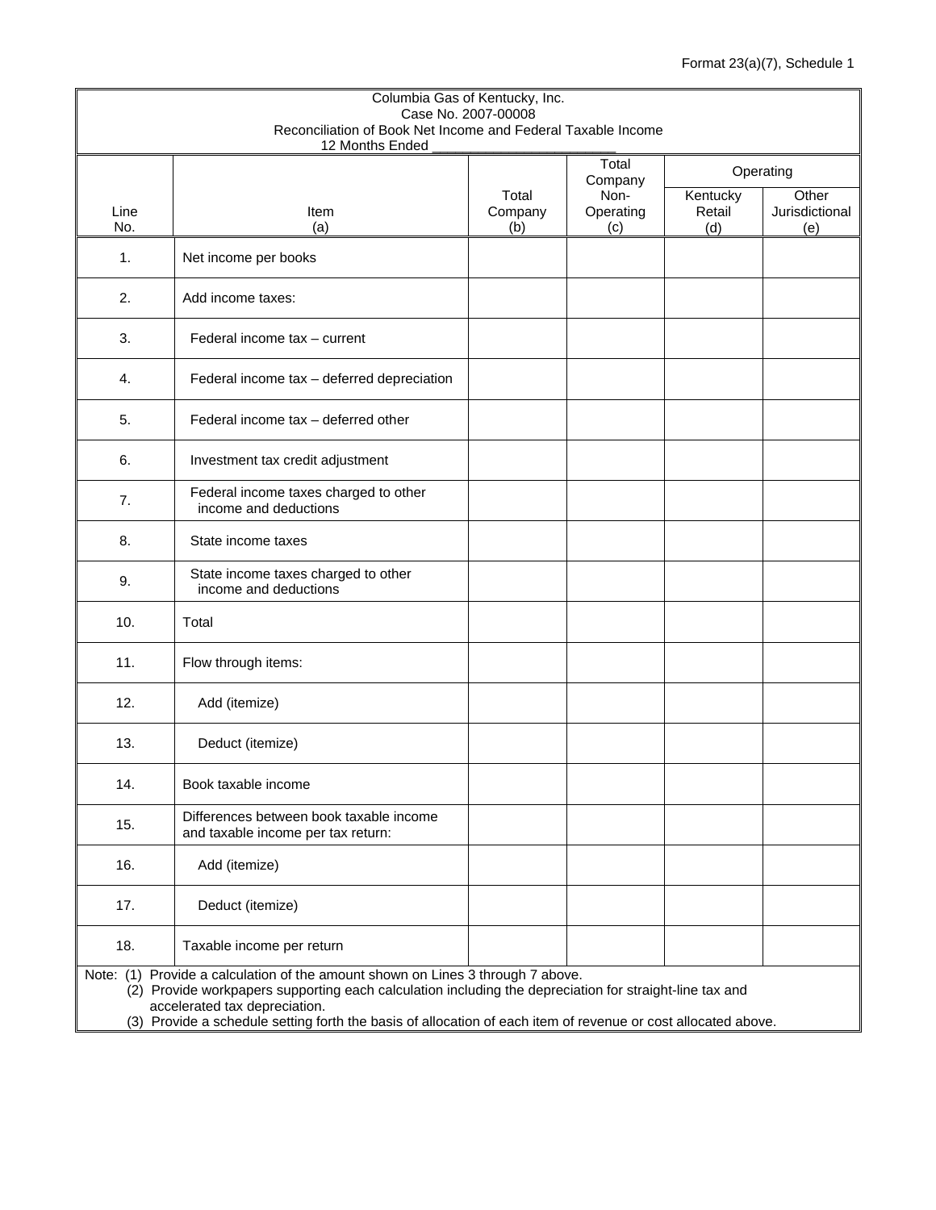Format 23(a)(7), Schedule 1

Columbia Gas of Kentucky, Inc.
Case No. 2007-00008
Reconciliation of Book Net Income and Federal Taxable Income
12 Months Ended ________________________

| Line No. | Item (a) | Total Company (b) | Total Company Non-Operating (c) | Operating | |
|---|---|---|---|---|---|
| | | | | Kentucky Retail (d) | Other Jurisdictional (e) |
| 1. | Net income per books | | | | |
| 2. | Add income taxes: | | | | |
| 3. | Federal income tax – current | | | | |
| 4. | Federal income tax – deferred depreciation | | | | |
| 5. | Federal income tax – deferred other | | | | |
| 6. | Investment tax credit adjustment | | | | |
| 7. | Federal income taxes charged to other income and deductions | | | | |
| 8. | State income taxes | | | | |
| 9. | State income taxes charged to other income and deductions | | | | |
| 10. | Total | | | | |
| 11. | Flow through items: | | | | |
| 12. | Add (itemize) | | | | |
| 13. | Deduct (itemize) | | | | |
| 14. | Book taxable income | | | | |
| 15. | Differences between book taxable income and taxable income per tax return: | | | | |
| 16. | Add (itemize) | | | | |
| 17. | Deduct (itemize) | | | | |
| 18. | Taxable income per return | | | | |

Note: (1) Provide a calculation of the amount shown on Lines 3 through 7 above.
(2) Provide workpapers supporting each calculation including the depreciation for straight-line tax and accelerated tax depreciation.
(3) Provide a schedule setting forth the basis of allocation of each item of revenue or cost allocated above.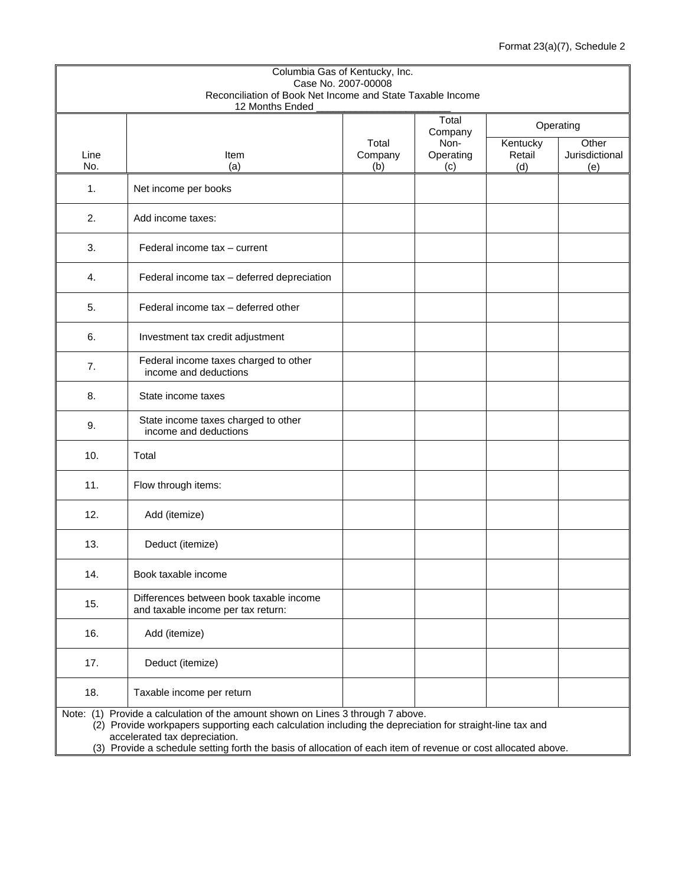Format 23(a)(7), Schedule 2

Columbia Gas of Kentucky, Inc.
Case No. 2007-00008
Reconciliation of Book Net Income and State Taxable Income
12 Months Ended _______________________

| Line No. | Item (a) | Total Company (b) | Total Company Non-Operating (c) | Operating | |
|---|---|---|---|---|---|
| | | | | Kentucky Retail (d) | Other Jurisdictional (e) |
| 1. | Net income per books | | | | |
| 2. | Add income taxes: | | | | |
| 3. | Federal income tax – current | | | | |
| 4. | Federal income tax – deferred depreciation | | | | |
| 5. | Federal income tax – deferred other | | | | |
| 6. | Investment tax credit adjustment | | | | |
| 7. | Federal income taxes charged to other income and deductions | | | | |
| 8. | State income taxes | | | | |
| 9. | State income taxes charged to other income and deductions | | | | |
| 10. | Total | | | | |
| 11. | Flow through items: | | | | |
| 12. | Add (itemize) | | | | |
| 13. | Deduct (itemize) | | | | |
| 14. | Book taxable income | | | | |
| 15. | Differences between book taxable income and taxable income per tax return: | | | | |
| 16. | Add (itemize) | | | | |
| 17. | Deduct (itemize) | | | | |
| 18. | Taxable income per return | | | | |

Note: (1) Provide a calculation of the amount shown on Lines 3 through 7 above.
(2) Provide workpapers supporting each calculation including the depreciation for straight-line tax and accelerated tax depreciation.
(3) Provide a schedule setting forth the basis of allocation of each item of revenue or cost allocated above.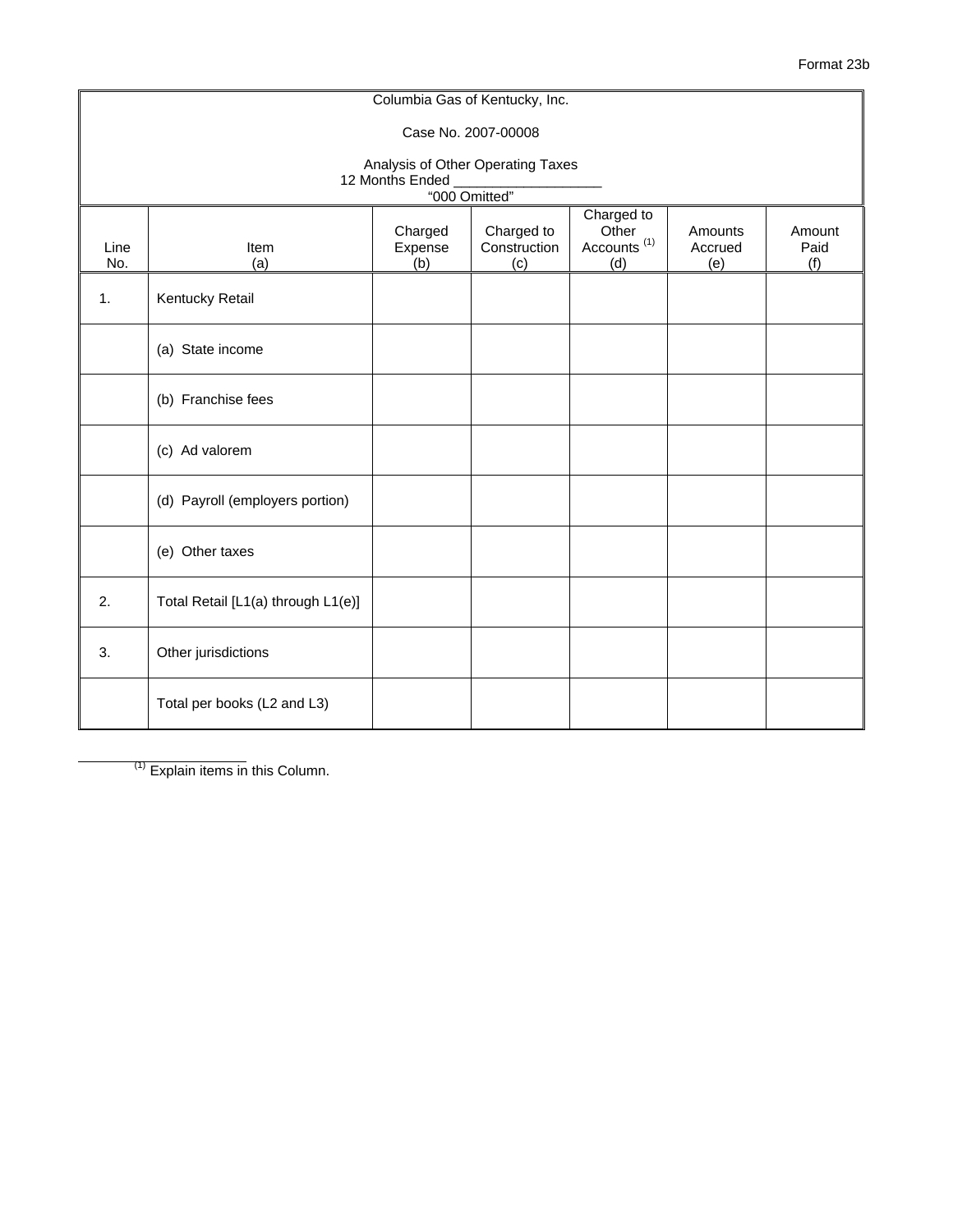Format 23b

Columbia Gas of Kentucky, Inc.

Case No. 2007-00008

Analysis of Other Operating Taxes
12 Months Ended ___________________
"000 Omitted"

| Line No. | Item (a) | Charged Expense (b) | Charged to Construction (c) | Charged to Other Accounts [(1)] (d) | Amounts Accrued (e) | Amount Paid (f) |
|---|---|---|---|---|---|---|
| 1. | Kentucky Retail | | | | | |
| | (a) State income | | | | | |
| | (b) Franchise fees | | | | | |
| | (c) Ad valorem | | | | | |
| | (d) Payroll (employers portion) | | | | | |
| | (e) Other taxes | | | | | |
| 2. | Total Retail [L1(a) through L1(e)] | | | | | |
| 3. | Other jurisdictions | | | | | |
| | Total per books (L2 and L3) | | | | | |

[(1)] Explain items in this Column.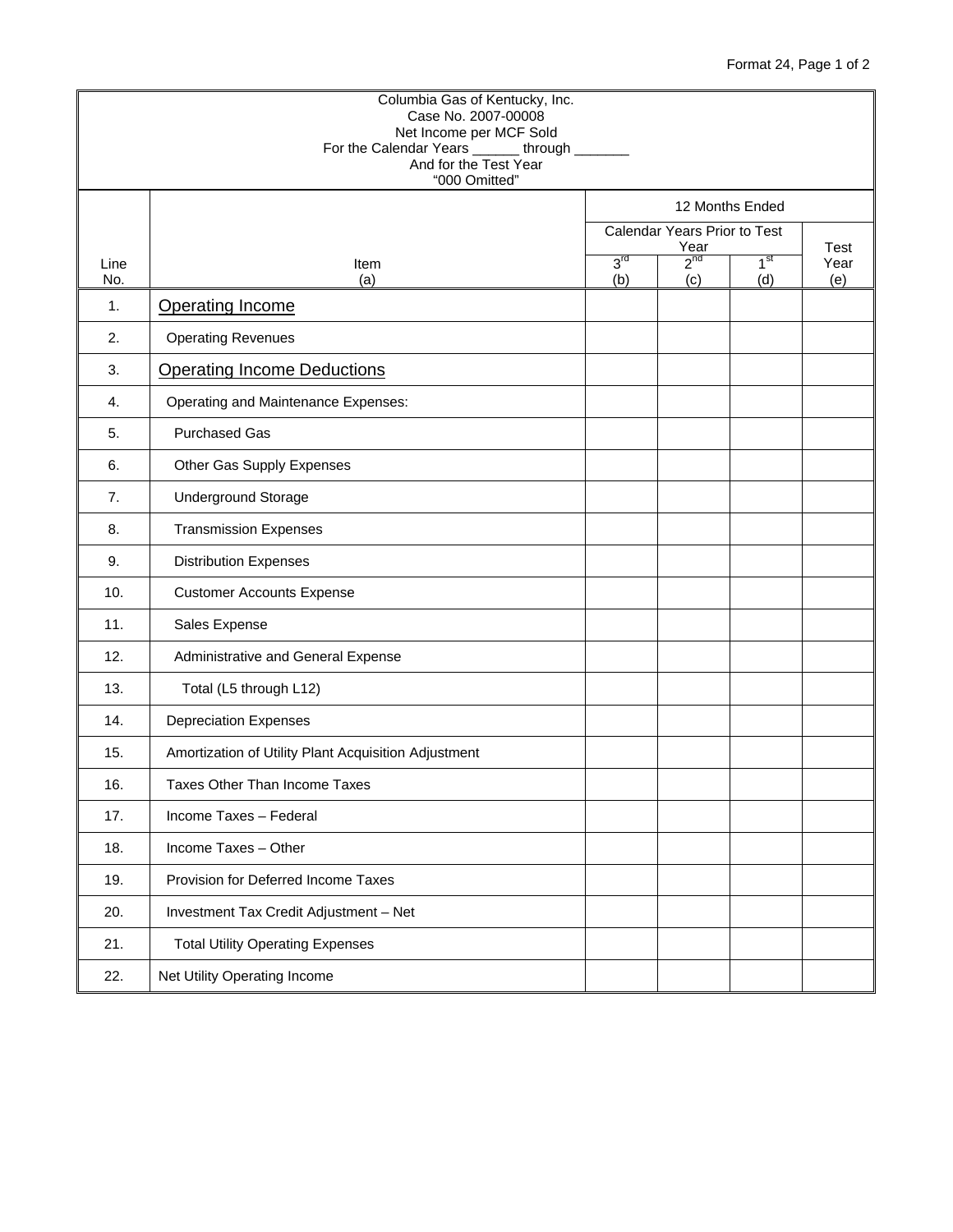Format 24, Page 1 of 2

| Columbia Gas of Kentucky, Inc.<br>Case No. 2007-00008<br>Net Income per MCF Sold<br>For the Calendar Years ______ through _______<br>And for the Test Year<br>"000 Omitted" | | | | | |
|---|---|---|---|---|---|
| | | 12 Months Ended | | | |
| | | Calendar Years Prior to Test Year | | | Test Year |
| Line No. | Item (a) | 3rd (b) | 2nd (c) | 1st (d) | (e) |
| 1. | Operating Income | | | | |
| 2. | Operating Revenues | | | | |
| 3. | Operating Income Deductions | | | | |
| 4. | Operating and Maintenance Expenses: | | | | |
| 5. | Purchased Gas | | | | |
| 6. | Other Gas Supply Expenses | | | | |
| 7. | Underground Storage | | | | |
| 8. | Transmission Expenses | | | | |
| 9. | Distribution Expenses | | | | |
| 10. | Customer Accounts Expense | | | | |
| 11. | Sales Expense | | | | |
| 12. | Administrative and General Expense | | | | |
| 13. | Total (L5 through L12) | | | | |
| 14. | Depreciation Expenses | | | | |
| 15. | Amortization of Utility Plant Acquisition Adjustment | | | | |
| 16. | Taxes Other Than Income Taxes | | | | |
| 17. | Income Taxes – Federal | | | | |
| 18. | Income Taxes – Other | | | | |
| 19. | Provision for Deferred Income Taxes | | | | |
| 20. | Investment Tax Credit Adjustment – Net | | | | |
| 21. | Total Utility Operating Expenses | | | | |
| 22. | Net Utility Operating Income | | | | |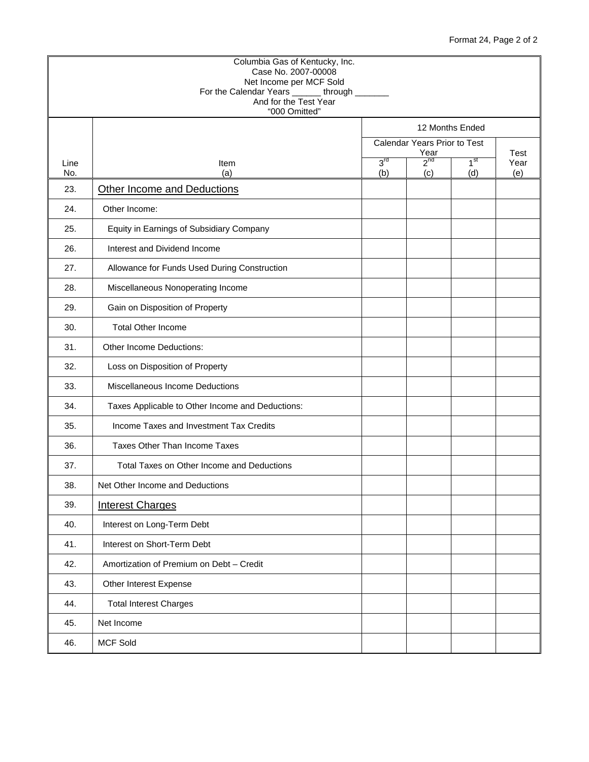Format 24, Page 2 of 2

| Columbia Gas of Kentucky, Inc.<br>Case No. 2007-00008<br>Net Income per MCF Sold<br>For the Calendar Years ______ through _______<br>And for the Test Year<br>"000 Omitted" | | | | | |
|---|---|---|---|---|---|
| | | 12 Months Ended | | | |
| | | Calendar Years Prior to Test Year | | | Test Year |
| Line No. | Item (a) | 3rd (b) | 2nd (c) | 1st (d) | (e) |
| 23. | Other Income and Deductions | | | | |
| 24. | Other Income: | | | | |
| 25. | Equity in Earnings of Subsidiary Company | | | | |
| 26. | Interest and Dividend Income | | | | |
| 27. | Allowance for Funds Used During Construction | | | | |
| 28. | Miscellaneous Nonoperating Income | | | | |
| 29. | Gain on Disposition of Property | | | | |
| 30. | Total Other Income | | | | |
| 31. | Other Income Deductions: | | | | |
| 32. | Loss on Disposition of Property | | | | |
| 33. | Miscellaneous Income Deductions | | | | |
| 34. | Taxes Applicable to Other Income and Deductions: | | | | |
| 35. | Income Taxes and Investment Tax Credits | | | | |
| 36. | Taxes Other Than Income Taxes | | | | |
| 37. | Total Taxes on Other Income and Deductions | | | | |
| 38. | Net Other Income and Deductions | | | | |
| 39. | Interest Charges | | | | |
| 40. | Interest on Long-Term Debt | | | | |
| 41. | Interest on Short-Term Debt | | | | |
| 42. | Amortization of Premium on Debt – Credit | | | | |
| 43. | Other Interest Expense | | | | |
| 44. | Total Interest Charges | | | | |
| 45. | Net Income | | | | |
| 46. | MCF Sold | | | | |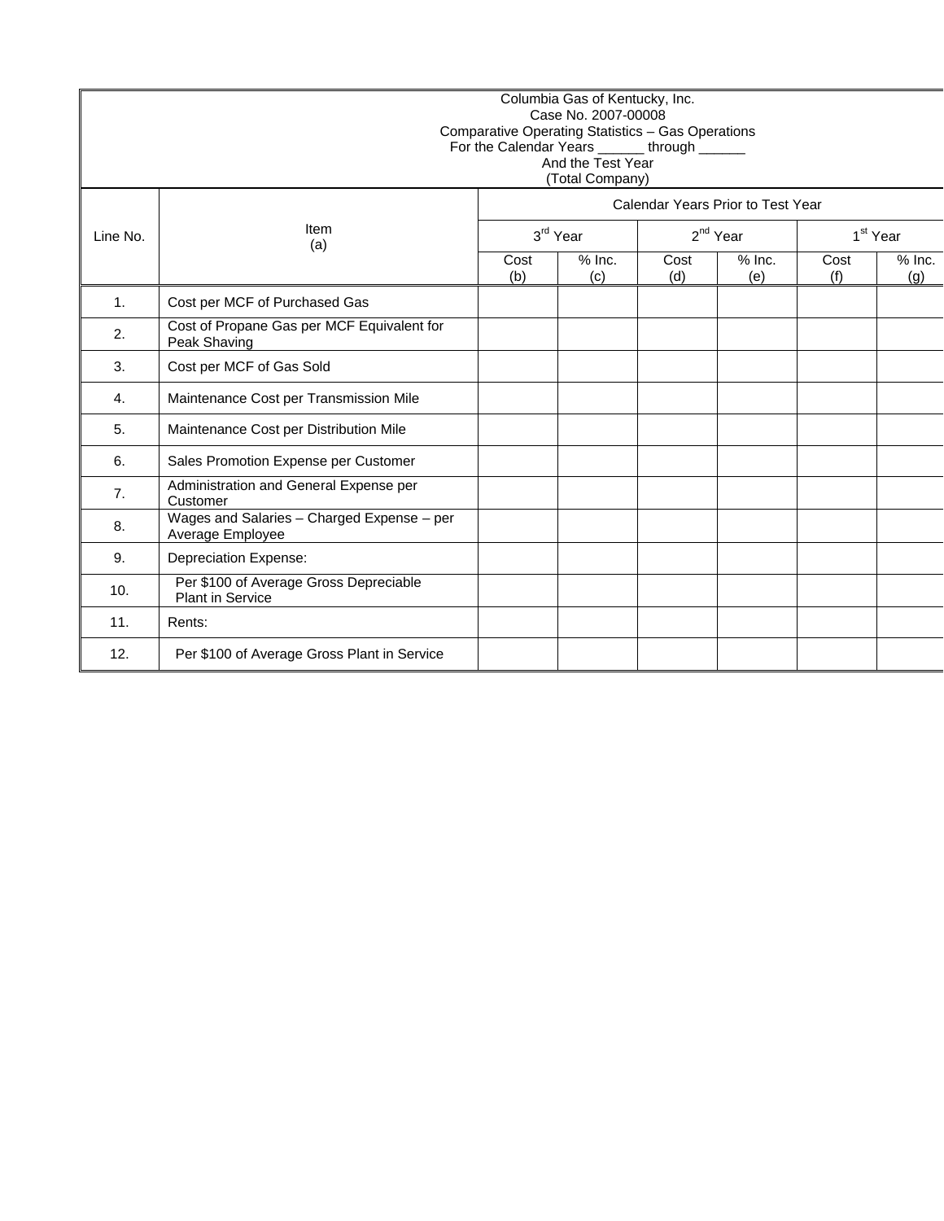Columbia Gas of Kentucky, Inc.
Case No. 2007-00008
Comparative Operating Statistics – Gas Operations
For the Calendar Years ______ through ______
And the Test Year
(Total Company)

| Line No. | Item (a) | Calendar Years Prior to Test Year | | | | | |
|---|---|---|---|---|---|---|---|
| | | 3rd Year | | 2nd Year | | 1st Year | |
| | | Cost (b) | % Inc. (c) | Cost (d) | % Inc. (e) | Cost (f) | % Inc. (g) |
| 1. | Cost per MCF of Purchased Gas | | | | | | |
| 2. | Cost of Propane Gas per MCF Equivalent for Peak Shaving | | | | | | |
| 3. | Cost per MCF of Gas Sold | | | | | | |
| 4. | Maintenance Cost per Transmission Mile | | | | | | |
| 5. | Maintenance Cost per Distribution Mile | | | | | | |
| 6. | Sales Promotion Expense per Customer | | | | | | |
| 7. | Administration and General Expense per Customer | | | | | | |
| 8. | Wages and Salaries – Charged Expense – per Average Employee | | | | | | |
| 9. | Depreciation Expense: | | | | | | |
| 10. | Per $100 of Average Gross Depreciable Plant in Service | | | | | | |
| 11. | Rents: | | | | | | |
| 12. | Per $100 of Average Gross Plant in Service | | | | | | |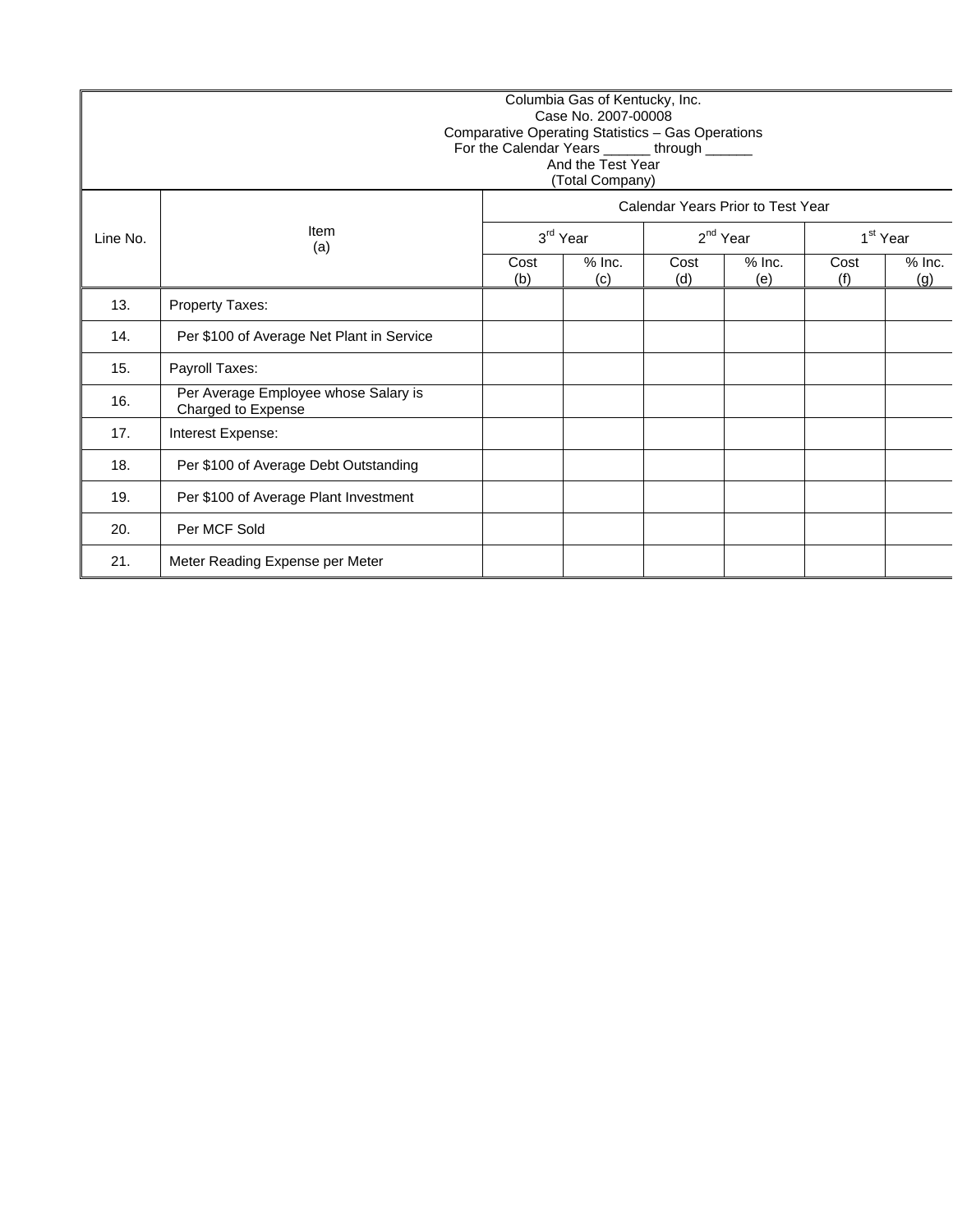| Columbia Gas of Kentucky, Inc.<br>Case No. 2007-00008<br>Comparative Operating Statistics – Gas Operations<br>For the Calendar Years ______ through ______<br>And the Test Year<br>(Total Company) | | | | | | | |
|---|---|---|---|---|---|---|---|
| | | Calendar Years Prior to Test Year | | | | | |
| Line No. | Item<br>(a) | 3rd Year | | 2nd Year | | 1st Year | |
| | | Cost<br>(b) | % Inc.<br>(c) | Cost<br>(d) | % Inc.<br>(e) | Cost<br>(f) | % Inc.<br>(g) |
| 13. | Property Taxes: | | | | | | |
| 14. | Per $100 of Average Net Plant in Service | | | | | | |
| 15. | Payroll Taxes: | | | | | | |
| 16. | Per Average Employee whose Salary is Charged to Expense | | | | | | |
| 17. | Interest Expense: | | | | | | |
| 18. | Per $100 of Average Debt Outstanding | | | | | | |
| 19. | Per $100 of Average Plant Investment | | | | | | |
| 20. | Per MCF Sold | | | | | | |
| 21. | Meter Reading Expense per Meter | | | | | | |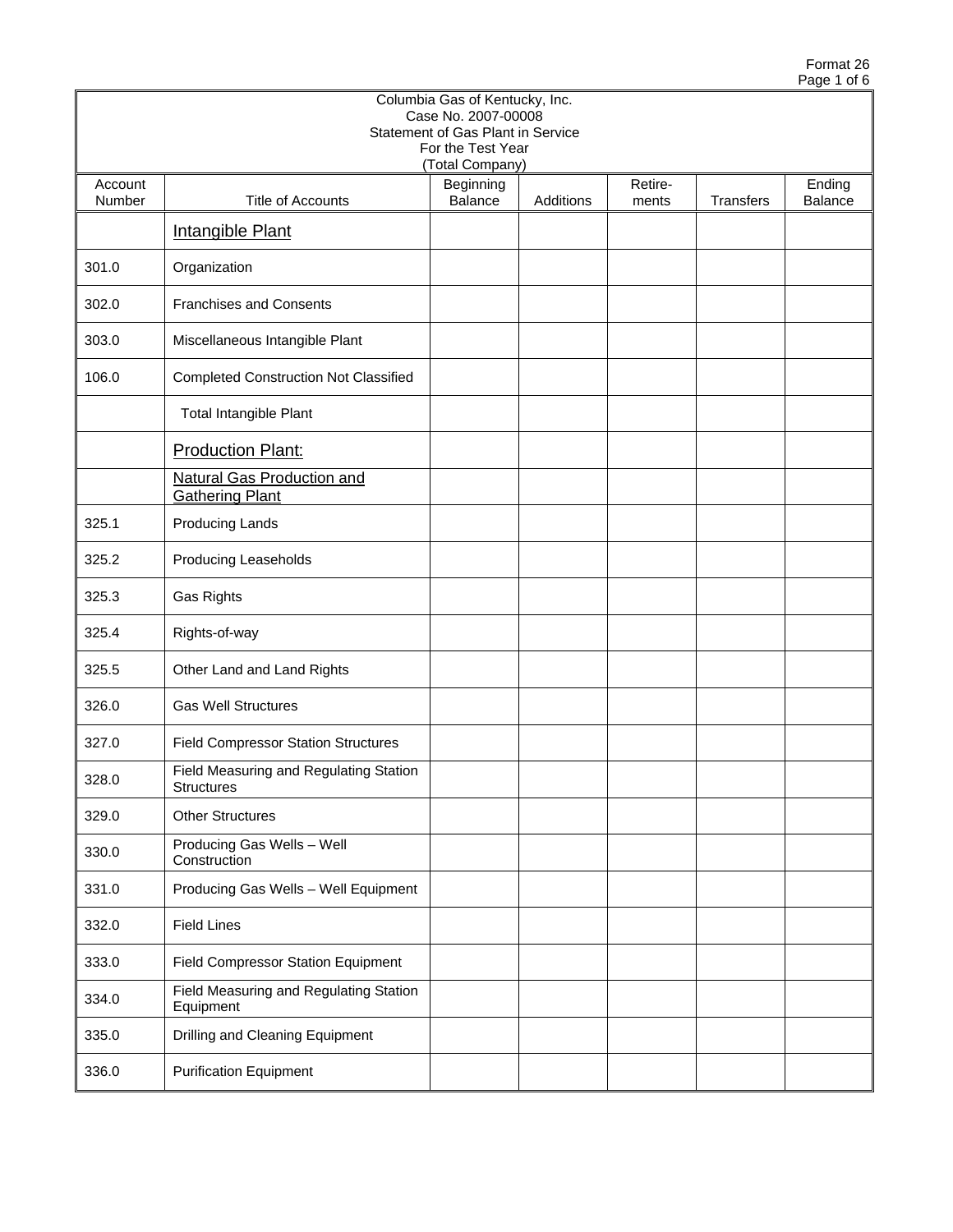Format 26

| Columbia Gas of Kentucky, Inc.<br>Case No. 2007-00008<br>Statement of Gas Plant in Service<br>For the Test Year<br>(Total Company) | | | | | | |
|---|---|---|---|---|---|---|
| Account Number | Title of Accounts | Beginning Balance | Additions | Retire-ments | Transfers | Ending Balance |
| | Intangible Plant | | | | | |
| 301.0 | Organization | | | | | |
| 302.0 | Franchises and Consents | | | | | |
| 303.0 | Miscellaneous Intangible Plant | | | | | |
| 106.0 | Completed Construction Not Classified | | | | | |
| | Total Intangible Plant | | | | | |
| | Production Plant: | | | | | |
| | Natural Gas Production and Gathering Plant | | | | | |
| 325.1 | Producing Lands | | | | | |
| 325.2 | Producing Leaseholds | | | | | |
| 325.3 | Gas Rights | | | | | |
| 325.4 | Rights-of-way | | | | | |
| 325.5 | Other Land and Land Rights | | | | | |
| 326.0 | Gas Well Structures | | | | | |
| 327.0 | Field Compressor Station Structures | | | | | |
| 328.0 | Field Measuring and Regulating Station Structures | | | | | |
| 329.0 | Other Structures | | | | | |
| 330.0 | Producing Gas Wells – Well Construction | | | | | |
| 331.0 | Producing Gas Wells – Well Equipment | | | | | |
| 332.0 | Field Lines | | | | | |
| 333.0 | Field Compressor Station Equipment | | | | | |
| 334.0 | Field Measuring and Regulating Station Equipment | | | | | |
| 335.0 | Drilling and Cleaning Equipment | | | | | |
| 336.0 | Purification Equipment | | | | | |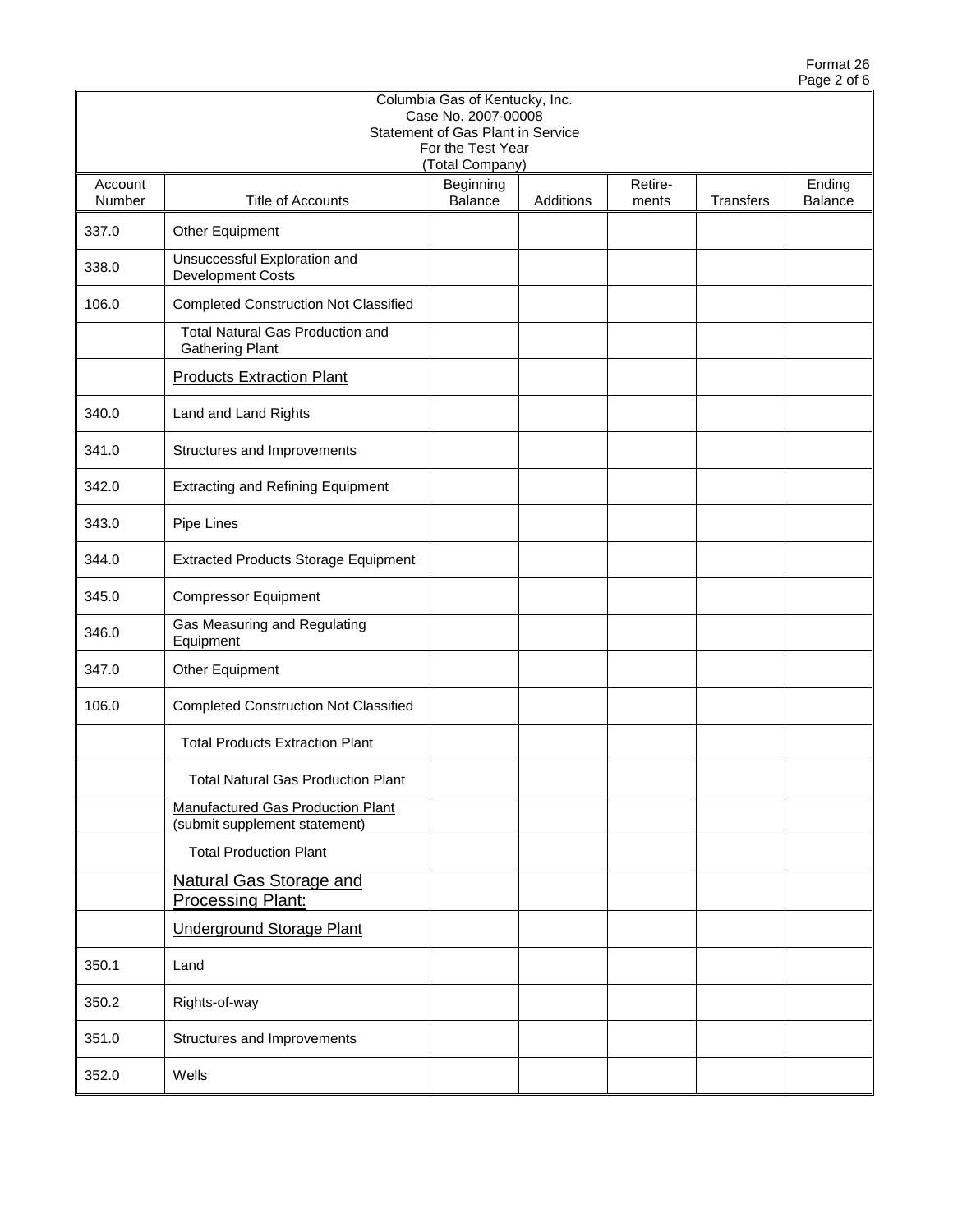Format 26

| Columbia Gas of Kentucky, Inc.<br>Case No. 2007-00008<br>Statement of Gas Plant in Service<br>For the Test Year<br>(Total Company) | | | | | | |
|---|---|---|---|---|---|---|
| Account Number | Title of Accounts | Beginning Balance | Additions | Retire-ments | Transfers | Ending Balance |
| 337.0 | Other Equipment | | | | | |
| 338.0 | Unsuccessful Exploration and Development Costs | | | | | |
| 106.0 | Completed Construction Not Classified | | | | | |
| | Total Natural Gas Production and Gathering Plant | | | | | |
| | Products Extraction Plant | | | | | |
| 340.0 | Land and Land Rights | | | | | |
| 341.0 | Structures and Improvements | | | | | |
| 342.0 | Extracting and Refining Equipment | | | | | |
| 343.0 | Pipe Lines | | | | | |
| 344.0 | Extracted Products Storage Equipment | | | | | |
| 345.0 | Compressor Equipment | | | | | |
| 346.0 | Gas Measuring and Regulating Equipment | | | | | |
| 347.0 | Other Equipment | | | | | |
| 106.0 | Completed Construction Not Classified | | | | | |
| | Total Products Extraction Plant | | | | | |
| | Total Natural Gas Production Plant | | | | | |
| | Manufactured Gas Production Plant (submit supplement statement) | | | | | |
| | Total Production Plant | | | | | |
| | Natural Gas Storage and Processing Plant: | | | | | |
| | Underground Storage Plant | | | | | |
| 350.1 | Land | | | | | |
| 350.2 | Rights-of-way | | | | | |
| 351.0 | Structures and Improvements | | | | | |
| 352.0 | Wells | | | | | |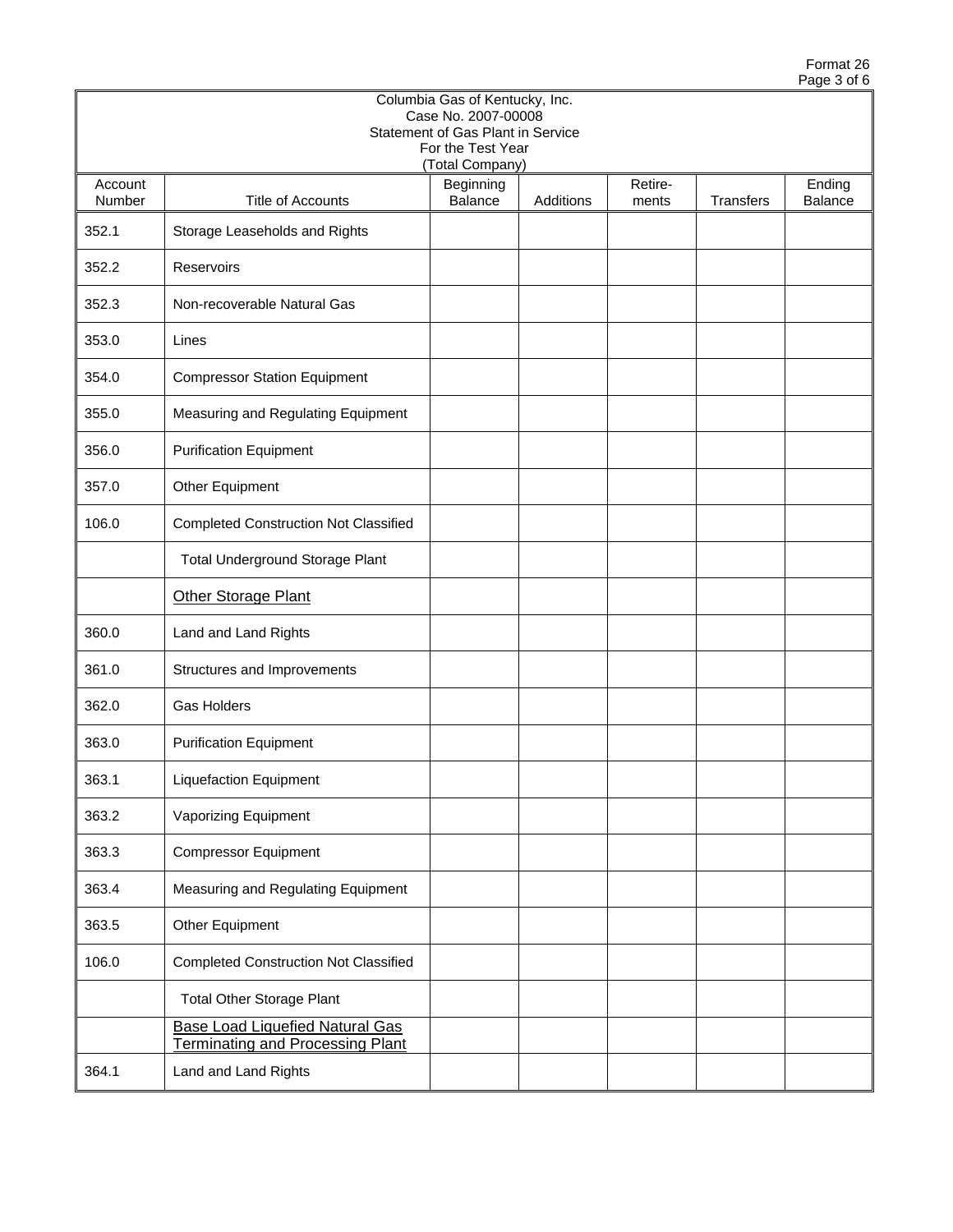Format 26

Columbia Gas of Kentucky, Inc.
Case No. 2007-00008
Statement of Gas Plant in Service
For the Test Year
(Total Company)

| Account Number | Title of Accounts | Beginning Balance | Additions | Retire-ments | Transfers | Ending Balance |
|---|---|---|---|---|---|---|
| 352.1 | Storage Leaseholds and Rights | | | | | |
| 352.2 | Reservoirs | | | | | |
| 352.3 | Non-recoverable Natural Gas | | | | | |
| 353.0 | Lines | | | | | |
| 354.0 | Compressor Station Equipment | | | | | |
| 355.0 | Measuring and Regulating Equipment | | | | | |
| 356.0 | Purification Equipment | | | | | |
| 357.0 | Other Equipment | | | | | |
| 106.0 | Completed Construction Not Classified | | | | | |
| | Total Underground Storage Plant | | | | | |
| | <u>Other Storage Plant</u> | | | | | |
| 360.0 | Land and Land Rights | | | | | |
| 361.0 | Structures and Improvements | | | | | |
| 362.0 | Gas Holders | | | | | |
| 363.0 | Purification Equipment | | | | | |
| 363.1 | Liquefaction Equipment | | | | | |
| 363.2 | Vaporizing Equipment | | | | | |
| 363.3 | Compressor Equipment | | | | | |
| 363.4 | Measuring and Regulating Equipment | | | | | |
| 363.5 | Other Equipment | | | | | |
| 106.0 | Completed Construction Not Classified | | | | | |
| | Total Other Storage Plant | | | | | |
| | <u>Base Load Liquefied Natural Gas Terminating and Processing Plant</u> | | | | | |
| 364.1 | Land and Land Rights | | | | | |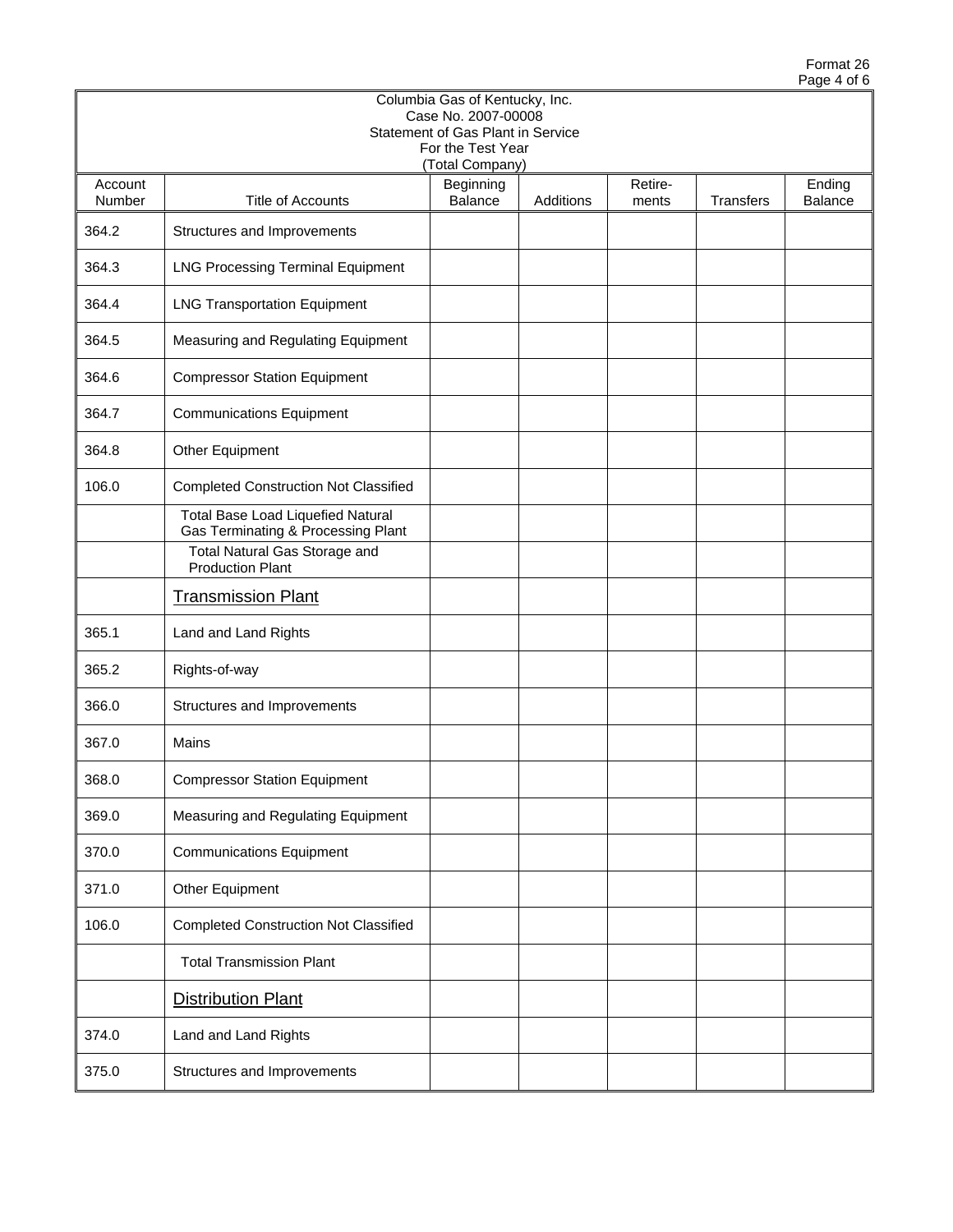Format 26

Columbia Gas of Kentucky, Inc.
Case No. 2007-00008
Statement of Gas Plant in Service
For the Test Year
(Total Company)

| Account Number | Title of Accounts | Beginning Balance | Additions | Retire-ments | Transfers | Ending Balance |
|---|---|---|---|---|---|---|
| 364.2 | Structures and Improvements | | | | | |
| 364.3 | LNG Processing Terminal Equipment | | | | | |
| 364.4 | LNG Transportation Equipment | | | | | |
| 364.5 | Measuring and Regulating Equipment | | | | | |
| 364.6 | Compressor Station Equipment | | | | | |
| 364.7 | Communications Equipment | | | | | |
| 364.8 | Other Equipment | | | | | |
| 106.0 | Completed Construction Not Classified | | | | | |
| | Total Base Load Liquefied Natural Gas Terminating & Processing Plant | | | | | |
| | Total Natural Gas Storage and Production Plant | | | | | |
| | Transmission Plant | | | | | |
| 365.1 | Land and Land Rights | | | | | |
| 365.2 | Rights-of-way | | | | | |
| 366.0 | Structures and Improvements | | | | | |
| 367.0 | Mains | | | | | |
| 368.0 | Compressor Station Equipment | | | | | |
| 369.0 | Measuring and Regulating Equipment | | | | | |
| 370.0 | Communications Equipment | | | | | |
| 371.0 | Other Equipment | | | | | |
| 106.0 | Completed Construction Not Classified | | | | | |
| | Total Transmission Plant | | | | | |
| | Distribution Plant | | | | | |
| 374.0 | Land and Land Rights | | | | | |
| 375.0 | Structures and Improvements | | | | | |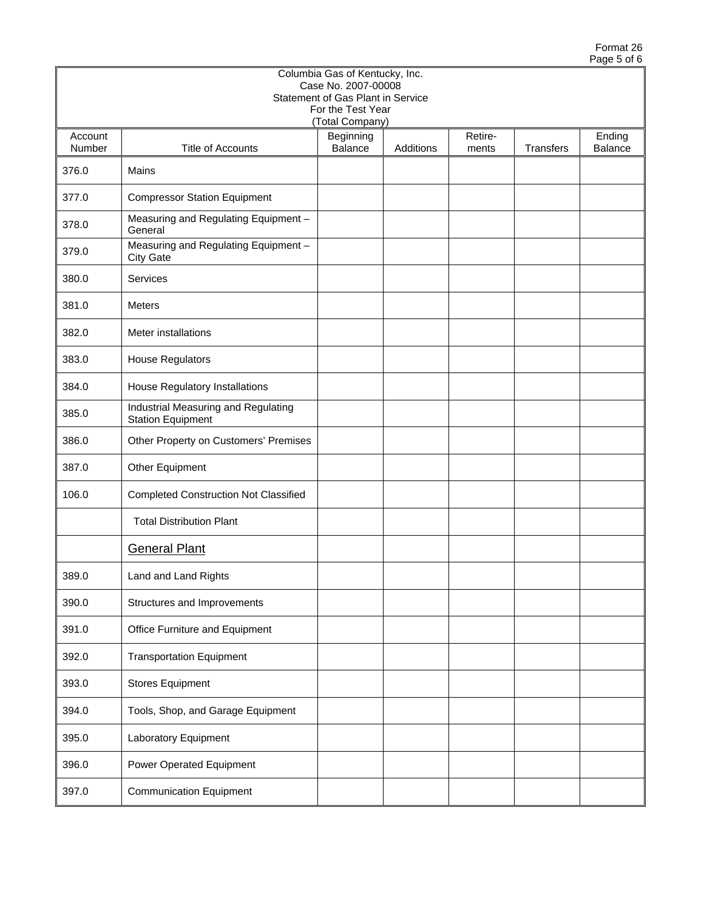Format 26

Columbia Gas of Kentucky, Inc.
Case No. 2007-00008
Statement of Gas Plant in Service
For the Test Year
(Total Company)

| Account Number | Title of Accounts | Beginning Balance | Additions | Retire-ments | Transfers | Ending Balance |
|---|---|---|---|---|---|---|
| 376.0 | Mains | | | | | |
| 377.0 | Compressor Station Equipment | | | | | |
| 378.0 | Measuring and Regulating Equipment – General | | | | | |
| 379.0 | Measuring and Regulating Equipment – City Gate | | | | | |
| 380.0 | Services | | | | | |
| 381.0 | Meters | | | | | |
| 382.0 | Meter installations | | | | | |
| 383.0 | House Regulators | | | | | |
| 384.0 | House Regulatory Installations | | | | | |
| 385.0 | Industrial Measuring and Regulating Station Equipment | | | | | |
| 386.0 | Other Property on Customers' Premises | | | | | |
| 387.0 | Other Equipment | | | | | |
| 106.0 | Completed Construction Not Classified | | | | | |
| | Total Distribution Plant | | | | | |
| | <u>General Plant</u> | | | | | |
| 389.0 | Land and Land Rights | | | | | |
| 390.0 | Structures and Improvements | | | | | |
| 391.0 | Office Furniture and Equipment | | | | | |
| 392.0 | Transportation Equipment | | | | | |
| 393.0 | Stores Equipment | | | | | |
| 394.0 | Tools, Shop, and Garage Equipment | | | | | |
| 395.0 | Laboratory Equipment | | | | | |
| 396.0 | Power Operated Equipment | | | | | |
| 397.0 | Communication Equipment | | | | | |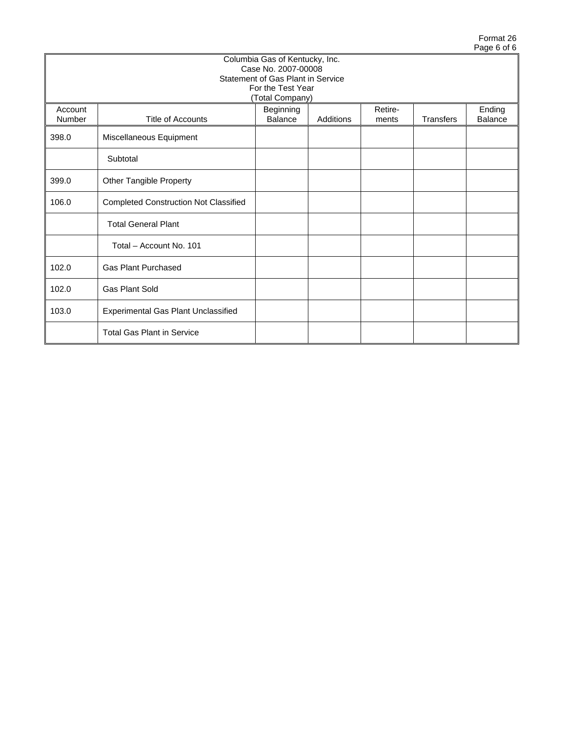Format 26

Columbia Gas of Kentucky, Inc.
Case No. 2007-00008
Statement of Gas Plant in Service
For the Test Year
(Total Company)

| Account Number | Title of Accounts | Beginning Balance | Additions | Retire-ments | Transfers | Ending Balance |
|---|---|---|---|---|---|---|
| 398.0 | Miscellaneous Equipment | | | | | |
| | Subtotal | | | | | |
| 399.0 | Other Tangible Property | | | | | |
| 106.0 | Completed Construction Not Classified | | | | | |
| | Total General Plant | | | | | |
| | Total – Account No. 101 | | | | | |
| 102.0 | Gas Plant Purchased | | | | | |
| 102.0 | Gas Plant Sold | | | | | |
| 103.0 | Experimental Gas Plant Unclassified | | | | | |
| | Total Gas Plant in Service | | | | | |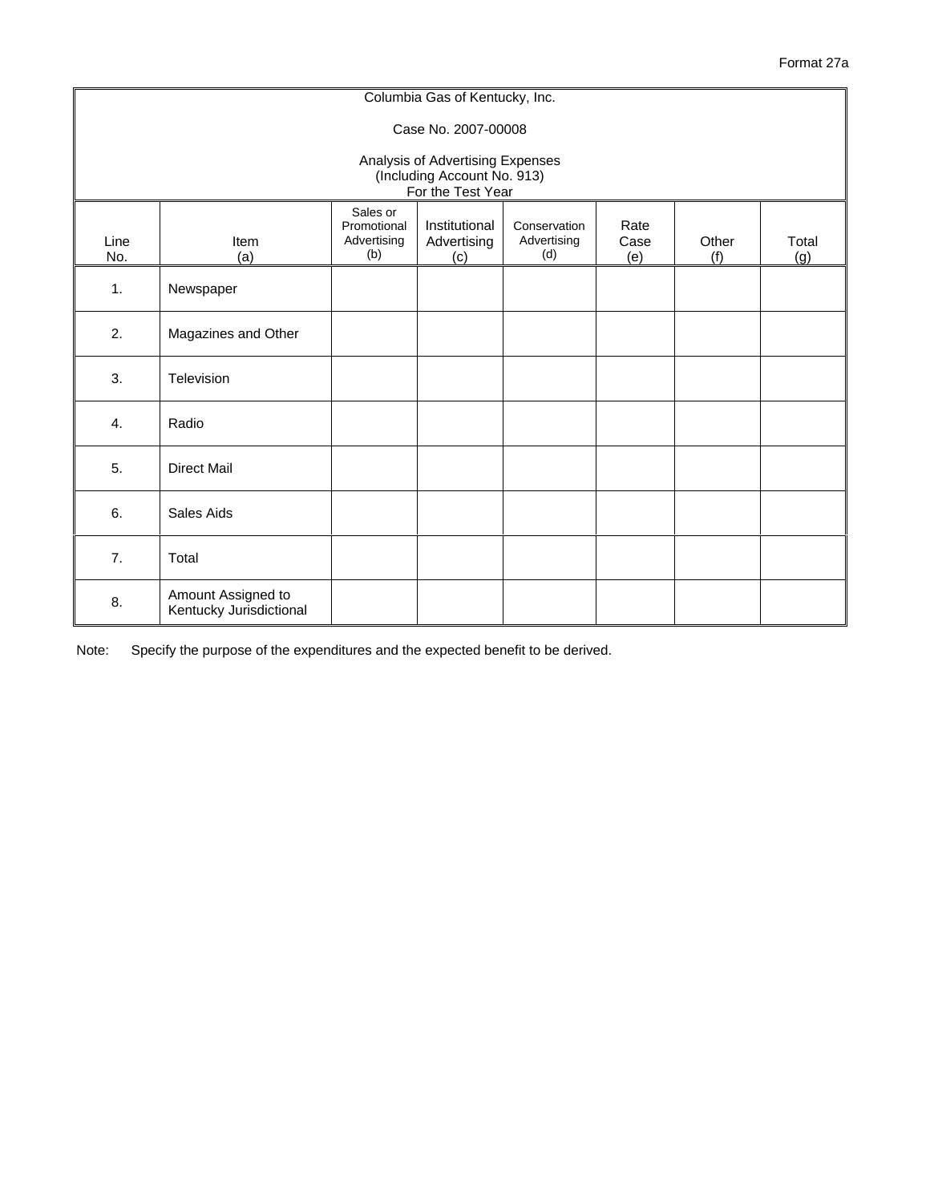Format 27a

Columbia Gas of Kentucky, Inc.

Case No. 2007-00008

Analysis of Advertising Expenses
(Including Account No. 913)
For the Test Year

| Line No. | Item (a) | Sales or Promotional Advertising (b) | Institutional Advertising (c) | Conservation Advertising (d) | Rate Case (e) | Other (f) | Total (g) |
|---|---|---|---|---|---|---|---|
| 1. | Newspaper | | | | | | |
| 2. | Magazines and Other | | | | | | |
| 3. | Television | | | | | | |
| 4. | Radio | | | | | | |
| 5. | Direct Mail | | | | | | |
| 6. | Sales Aids | | | | | | |
| 7. | Total | | | | | | |
| 8. | Amount Assigned to Kentucky Jurisdictional | | | | | | |

Note: Specify the purpose of the expenditures and the expected benefit to be derived.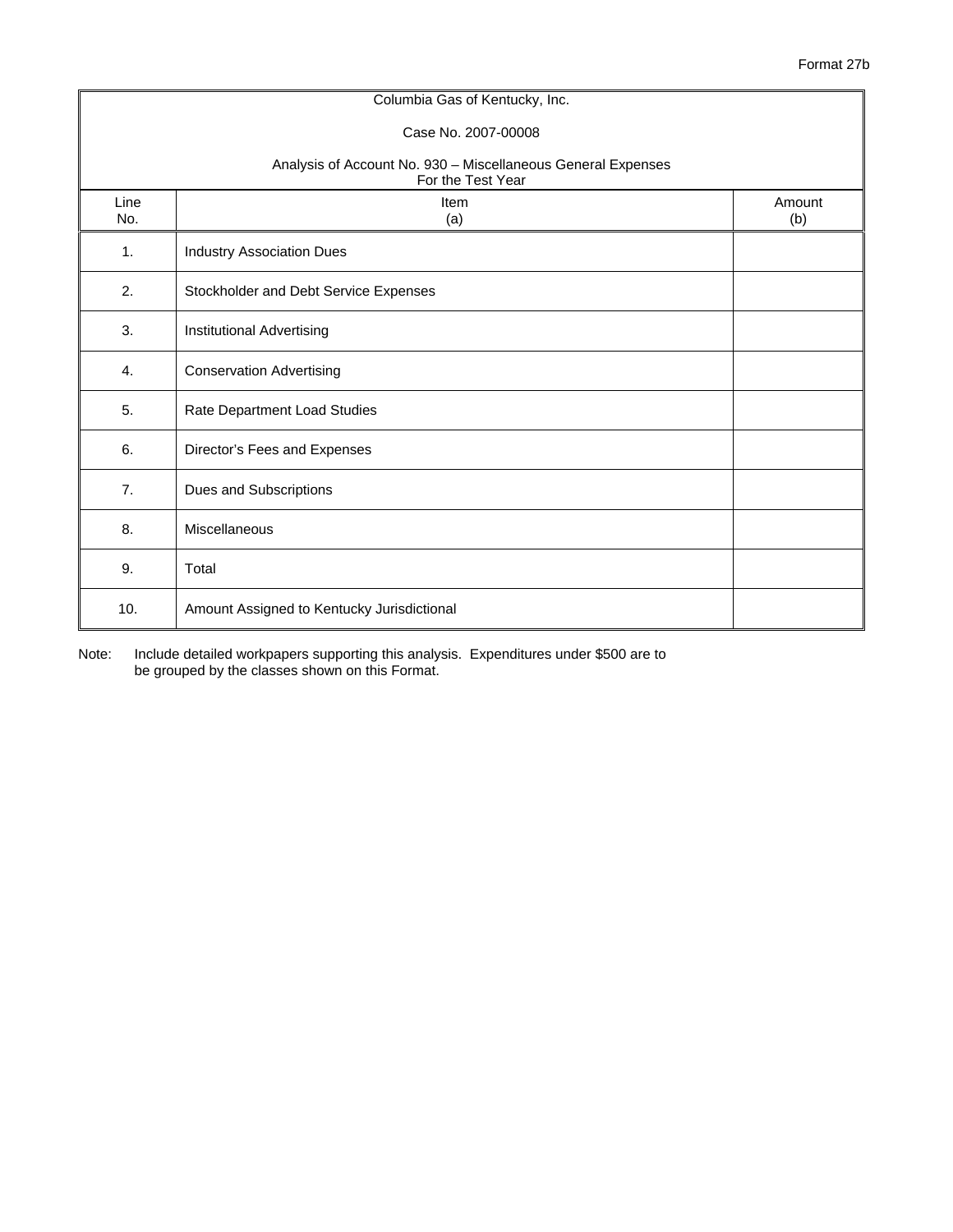Format 27b

| Columbia Gas of Kentucky, Inc.<br><br>Case No. 2007-00008<br><br>Analysis of Account No. 930 – Miscellaneous General Expenses<br>For the Test Year | | |
|---|---|---|
| Line No. | Item (a) | Amount (b) |
| 1. | Industry Association Dues | |
| 2. | Stockholder and Debt Service Expenses | |
| 3. | Institutional Advertising | |
| 4. | Conservation Advertising | |
| 5. | Rate Department Load Studies | |
| 6. | Director's Fees and Expenses | |
| 7. | Dues and Subscriptions | |
| 8. | Miscellaneous | |
| 9. | Total | |
| 10. | Amount Assigned to Kentucky Jurisdictional | |

Note: Include detailed workpapers supporting this analysis. Expenditures under $500 are to be grouped by the classes shown on this Format.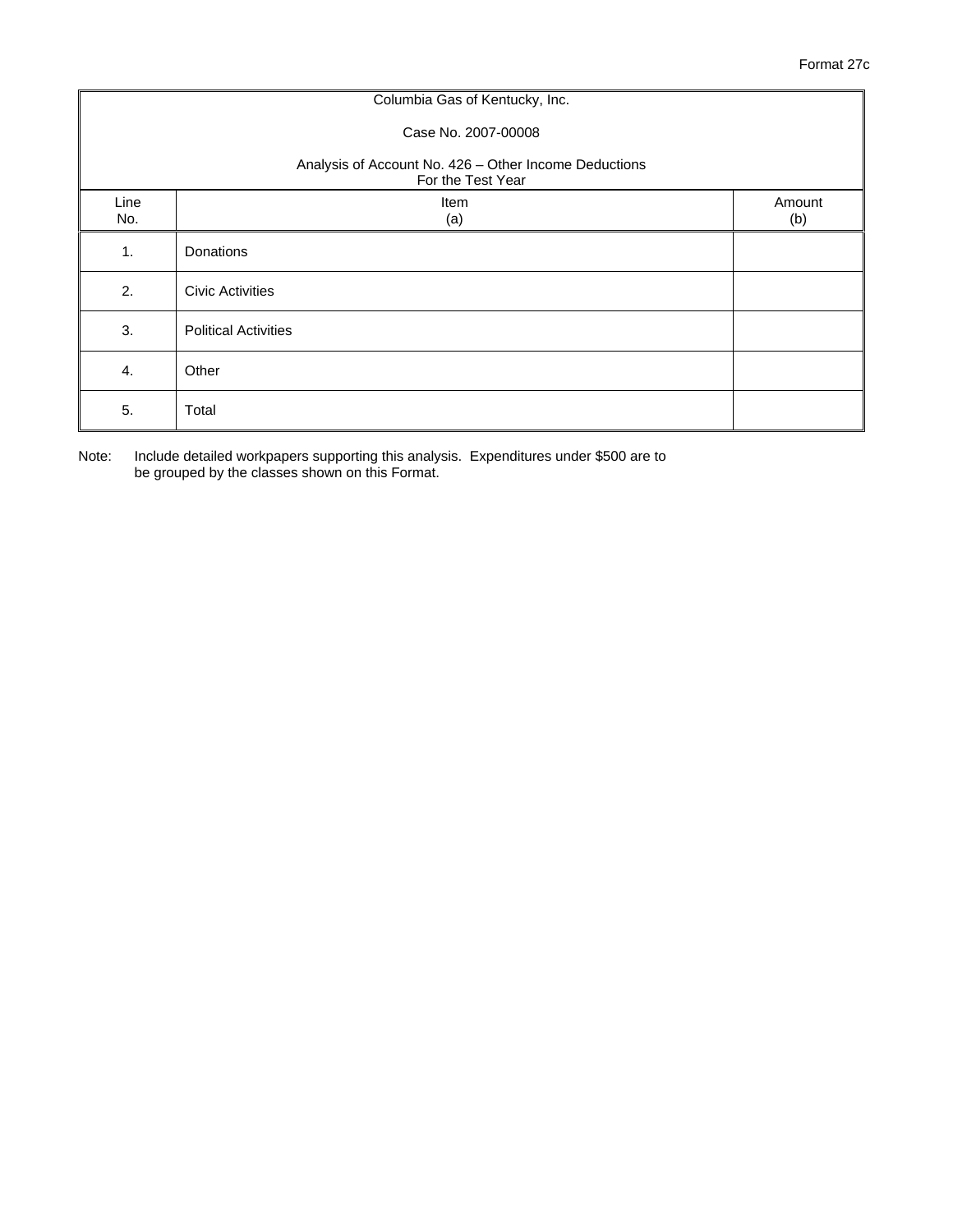Format 27c

Columbia Gas of Kentucky, Inc.

Case No. 2007-00008

Analysis of Account No. 426 – Other Income Deductions
For the Test Year

| Line No. | Item (a) | Amount (b) |
|---|---|---|
| 1. | Donations | |
| 2. | Civic Activities | |
| 3. | Political Activities | |
| 4. | Other | |
| 5. | Total | |

Note: Include detailed workpapers supporting this analysis. Expenditures under $500 are to be grouped by the classes shown on this Format.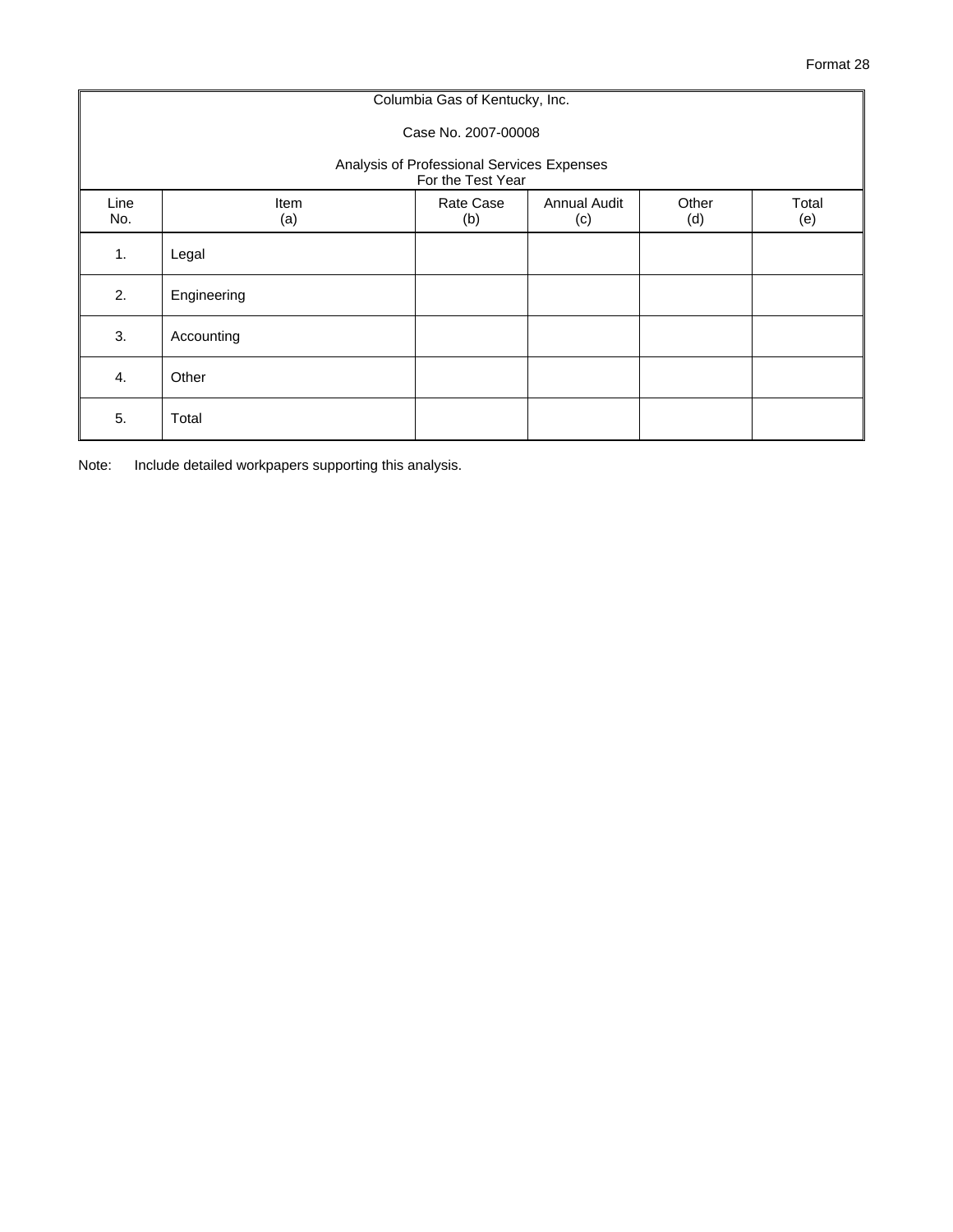Format 28

Columbia Gas of Kentucky, Inc.

Case No. 2007-00008

Analysis of Professional Services Expenses
For the Test Year

| Line No. | Item (a) | Rate Case (b) | Annual Audit (c) | Other (d) | Total (e) |
|---|---|---|---|---|---|
| 1. | Legal | | | | |
| 2. | Engineering | | | | |
| 3. | Accounting | | | | |
| 4. | Other | | | | |
| 5. | Total | | | | |

Note: Include detailed workpapers supporting this analysis.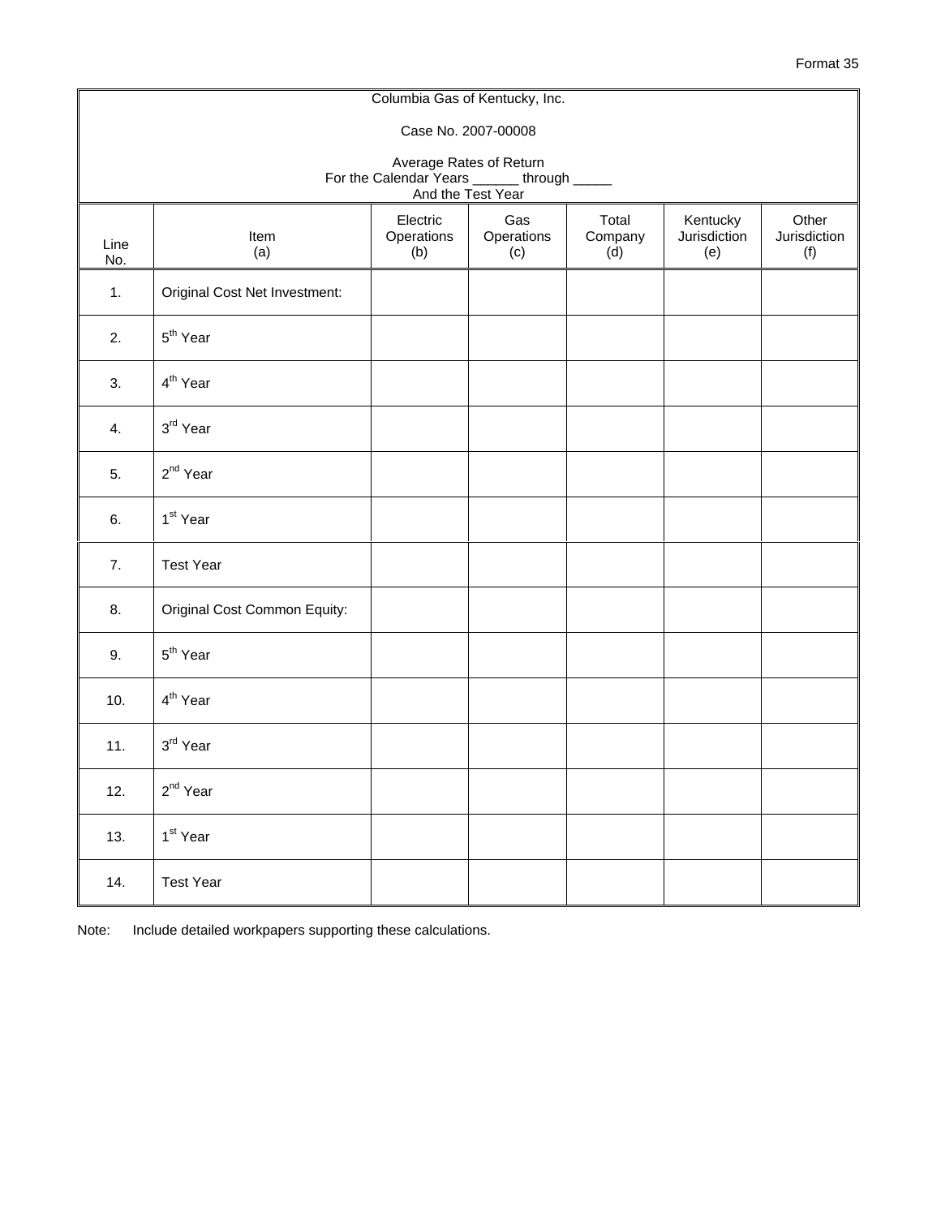Format 35

| Columbia Gas of Kentucky, Inc.<br><br>Case No. 2007-00008<br><br>Average Rates of Return<br>For the Calendar Years ______ through _____<br>And the Test Year | | | | | | |
|---|---|---|---|---|---|---|
| Line No. | Item (a) | Electric Operations (b) | Gas Operations (c) | Total Company (d) | Kentucky Jurisdiction (e) | Other Jurisdiction (f) |
| 1. | Original Cost Net Investment: | | | | | |
| 2. | 5th Year | | | | | |
| 3. | 4th Year | | | | | |
| 4. | 3rd Year | | | | | |
| 5. | 2nd Year | | | | | |
| 6. | 1st Year | | | | | |
| 7. | Test Year | | | | | |
| 8. | Original Cost Common Equity: | | | | | |
| 9. | 5th Year | | | | | |
| 10. | 4th Year | | | | | |
| 11. | 3rd Year | | | | | |
| 12. | 2nd Year | | | | | |
| 13. | 1st Year | | | | | |
| 14. | Test Year | | | | | |

Note: Include detailed workpapers supporting these calculations.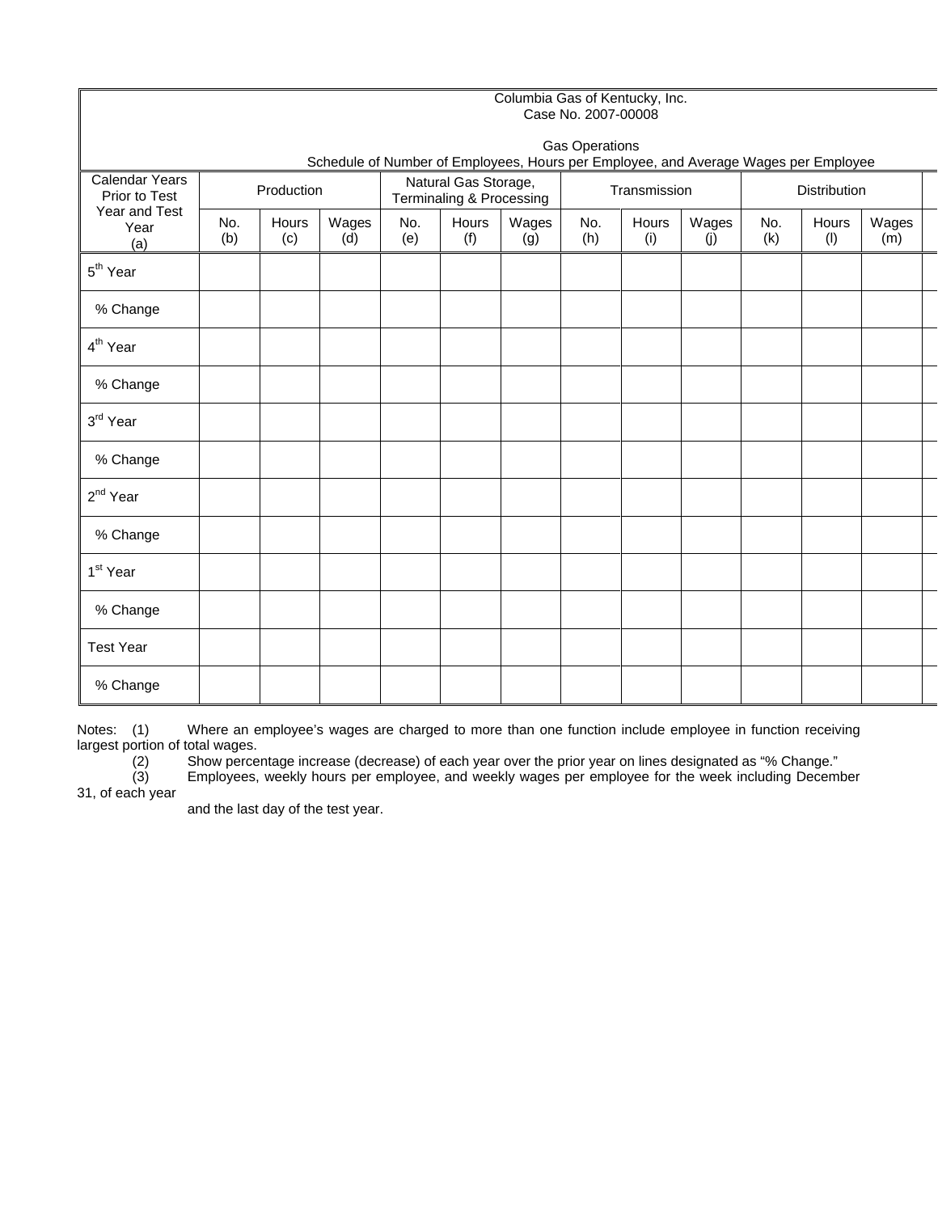Columbia Gas of Kentucky, Inc.
Case No. 2007-00008

Gas Operations
Schedule of Number of Employees, Hours per Employee, and Average Wages per Employee

| Calendar Years Prior to Test Year and Test Year (a) | Production | | | Natural Gas Storage, Terminaling & Processing | | | Transmission | | | Distribution | | |
|---|---|---|---|---|---|---|---|---|---|---|---|---|
| | No. (b) | Hours (c) | Wages (d) | No. (e) | Hours (f) | Wages (g) | No. (h) | Hours (i) | Wages (j) | No. (k) | Hours (l) | Wages (m) |
| 5th Year | | | | | | | | | | | | |
| % Change | | | | | | | | | | | | |
| 4th Year | | | | | | | | | | | | |
| % Change | | | | | | | | | | | | |
| 3rd Year | | | | | | | | | | | | |
| % Change | | | | | | | | | | | | |
| 2nd Year | | | | | | | | | | | | |
| % Change | | | | | | | | | | | | |
| 1st Year | | | | | | | | | | | | |
| % Change | | | | | | | | | | | | |
| Test Year | | | | | | | | | | | | |
| % Change | | | | | | | | | | | | |

Notes: (1) Where an employee's wages are charged to more than one function include employee in function receiving largest portion of total wages.

(2) Show percentage increase (decrease) of each year over the prior year on lines designated as "% Change."

(3) Employees, weekly hours per employee, and weekly wages per employee for the week including December 31, of each year and the last day of the test year.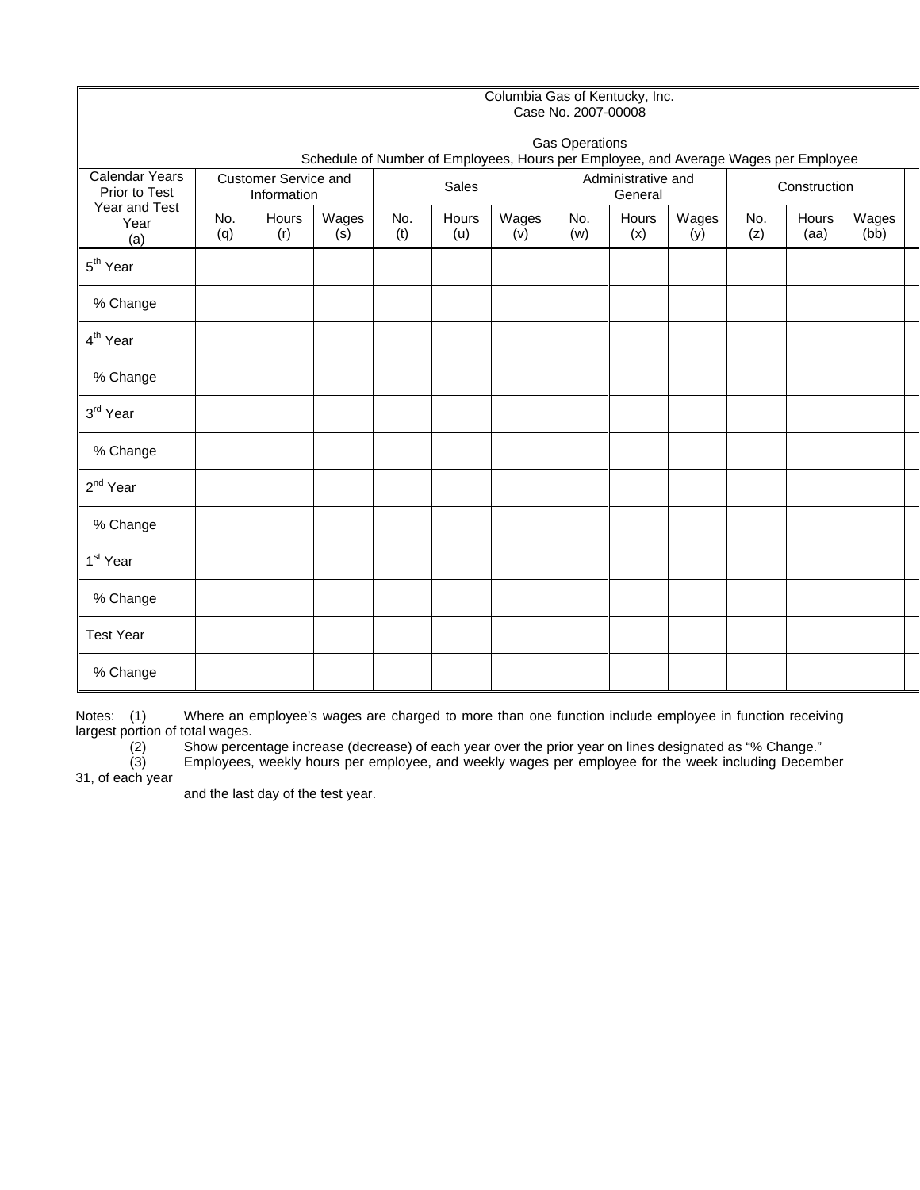Columbia Gas of Kentucky, Inc.
Case No. 2007-00008

Gas Operations
Schedule of Number of Employees, Hours per Employee, and Average Wages per Employee

| Calendar Years Prior to Test Year and Test Year | Customer Service and Information | | | Sales | | | Administrative and General | | | Construction | | |
|---|---|---|---|---|---|---|---|---|---|---|---|---|
| (a) | No. (q) | Hours (r) | Wages (s) | No. (t) | Hours (u) | Wages (v) | No. (w) | Hours (x) | Wages (y) | No. (z) | Hours (aa) | Wages (bb) |
| 5th Year | | | | | | | | | | | | |
| % Change | | | | | | | | | | | | |
| 4th Year | | | | | | | | | | | | |
| % Change | | | | | | | | | | | | |
| 3rd Year | | | | | | | | | | | | |
| % Change | | | | | | | | | | | | |
| 2nd Year | | | | | | | | | | | | |
| % Change | | | | | | | | | | | | |
| 1st Year | | | | | | | | | | | | |
| % Change | | | | | | | | | | | | |
| Test Year | | | | | | | | | | | | |
| % Change | | | | | | | | | | | | |

Notes: (1) Where an employee's wages are charged to more than one function include employee in function receiving largest portion of total wages.

(2) Show percentage increase (decrease) of each year over the prior year on lines designated as "% Change."

(3) Employees, weekly hours per employee, and weekly wages per employee for the week including December 31, of each year and the last day of the test year.